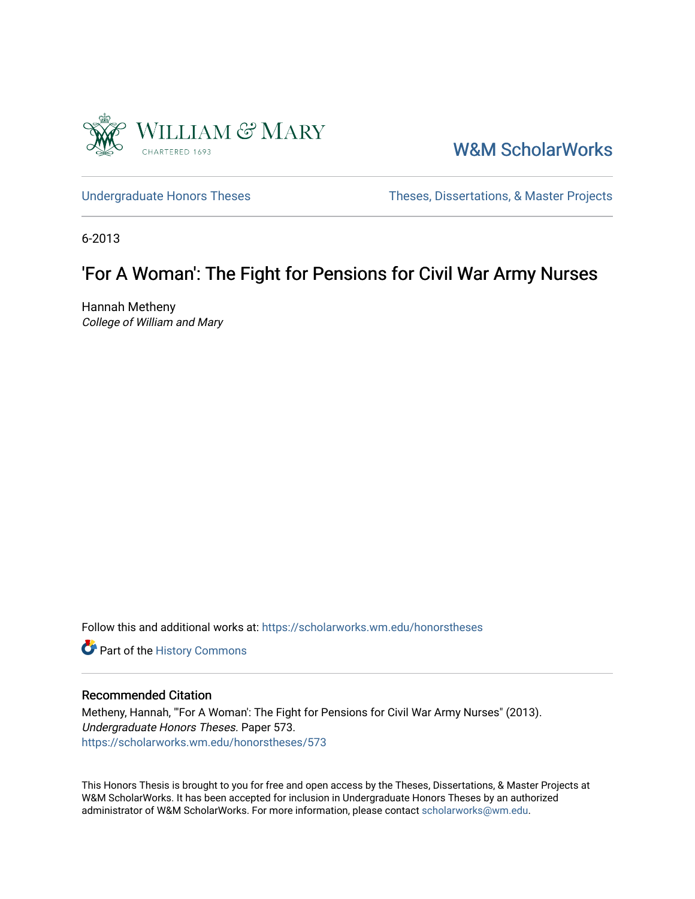William & Mary
CHARTERED 1693

W&M ScholarWorks

Undergraduate Honors Theses | Theses, Dissertations, & Master Projects

6-2013

# 'For A Woman': The Fight for Pensions for Civil War Army Nurses

Hannah Metheny
*College of William and Mary*

Follow this and additional works at: https://scholarworks.wm.edu/honorstheses

Part of the History Commons

## Recommended Citation

Metheny, Hannah, "'For A Woman': The Fight for Pensions for Civil War Army Nurses" (2013). *Undergraduate Honors Theses.* Paper 573.
https://scholarworks.wm.edu/honorstheses/573

This Honors Thesis is brought to you for free and open access by the Theses, Dissertations, & Master Projects at W&M ScholarWorks. It has been accepted for inclusion in Undergraduate Honors Theses by an authorized administrator of W&M ScholarWorks. For more information, please contact scholarworks@wm.edu.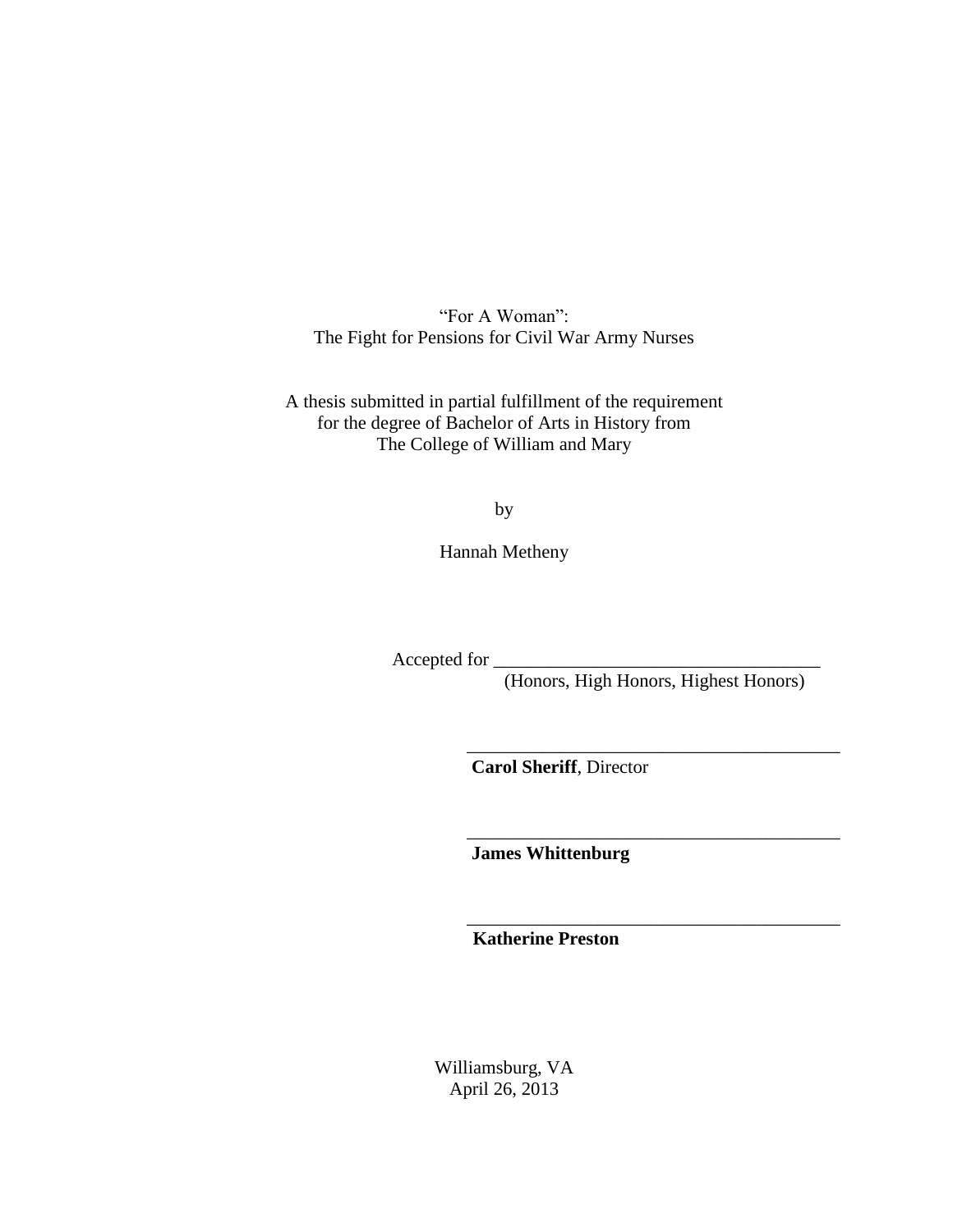"For A Woman":
The Fight for Pensions for Civil War Army Nurses

A thesis submitted in partial fulfillment of the requirement
for the degree of Bachelor of Arts in History from
The College of William and Mary

by

Hannah Metheny

Accepted for ___________________________________
(Honors, High Honors, Highest Honors)

_________________________________________
**Carol Sheriff**, Director

_________________________________________
**James Whittenburg**

_________________________________________
**Katherine Preston**

Williamsburg, VA
April 26, 2013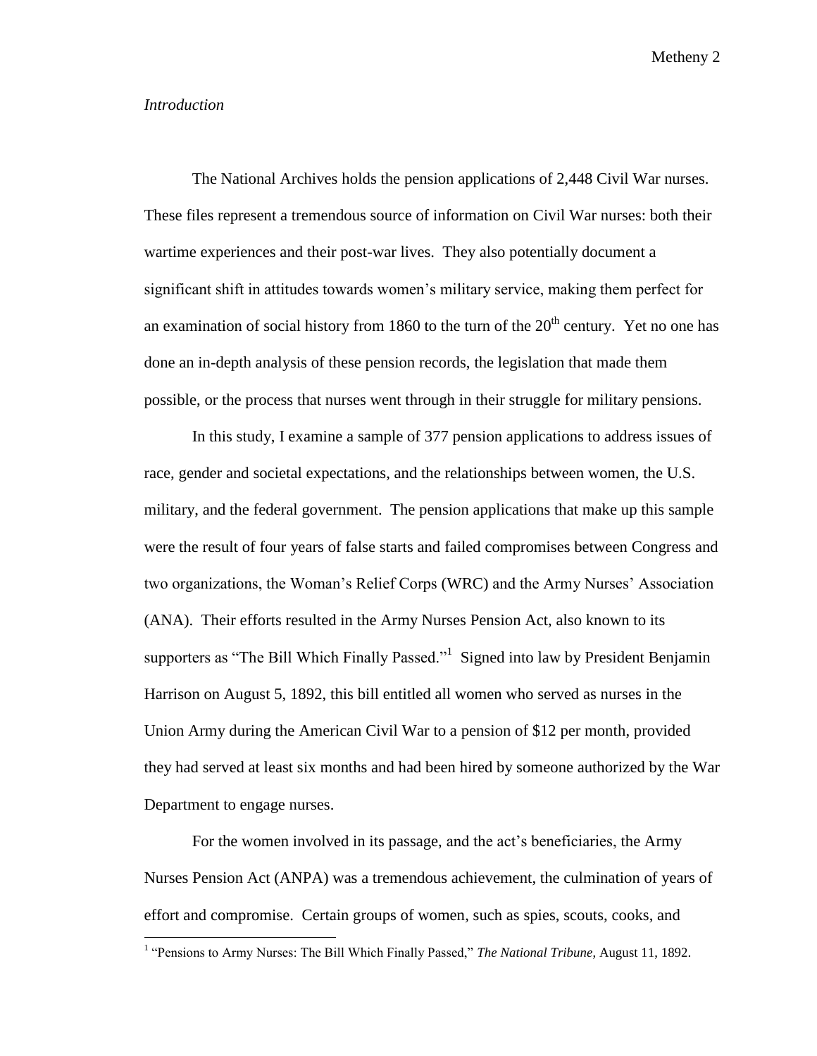*Introduction*

The National Archives holds the pension applications of 2,448 Civil War nurses. These files represent a tremendous source of information on Civil War nurses: both their wartime experiences and their post-war lives. They also potentially document a significant shift in attitudes towards women's military service, making them perfect for an examination of social history from 1860 to the turn of the 20th century. Yet no one has done an in-depth analysis of these pension records, the legislation that made them possible, or the process that nurses went through in their struggle for military pensions.

In this study, I examine a sample of 377 pension applications to address issues of race, gender and societal expectations, and the relationships between women, the U.S. military, and the federal government. The pension applications that make up this sample were the result of four years of false starts and failed compromises between Congress and two organizations, the Woman's Relief Corps (WRC) and the Army Nurses' Association (ANA). Their efforts resulted in the Army Nurses Pension Act, also known to its supporters as "The Bill Which Finally Passed."[1] Signed into law by President Benjamin Harrison on August 5, 1892, this bill entitled all women who served as nurses in the Union Army during the American Civil War to a pension of $12 per month, provided they had served at least six months and had been hired by someone authorized by the War Department to engage nurses.

For the women involved in its passage, and the act's beneficiaries, the Army Nurses Pension Act (ANPA) was a tremendous achievement, the culmination of years of effort and compromise. Certain groups of women, such as spies, scouts, cooks, and

---

[1] "Pensions to Army Nurses: The Bill Which Finally Passed," *The National Tribune*, August 11, 1892.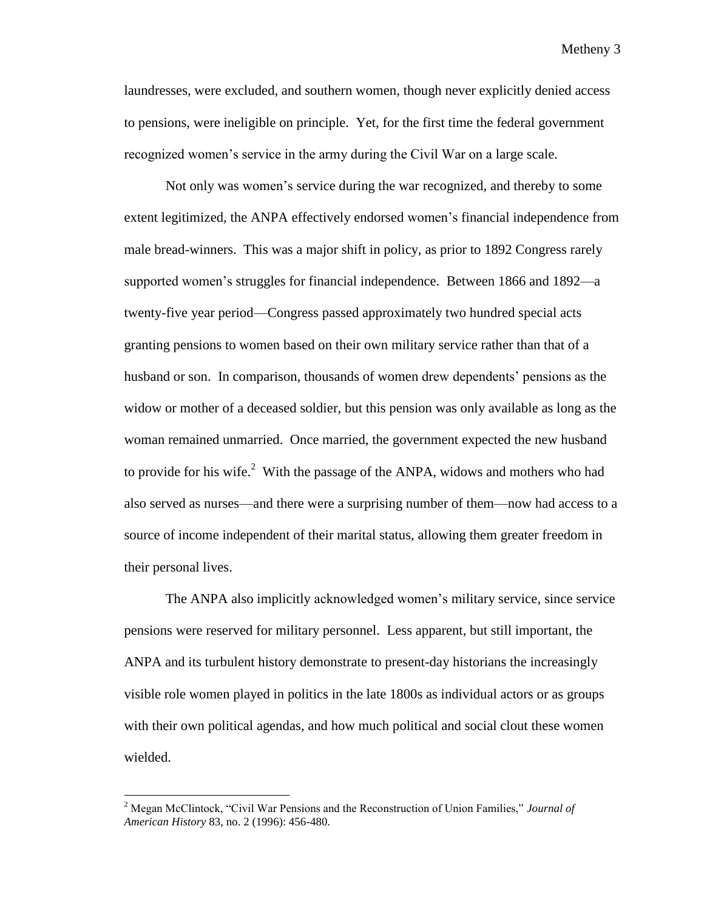laundresses, were excluded, and southern women, though never explicitly denied access to pensions, were ineligible on principle. Yet, for the first time the federal government recognized women's service in the army during the Civil War on a large scale.

Not only was women's service during the war recognized, and thereby to some extent legitimized, the ANPA effectively endorsed women's financial independence from male bread-winners. This was a major shift in policy, as prior to 1892 Congress rarely supported women's struggles for financial independence. Between 1866 and 1892—a twenty-five year period—Congress passed approximately two hundred special acts granting pensions to women based on their own military service rather than that of a husband or son. In comparison, thousands of women drew dependents' pensions as the widow or mother of a deceased soldier, but this pension was only available as long as the woman remained unmarried. Once married, the government expected the new husband to provide for his wife.[2] With the passage of the ANPA, widows and mothers who had also served as nurses—and there were a surprising number of them—now had access to a source of income independent of their marital status, allowing them greater freedom in their personal lives.

The ANPA also implicitly acknowledged women's military service, since service pensions were reserved for military personnel. Less apparent, but still important, the ANPA and its turbulent history demonstrate to present-day historians the increasingly visible role women played in politics in the late 1800s as individual actors or as groups with their own political agendas, and how much political and social clout these women wielded.

---

[2] Megan McClintock, "Civil War Pensions and the Reconstruction of Union Families," *Journal of American History* 83, no. 2 (1996): 456-480.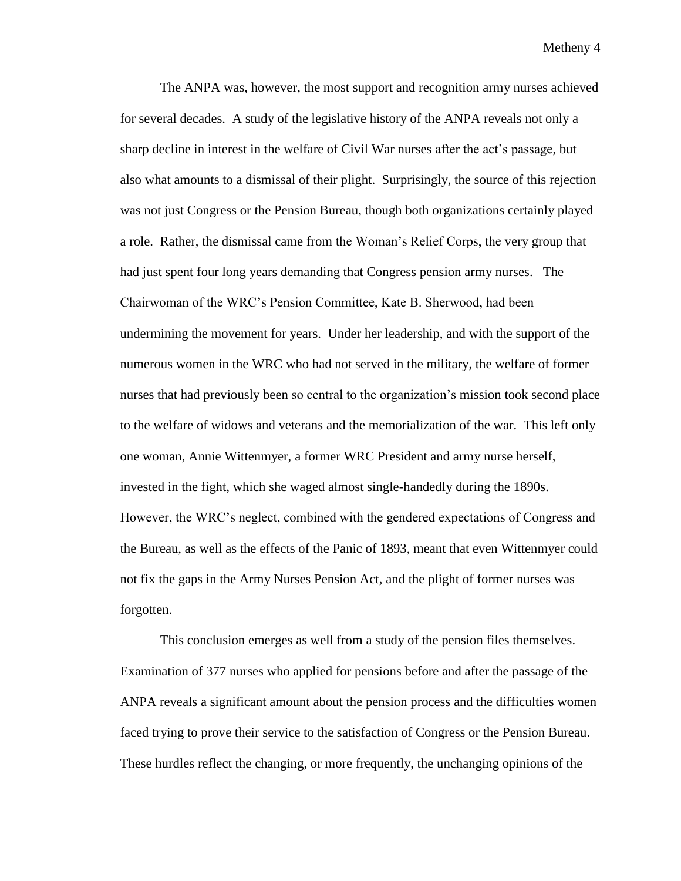The ANPA was, however, the most support and recognition army nurses achieved for several decades. A study of the legislative history of the ANPA reveals not only a sharp decline in interest in the welfare of Civil War nurses after the act's passage, but also what amounts to a dismissal of their plight. Surprisingly, the source of this rejection was not just Congress or the Pension Bureau, though both organizations certainly played a role. Rather, the dismissal came from the Woman's Relief Corps, the very group that had just spent four long years demanding that Congress pension army nurses. The Chairwoman of the WRC's Pension Committee, Kate B. Sherwood, had been undermining the movement for years. Under her leadership, and with the support of the numerous women in the WRC who had not served in the military, the welfare of former nurses that had previously been so central to the organization's mission took second place to the welfare of widows and veterans and the memorialization of the war. This left only one woman, Annie Wittenmyer, a former WRC President and army nurse herself, invested in the fight, which she waged almost single-handedly during the 1890s. However, the WRC's neglect, combined with the gendered expectations of Congress and the Bureau, as well as the effects of the Panic of 1893, meant that even Wittenmyer could not fix the gaps in the Army Nurses Pension Act, and the plight of former nurses was forgotten.

This conclusion emerges as well from a study of the pension files themselves. Examination of 377 nurses who applied for pensions before and after the passage of the ANPA reveals a significant amount about the pension process and the difficulties women faced trying to prove their service to the satisfaction of Congress or the Pension Bureau. These hurdles reflect the changing, or more frequently, the unchanging opinions of the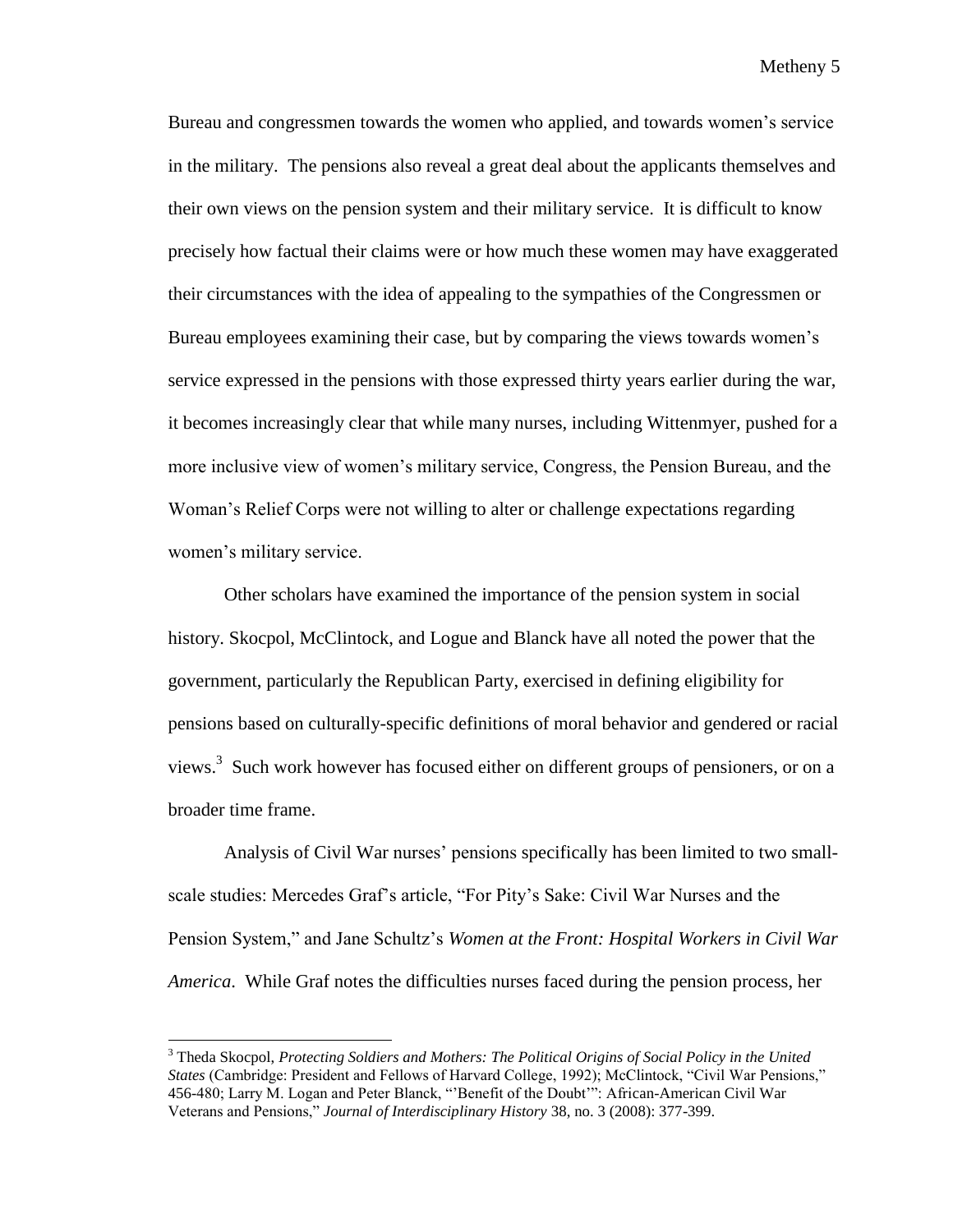Bureau and congressmen towards the women who applied, and towards women's service in the military. The pensions also reveal a great deal about the applicants themselves and their own views on the pension system and their military service. It is difficult to know precisely how factual their claims were or how much these women may have exaggerated their circumstances with the idea of appealing to the sympathies of the Congressmen or Bureau employees examining their case, but by comparing the views towards women's service expressed in the pensions with those expressed thirty years earlier during the war, it becomes increasingly clear that while many nurses, including Wittenmyer, pushed for a more inclusive view of women's military service, Congress, the Pension Bureau, and the Woman's Relief Corps were not willing to alter or challenge expectations regarding women's military service.

Other scholars have examined the importance of the pension system in social history. Skocpol, McClintock, and Logue and Blanck have all noted the power that the government, particularly the Republican Party, exercised in defining eligibility for pensions based on culturally-specific definitions of moral behavior and gendered or racial views.[3] Such work however has focused either on different groups of pensioners, or on a broader time frame.

Analysis of Civil War nurses' pensions specifically has been limited to two small-scale studies: Mercedes Graf's article, "For Pity's Sake: Civil War Nurses and the Pension System," and Jane Schultz's *Women at the Front: Hospital Workers in Civil War America*. While Graf notes the difficulties nurses faced during the pension process, her

---

[3] Theda Skocpol, *Protecting Soldiers and Mothers: The Political Origins of Social Policy in the United States* (Cambridge: President and Fellows of Harvard College, 1992); McClintock, "Civil War Pensions," 456-480; Larry M. Logan and Peter Blanck, "'Benefit of the Doubt'": African-American Civil War Veterans and Pensions," *Journal of Interdisciplinary History* 38, no. 3 (2008): 377-399.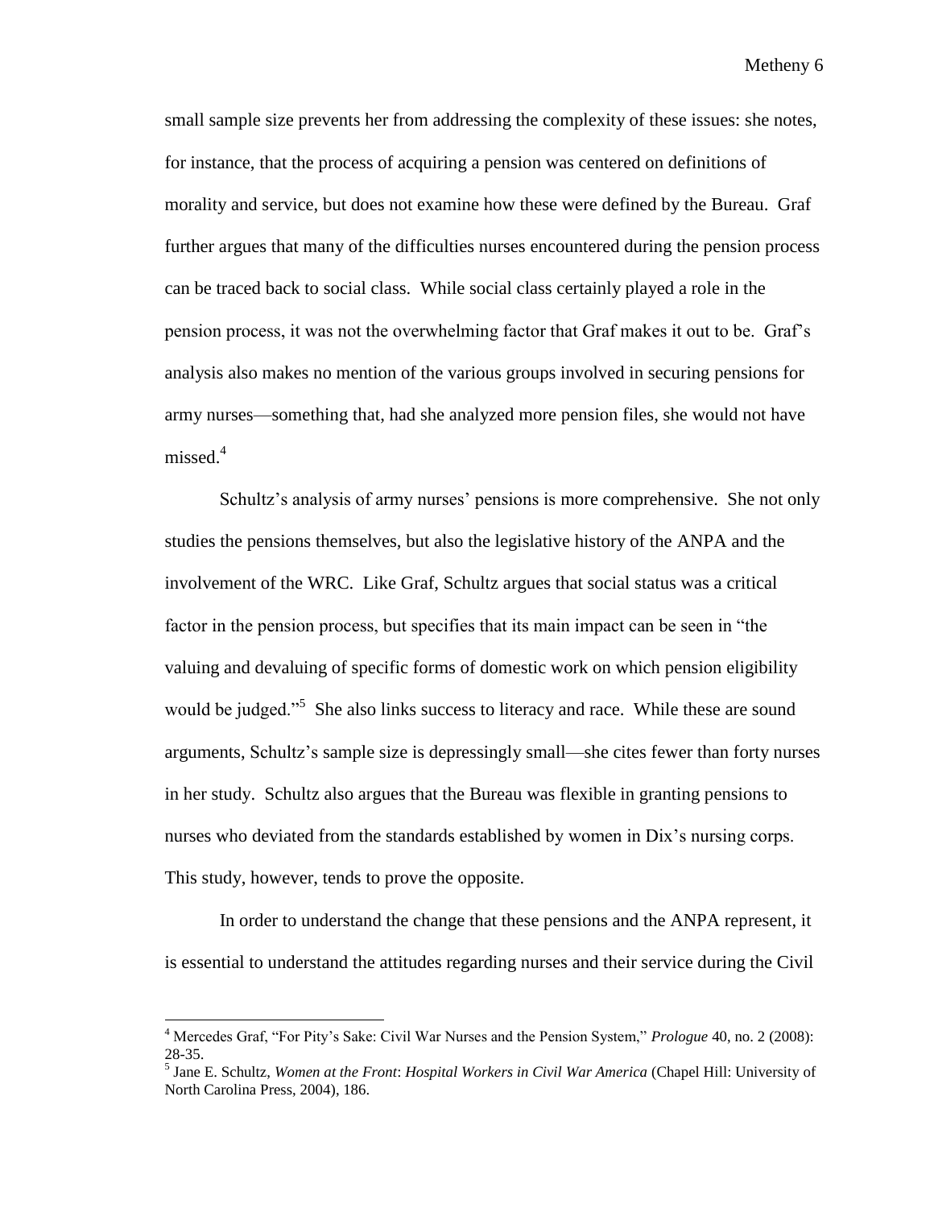small sample size prevents her from addressing the complexity of these issues: she notes, for instance, that the process of acquiring a pension was centered on definitions of morality and service, but does not examine how these were defined by the Bureau. Graf further argues that many of the difficulties nurses encountered during the pension process can be traced back to social class. While social class certainly played a role in the pension process, it was not the overwhelming factor that Graf makes it out to be. Graf's analysis also makes no mention of the various groups involved in securing pensions for army nurses—something that, had she analyzed more pension files, she would not have missed.[4]

Schultz's analysis of army nurses' pensions is more comprehensive. She not only studies the pensions themselves, but also the legislative history of the ANPA and the involvement of the WRC. Like Graf, Schultz argues that social status was a critical factor in the pension process, but specifies that its main impact can be seen in "the valuing and devaluing of specific forms of domestic work on which pension eligibility would be judged."[5] She also links success to literacy and race. While these are sound arguments, Schultz's sample size is depressingly small—she cites fewer than forty nurses in her study. Schultz also argues that the Bureau was flexible in granting pensions to nurses who deviated from the standards established by women in Dix's nursing corps. This study, however, tends to prove the opposite.

In order to understand the change that these pensions and the ANPA represent, it is essential to understand the attitudes regarding nurses and their service during the Civil

---

[4] Mercedes Graf, "For Pity's Sake: Civil War Nurses and the Pension System," *Prologue* 40, no. 2 (2008): 28-35.

[5] Jane E. Schultz, *Women at the Front*: *Hospital Workers in Civil War America* (Chapel Hill: University of North Carolina Press, 2004), 186.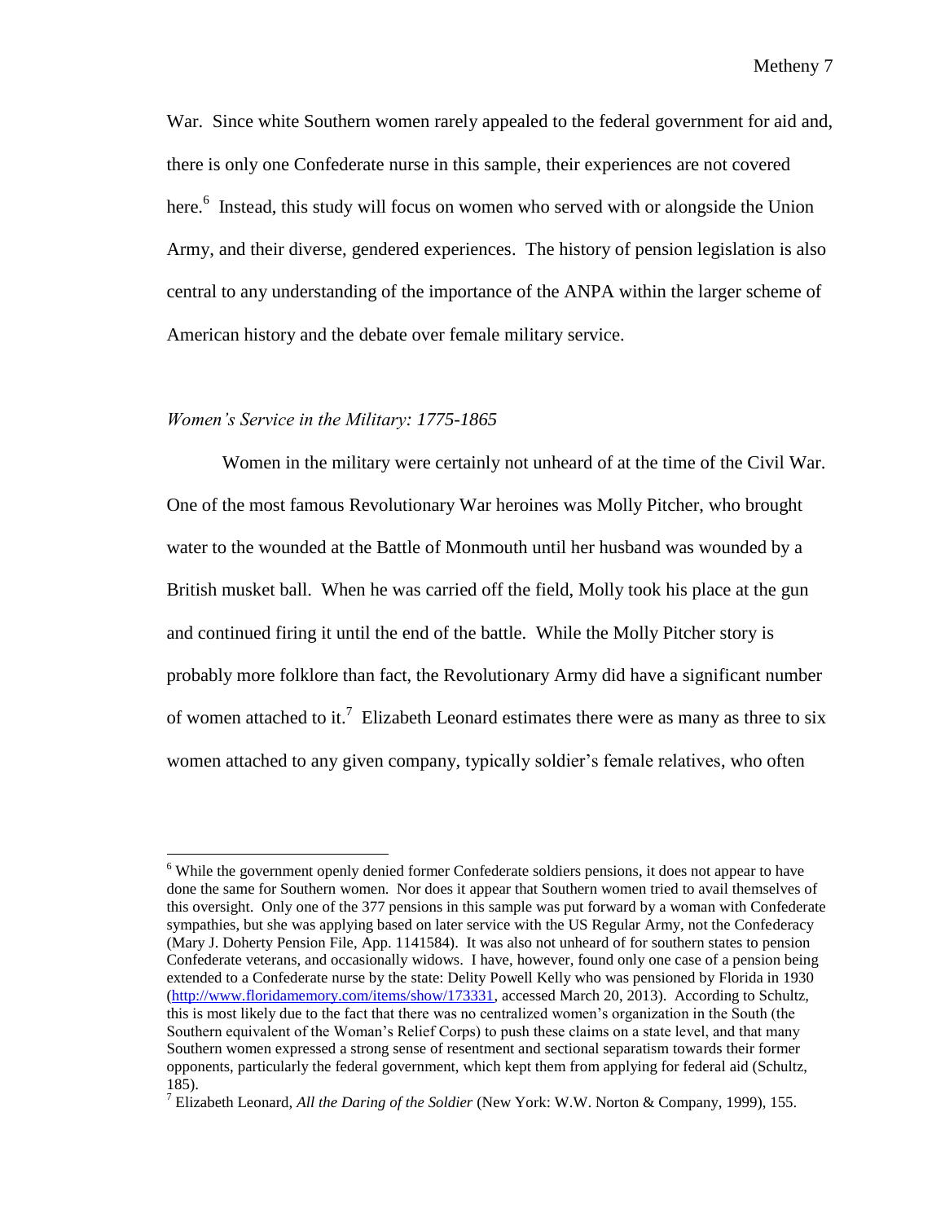War. Since white Southern women rarely appealed to the federal government for aid and, there is only one Confederate nurse in this sample, their experiences are not covered here.[6] Instead, this study will focus on women who served with or alongside the Union Army, and their diverse, gendered experiences. The history of pension legislation is also central to any understanding of the importance of the ANPA within the larger scheme of American history and the debate over female military service.

### *Women's Service in the Military: 1775-1865*

Women in the military were certainly not unheard of at the time of the Civil War. One of the most famous Revolutionary War heroines was Molly Pitcher, who brought water to the wounded at the Battle of Monmouth until her husband was wounded by a British musket ball. When he was carried off the field, Molly took his place at the gun and continued firing it until the end of the battle. While the Molly Pitcher story is probably more folklore than fact, the Revolutionary Army did have a significant number of women attached to it.[7] Elizabeth Leonard estimates there were as many as three to six women attached to any given company, typically soldier's female relatives, who often

---

[6] While the government openly denied former Confederate soldiers pensions, it does not appear to have done the same for Southern women. Nor does it appear that Southern women tried to avail themselves of this oversight. Only one of the 377 pensions in this sample was put forward by a woman with Confederate sympathies, but she was applying based on later service with the US Regular Army, not the Confederacy (Mary J. Doherty Pension File, App. 1141584). It was also not unheard of for southern states to pension Confederate veterans, and occasionally widows. I have, however, found only one case of a pension being extended to a Confederate nurse by the state: Delity Powell Kelly who was pensioned by Florida in 1930 (http://www.floridamemory.com/items/show/173331, accessed March 20, 2013). According to Schultz, this is most likely due to the fact that there was no centralized women's organization in the South (the Southern equivalent of the Woman's Relief Corps) to push these claims on a state level, and that many Southern women expressed a strong sense of resentment and sectional separatism towards their former opponents, particularly the federal government, which kept them from applying for federal aid (Schultz, 185).

[7] Elizabeth Leonard, *All the Daring of the Soldier* (New York: W.W. Norton & Company, 1999), 155.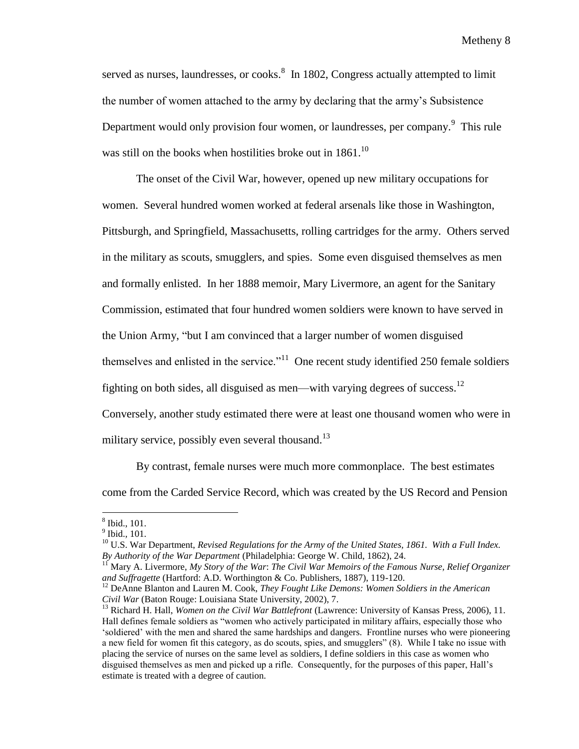served as nurses, laundresses, or cooks.[8] In 1802, Congress actually attempted to limit the number of women attached to the army by declaring that the army's Subsistence Department would only provision four women, or laundresses, per company.[9] This rule was still on the books when hostilities broke out in 1861.[10]

The onset of the Civil War, however, opened up new military occupations for women. Several hundred women worked at federal arsenals like those in Washington, Pittsburgh, and Springfield, Massachusetts, rolling cartridges for the army. Others served in the military as scouts, smugglers, and spies. Some even disguised themselves as men and formally enlisted. In her 1888 memoir, Mary Livermore, an agent for the Sanitary Commission, estimated that four hundred women soldiers were known to have served in the Union Army, "but I am convinced that a larger number of women disguised themselves and enlisted in the service."[11] One recent study identified 250 female soldiers fighting on both sides, all disguised as men—with varying degrees of success.[12] Conversely, another study estimated there were at least one thousand women who were in military service, possibly even several thousand.[13]

By contrast, female nurses were much more commonplace. The best estimates come from the Carded Service Record, which was created by the US Record and Pension

---

[8] Ibid., 101.

[9] Ibid., 101.

[10] U.S. War Department, *Revised Regulations for the Army of the United States, 1861. With a Full Index. By Authority of the War Department* (Philadelphia: George W. Child, 1862), 24.

[11] Mary A. Livermore, *My Story of the War*: *The Civil War Memoirs of the Famous Nurse, Relief Organizer and Suffragette* (Hartford: A.D. Worthington & Co. Publishers, 1887), 119-120.

[12] DeAnne Blanton and Lauren M. Cook, *They Fought Like Demons: Women Soldiers in the American Civil War* (Baton Rouge: Louisiana State University, 2002), 7.

[13] Richard H. Hall, *Women on the Civil War Battlefront* (Lawrence: University of Kansas Press, 2006), 11. Hall defines female soldiers as "women who actively participated in military affairs, especially those who 'soldiered' with the men and shared the same hardships and dangers. Frontline nurses who were pioneering a new field for women fit this category, as do scouts, spies, and smugglers" (8). While I take no issue with placing the service of nurses on the same level as soldiers, I define soldiers in this case as women who disguised themselves as men and picked up a rifle. Consequently, for the purposes of this paper, Hall's estimate is treated with a degree of caution.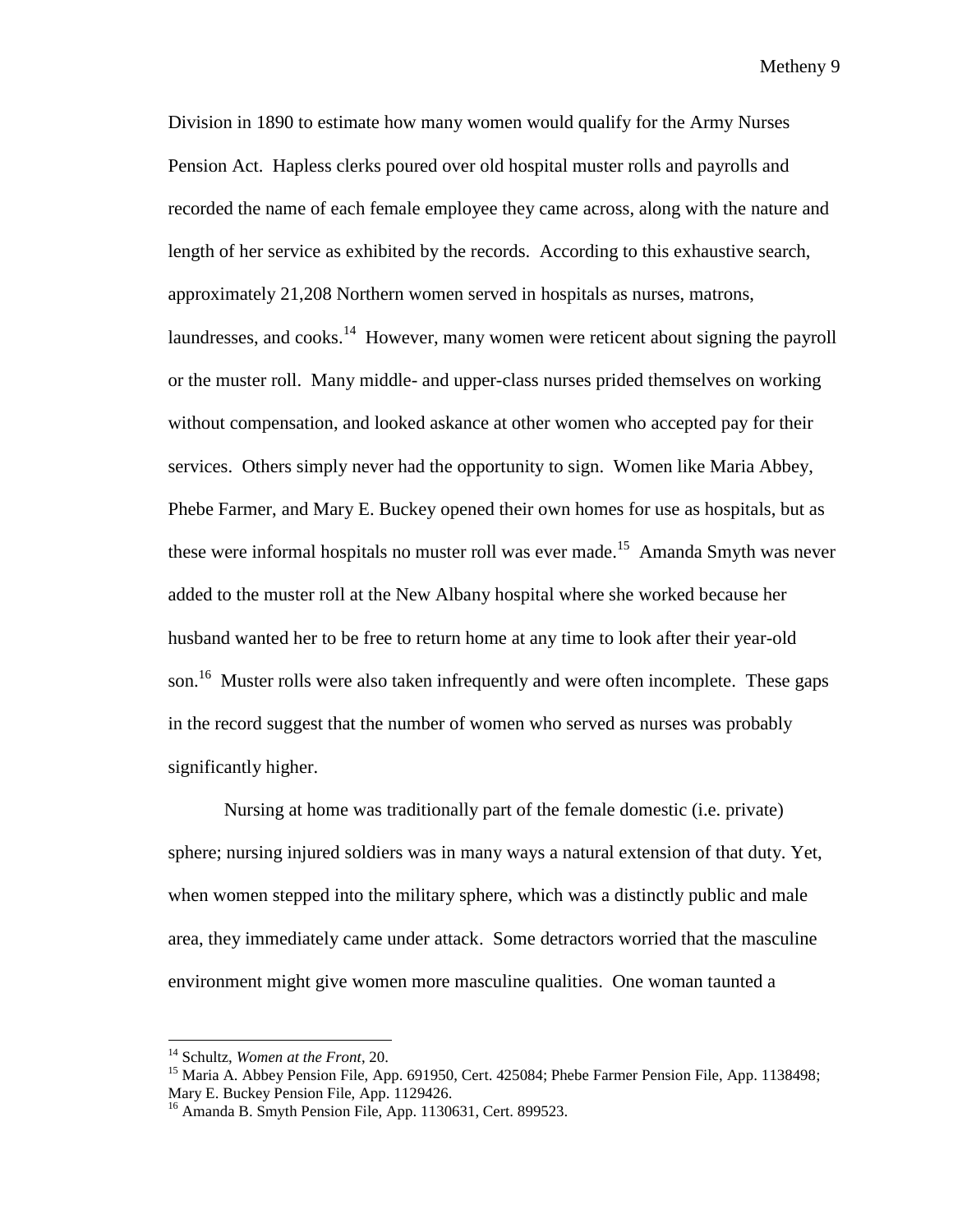Division in 1890 to estimate how many women would qualify for the Army Nurses Pension Act. Hapless clerks poured over old hospital muster rolls and payrolls and recorded the name of each female employee they came across, along with the nature and length of her service as exhibited by the records. According to this exhaustive search, approximately 21,208 Northern women served in hospitals as nurses, matrons, laundresses, and cooks.[14] However, many women were reticent about signing the payroll or the muster roll. Many middle- and upper-class nurses prided themselves on working without compensation, and looked askance at other women who accepted pay for their services. Others simply never had the opportunity to sign. Women like Maria Abbey, Phebe Farmer, and Mary E. Buckey opened their own homes for use as hospitals, but as these were informal hospitals no muster roll was ever made.[15] Amanda Smyth was never added to the muster roll at the New Albany hospital where she worked because her husband wanted her to be free to return home at any time to look after their year-old son.[16] Muster rolls were also taken infrequently and were often incomplete. These gaps in the record suggest that the number of women who served as nurses was probably significantly higher.

Nursing at home was traditionally part of the female domestic (i.e. private) sphere; nursing injured soldiers was in many ways a natural extension of that duty. Yet, when women stepped into the military sphere, which was a distinctly public and male area, they immediately came under attack. Some detractors worried that the masculine environment might give women more masculine qualities. One woman taunted a

---

[14] Schultz, *Women at the Front*, 20.

[15] Maria A. Abbey Pension File, App. 691950, Cert. 425084; Phebe Farmer Pension File, App. 1138498; Mary E. Buckey Pension File, App. 1129426.

[16] Amanda B. Smyth Pension File, App. 1130631, Cert. 899523.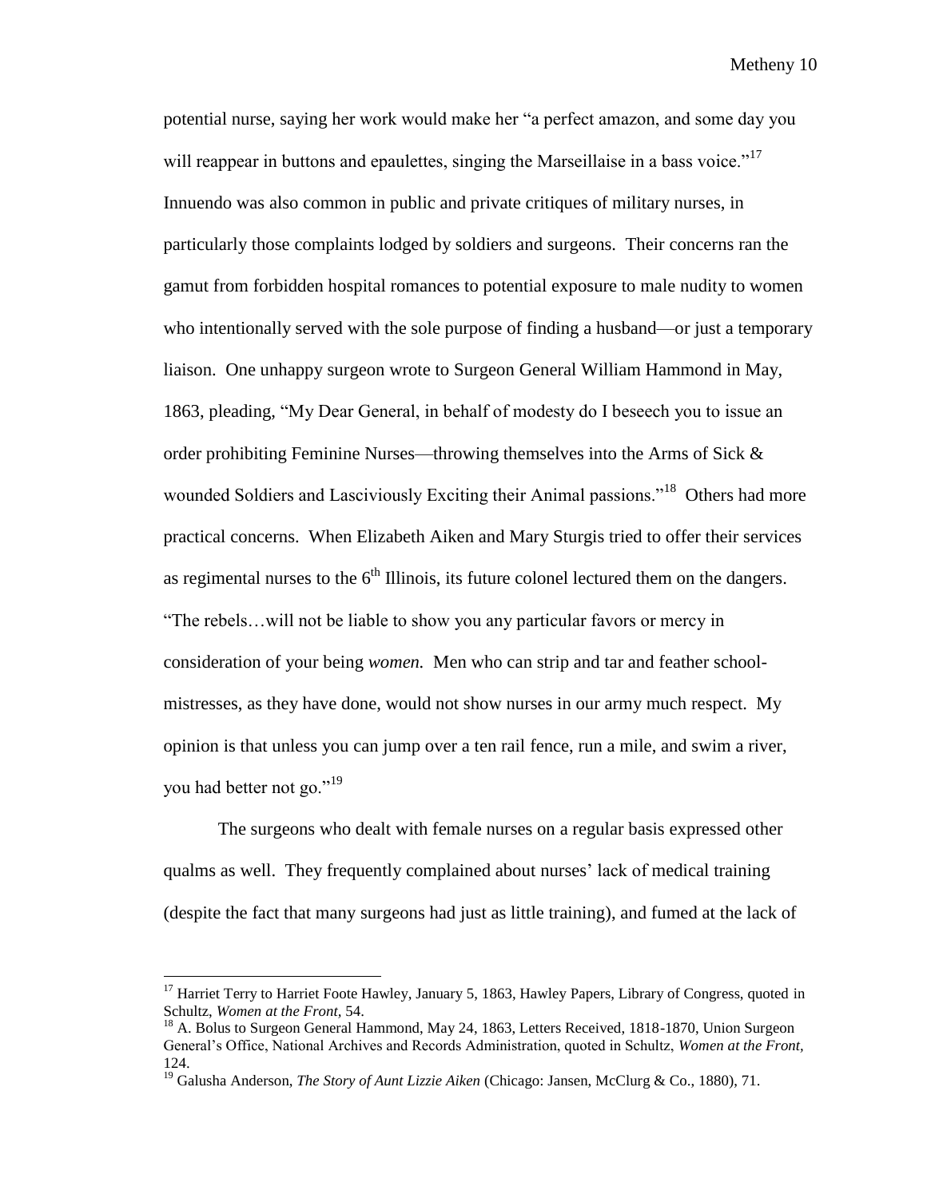potential nurse, saying her work would make her "a perfect amazon, and some day you will reappear in buttons and epaulettes, singing the Marseillaise in a bass voice."[17] Innuendo was also common in public and private critiques of military nurses, in particular those complaints lodged by soldiers and surgeons. Their concerns ran the gamut from forbidden hospital romances to potential exposure to male nudity to women who intentionally served with the sole purpose of finding a husband—or just a temporary liaison. One unhappy surgeon wrote to Surgeon General William Hammond in May, 1863, pleading, "My Dear General, in behalf of modesty do I beseech you to issue an order prohibiting Feminine Nurses—throwing themselves into the Arms of Sick & wounded Soldiers and Lasciviously Exciting their Animal passions."[18] Others had more practical concerns. When Elizabeth Aiken and Mary Sturgis tried to offer their services as regimental nurses to the 6th Illinois, its future colonel lectured them on the dangers. "The rebels…will not be liable to show you any particular favors or mercy in consideration of your being *women.* Men who can strip and tar and feather school-mistresses, as they have done, would not show nurses in our army much respect. My opinion is that unless you can jump over a ten rail fence, run a mile, and swim a river, you had better not go."[19]

The surgeons who dealt with female nurses on a regular basis expressed other qualms as well. They frequently complained about nurses' lack of medical training (despite the fact that many surgeons had just as little training), and fumed at the lack of

---

[17] Harriet Terry to Harriet Foote Hawley, January 5, 1863, Hawley Papers, Library of Congress, quoted in Schultz, *Women at the Front,* 54.

[18] A. Bolus to Surgeon General Hammond, May 24, 1863, Letters Received, 1818-1870, Union Surgeon General's Office, National Archives and Records Administration, quoted in Schultz, *Women at the Front,* 124.

[19] Galusha Anderson, *The Story of Aunt Lizzie Aiken* (Chicago: Jansen, McClurg & Co., 1880), 71.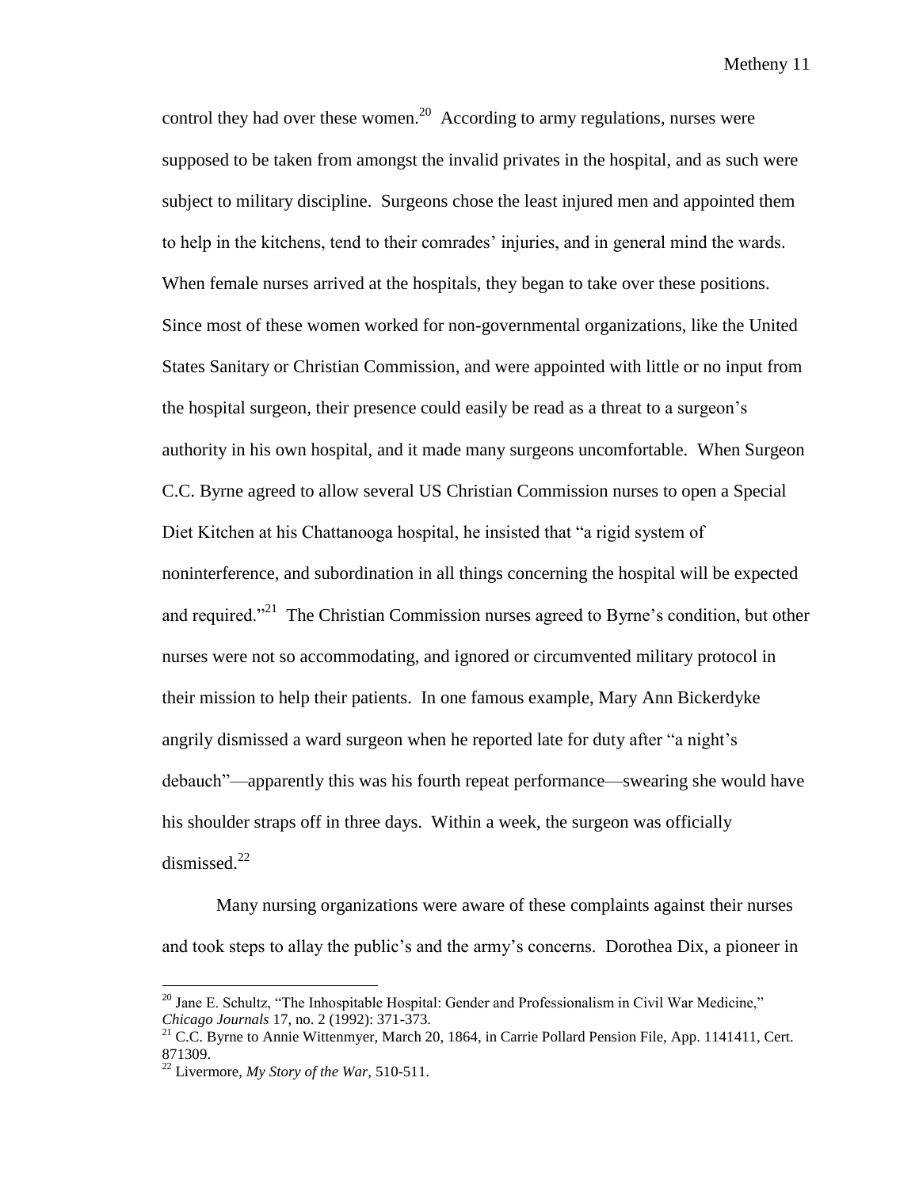control they had over these women.[20] According to army regulations, nurses were supposed to be taken from amongst the invalid privates in the hospital, and as such were subject to military discipline. Surgeons chose the least injured men and appointed them to help in the kitchens, tend to their comrades' injuries, and in general mind the wards. When female nurses arrived at the hospitals, they began to take over these positions. Since most of these women worked for non-governmental organizations, like the United States Sanitary or Christian Commission, and were appointed with little or no input from the hospital surgeon, their presence could easily be read as a threat to a surgeon's authority in his own hospital, and it made many surgeons uncomfortable. When Surgeon C.C. Byrne agreed to allow several US Christian Commission nurses to open a Special Diet Kitchen at his Chattanooga hospital, he insisted that "a rigid system of noninterference, and subordination in all things concerning the hospital will be expected and required."[21] The Christian Commission nurses agreed to Byrne's condition, but other nurses were not so accommodating, and ignored or circumvented military protocol in their mission to help their patients. In one famous example, Mary Ann Bickerdyke angrily dismissed a ward surgeon when he reported late for duty after "a night's debauch"—apparently this was his fourth repeat performance—swearing she would have his shoulder straps off in three days. Within a week, the surgeon was officially dismissed.[22]

Many nursing organizations were aware of these complaints against their nurses and took steps to allay the public's and the army's concerns. Dorothea Dix, a pioneer in

---

[20] Jane E. Schultz, "The Inhospitable Hospital: Gender and Professionalism in Civil War Medicine," *Chicago Journals* 17, no. 2 (1992): 371-373.

[21] C.C. Byrne to Annie Wittenmyer, March 20, 1864, in Carrie Pollard Pension File, App. 1141411, Cert. 871309.

[22] Livermore, *My Story of the War*, 510-511.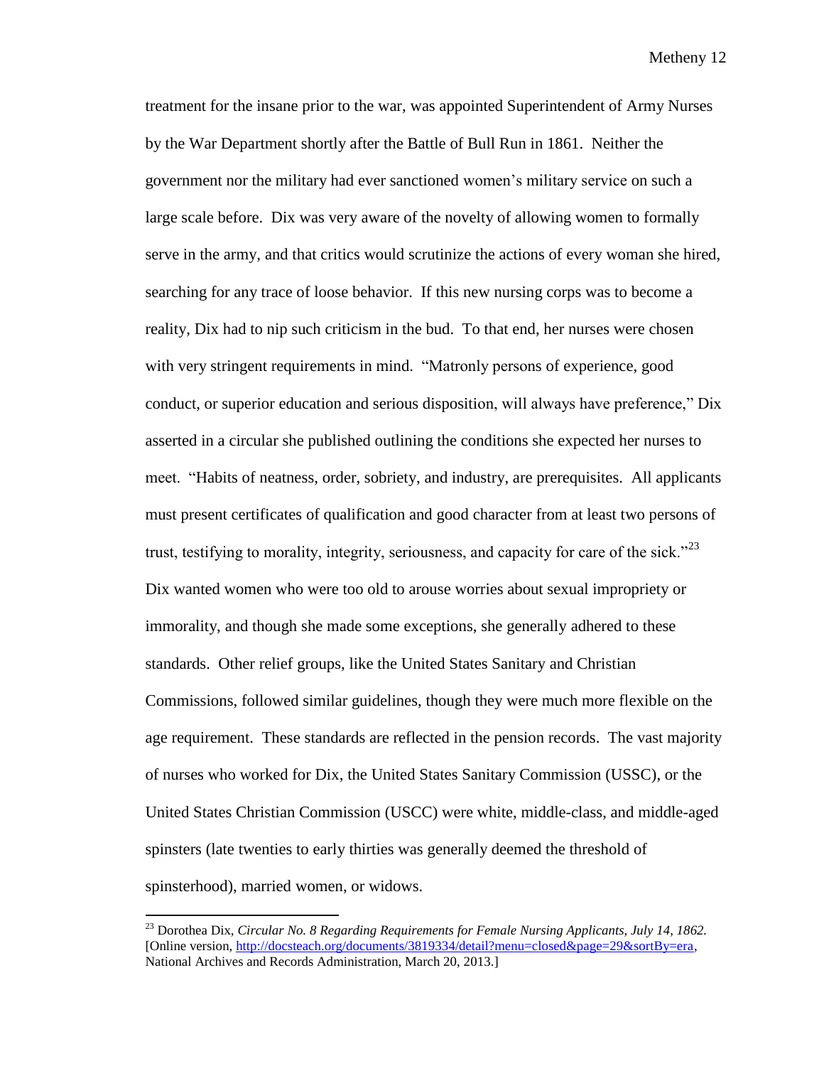treatment for the insane prior to the war, was appointed Superintendent of Army Nurses by the War Department shortly after the Battle of Bull Run in 1861. Neither the government nor the military had ever sanctioned women's military service on such a large scale before. Dix was very aware of the novelty of allowing women to formally serve in the army, and that critics would scrutinize the actions of every woman she hired, searching for any trace of loose behavior. If this new nursing corps was to become a reality, Dix had to nip such criticism in the bud. To that end, her nurses were chosen with very stringent requirements in mind. "Matronly persons of experience, good conduct, or superior education and serious disposition, will always have preference," Dix asserted in a circular she published outlining the conditions she expected her nurses to meet. "Habits of neatness, order, sobriety, and industry, are prerequisites. All applicants must present certificates of qualification and good character from at least two persons of trust, testifying to morality, integrity, seriousness, and capacity for care of the sick."[23] Dix wanted women who were too old to arouse worries about sexual impropriety or immorality, and though she made some exceptions, she generally adhered to these standards. Other relief groups, like the United States Sanitary and Christian Commissions, followed similar guidelines, though they were much more flexible on the age requirement. These standards are reflected in the pension records. The vast majority of nurses who worked for Dix, the United States Sanitary Commission (USSC), or the United States Christian Commission (USCC) were white, middle-class, and middle-aged spinsters (late twenties to early thirties was generally deemed the threshold of spinsterhood), married women, or widows.

---

[23] Dorothea Dix, *Circular No. 8 Regarding Requirements for Female Nursing Applicants, July 14, 1862.* [Online version, http://docsteach.org/documents/3819334/detail?menu=closed&page=29&sortBy=era, National Archives and Records Administration, March 20, 2013.]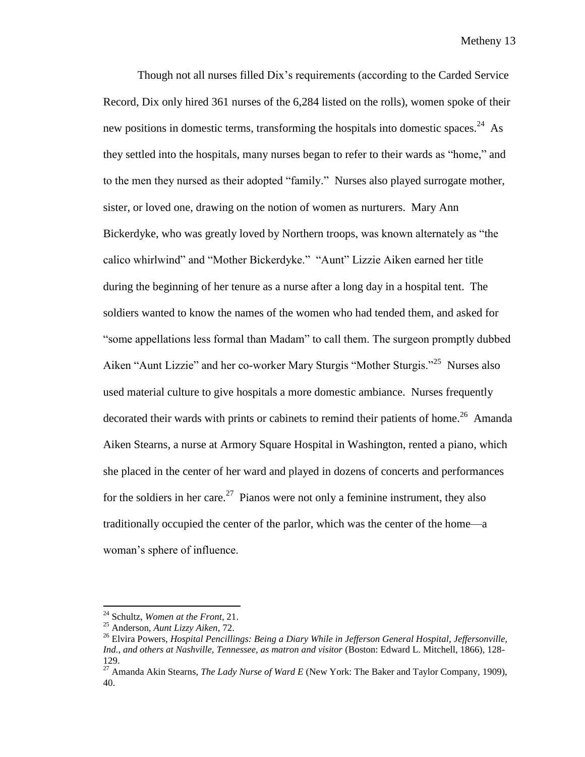Though not all nurses filled Dix's requirements (according to the Carded Service Record, Dix only hired 361 nurses of the 6,284 listed on the rolls), women spoke of their new positions in domestic terms, transforming the hospitals into domestic spaces.[24] As they settled into the hospitals, many nurses began to refer to their wards as "home," and to the men they nursed as their adopted "family." Nurses also played surrogate mother, sister, or loved one, drawing on the notion of women as nurturers. Mary Ann Bickerdyke, who was greatly loved by Northern troops, was known alternately as "the calico whirlwind" and "Mother Bickerdyke." "Aunt" Lizzie Aiken earned her title during the beginning of her tenure as a nurse after a long day in a hospital tent. The soldiers wanted to know the names of the women who had tended them, and asked for "some appellations less formal than Madam" to call them. The surgeon promptly dubbed Aiken "Aunt Lizzie" and her co-worker Mary Sturgis "Mother Sturgis."[25] Nurses also used material culture to give hospitals a more domestic ambiance. Nurses frequently decorated their wards with prints or cabinets to remind their patients of home.[26] Amanda Aiken Stearns, a nurse at Armory Square Hospital in Washington, rented a piano, which she placed in the center of her ward and played in dozens of concerts and performances for the soldiers in her care.[27] Pianos were not only a feminine instrument, they also traditionally occupied the center of the parlor, which was the center of the home—a woman's sphere of influence.

---

[24] Schultz, *Women at the Front*, 21.

[25] Anderson, *Aunt Lizzy Aiken*, 72.

[26] Elvira Powers, *Hospital Pencillings: Being a Diary While in Jefferson General Hospital, Jeffersonville, Ind., and others at Nashville, Tennessee, as matron and visitor* (Boston: Edward L. Mitchell, 1866), 128-129.

[27] Amanda Akin Stearns, *The Lady Nurse of Ward E* (New York: The Baker and Taylor Company, 1909), 40.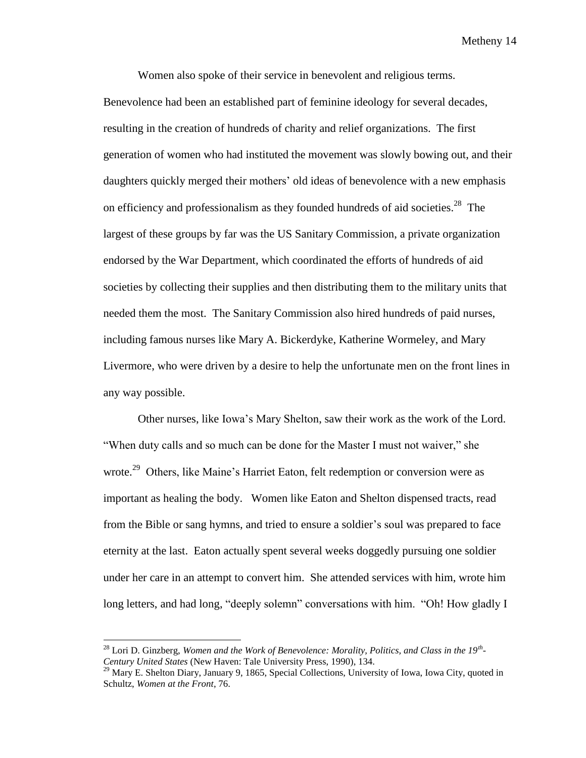Women also spoke of their service in benevolent and religious terms. Benevolence had been an established part of feminine ideology for several decades, resulting in the creation of hundreds of charity and relief organizations. The first generation of women who had instituted the movement was slowly bowing out, and their daughters quickly merged their mothers' old ideas of benevolence with a new emphasis on efficiency and professionalism as they founded hundreds of aid societies.[28] The largest of these groups by far was the US Sanitary Commission, a private organization endorsed by the War Department, which coordinated the efforts of hundreds of aid societies by collecting their supplies and then distributing them to the military units that needed them the most. The Sanitary Commission also hired hundreds of paid nurses, including famous nurses like Mary A. Bickerdyke, Katherine Wormeley, and Mary Livermore, who were driven by a desire to help the unfortunate men on the front lines in any way possible.

Other nurses, like Iowa's Mary Shelton, saw their work as the work of the Lord. "When duty calls and so much can be done for the Master I must not waiver," she wrote.[29] Others, like Maine's Harriet Eaton, felt redemption or conversion were as important as healing the body. Women like Eaton and Shelton dispensed tracts, read from the Bible or sang hymns, and tried to ensure a soldier's soul was prepared to face eternity at the last. Eaton actually spent several weeks doggedly pursuing one soldier under her care in an attempt to convert him. She attended services with him, wrote him long letters, and had long, "deeply solemn" conversations with him. "Oh! How gladly I

---

[28] Lori D. Ginzberg, *Women and the Work of Benevolence: Morality, Politics, and Class in the 19th-Century United States* (New Haven: Tale University Press, 1990), 134.

[29] Mary E. Shelton Diary, January 9, 1865, Special Collections, University of Iowa, Iowa City, quoted in Schultz, *Women at the Front*, 76.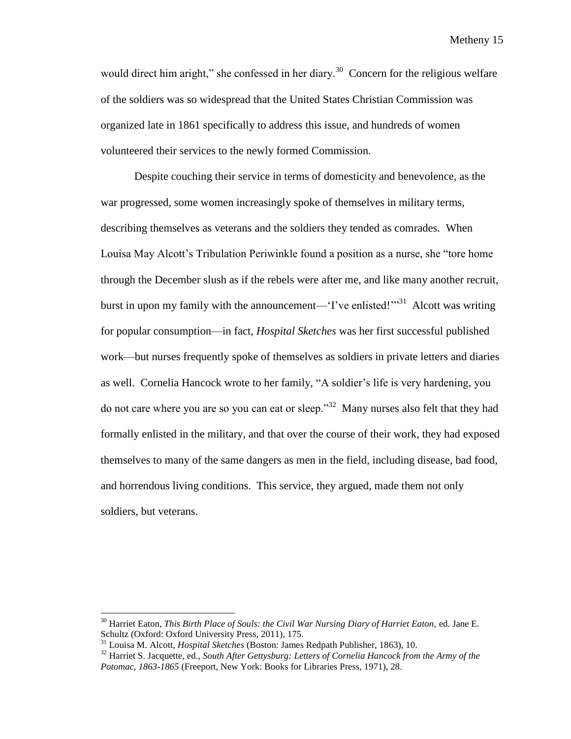would direct him aright," she confessed in her diary.[30] Concern for the religious welfare of the soldiers was so widespread that the United States Christian Commission was organized late in 1861 specifically to address this issue, and hundreds of women volunteered their services to the newly formed Commission.

Despite couching their service in terms of domesticity and benevolence, as the war progressed, some women increasingly spoke of themselves in military terms, describing themselves as veterans and the soldiers they tended as comrades. When Louisa May Alcott's Tribulation Periwinkle found a position as a nurse, she "tore home through the December slush as if the rebels were after me, and like many another recruit, burst in upon my family with the announcement—'I've enlisted!'"[31] Alcott was writing for popular consumption—in fact, *Hospital Sketches* was her first successful published work—but nurses frequently spoke of themselves as soldiers in private letters and diaries as well. Cornelia Hancock wrote to her family, "A soldier's life is very hardening, you do not care where you are so you can eat or sleep."[32] Many nurses also felt that they had formally enlisted in the military, and that over the course of their work, they had exposed themselves to many of the same dangers as men in the field, including disease, bad food, and horrendous living conditions. This service, they argued, made them not only soldiers, but veterans.

---

[30] Harriet Eaton, *This Birth Place of Souls: the Civil War Nursing Diary of Harriet Eaton,* ed. Jane E. Schultz (Oxford: Oxford University Press, 2011), 175.

[31] Louisa M. Alcott, *Hospital Sketches* (Boston: James Redpath Publisher, 1863), 10.

[32] Harriet S. Jacquette, ed., *South After Gettysburg: Letters of Cornelia Hancock from the Army of the Potomac, 1863-1865* (Freeport, New York: Books for Libraries Press, 1971), 28.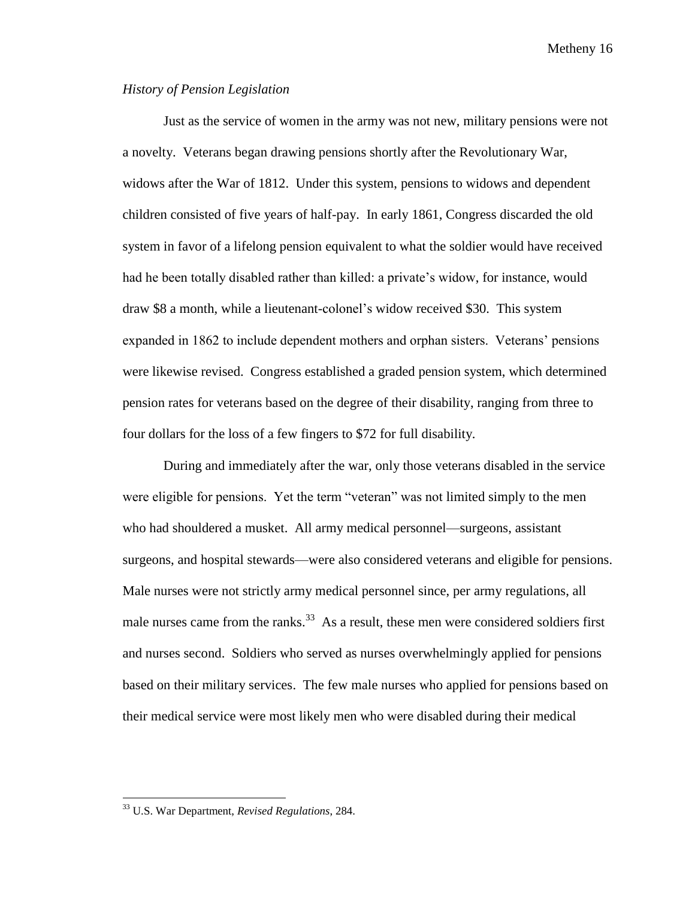*History of Pension Legislation*

Just as the service of women in the army was not new, military pensions were not a novelty. Veterans began drawing pensions shortly after the Revolutionary War, widows after the War of 1812. Under this system, pensions to widows and dependent children consisted of five years of half-pay. In early 1861, Congress discarded the old system in favor of a lifelong pension equivalent to what the soldier would have received had he been totally disabled rather than killed: a private's widow, for instance, would draw \$8 a month, while a lieutenant-colonel's widow received \$30. This system expanded in 1862 to include dependent mothers and orphan sisters. Veterans' pensions were likewise revised. Congress established a graded pension system, which determined pension rates for veterans based on the degree of their disability, ranging from three to four dollars for the loss of a few fingers to \$72 for full disability.

During and immediately after the war, only those veterans disabled in the service were eligible for pensions. Yet the term "veteran" was not limited simply to the men who had shouldered a musket. All army medical personnel—surgeons, assistant surgeons, and hospital stewards—were also considered veterans and eligible for pensions. Male nurses were not strictly army medical personnel since, per army regulations, all male nurses came from the ranks.[33] As a result, these men were considered soldiers first and nurses second. Soldiers who served as nurses overwhelmingly applied for pensions based on their military services. The few male nurses who applied for pensions based on their medical service were most likely men who were disabled during their medical

---

[33] U.S. War Department, *Revised Regulations*, 284.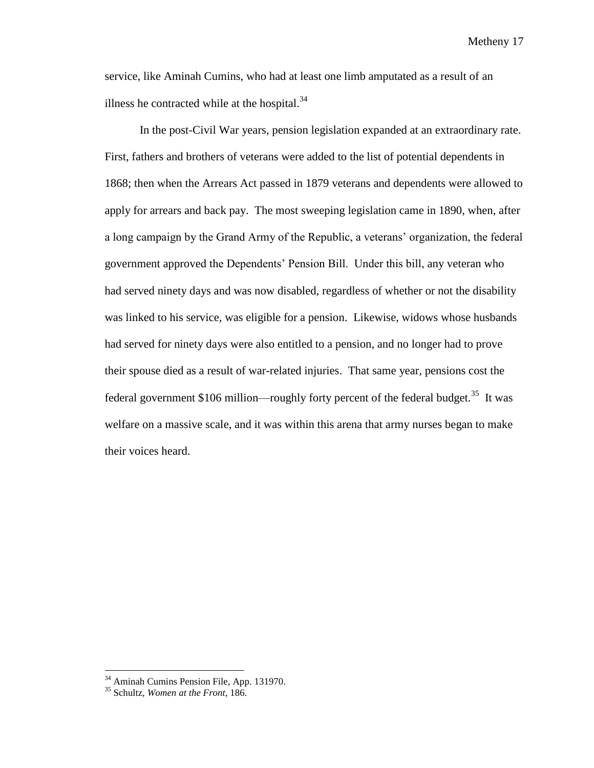service, like Aminah Cumins, who had at least one limb amputated as a result of an illness he contracted while at the hospital.[34]

In the post-Civil War years, pension legislation expanded at an extraordinary rate. First, fathers and brothers of veterans were added to the list of potential dependents in 1868; then when the Arrears Act passed in 1879 veterans and dependents were allowed to apply for arrears and back pay. The most sweeping legislation came in 1890, when, after a long campaign by the Grand Army of the Republic, a veterans' organization, the federal government approved the Dependents' Pension Bill. Under this bill, any veteran who had served ninety days and was now disabled, regardless of whether or not the disability was linked to his service, was eligible for a pension. Likewise, widows whose husbands had served for ninety days were also entitled to a pension, and no longer had to prove their spouse died as a result of war-related injuries. That same year, pensions cost the federal government $106 million—roughly forty percent of the federal budget.[35] It was welfare on a massive scale, and it was within this arena that army nurses began to make their voices heard.

---

[34] Aminah Cumins Pension File, App. 131970.

[35] Schultz, *Women at the Front*, 186.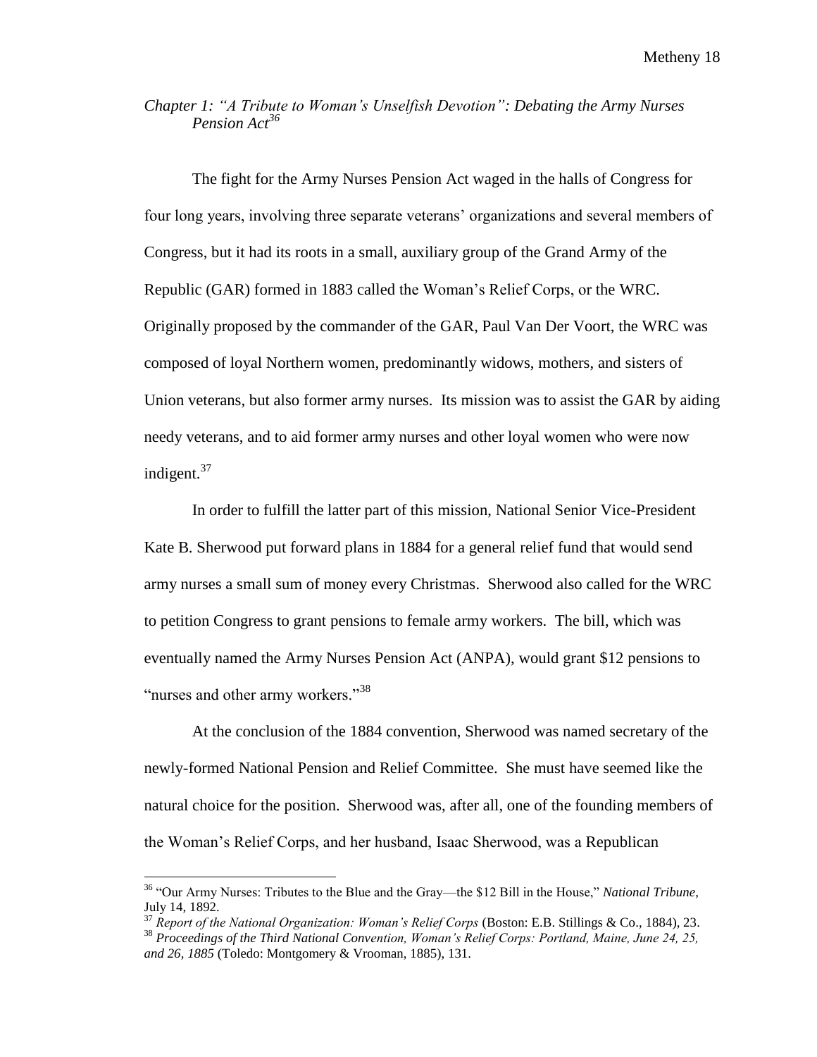*Chapter 1: "A Tribute to Woman's Unselfish Devotion": Debating the Army Nurses Pension Act*[36]

The fight for the Army Nurses Pension Act waged in the halls of Congress for four long years, involving three separate veterans' organizations and several members of Congress, but it had its roots in a small, auxiliary group of the Grand Army of the Republic (GAR) formed in 1883 called the Woman's Relief Corps, or the WRC. Originally proposed by the commander of the GAR, Paul Van Der Voort, the WRC was composed of loyal Northern women, predominantly widows, mothers, and sisters of Union veterans, but also former army nurses. Its mission was to assist the GAR by aiding needy veterans, and to aid former army nurses and other loyal women who were now indigent.[37]

In order to fulfill the latter part of this mission, National Senior Vice-President Kate B. Sherwood put forward plans in 1884 for a general relief fund that would send army nurses a small sum of money every Christmas. Sherwood also called for the WRC to petition Congress to grant pensions to female army workers. The bill, which was eventually named the Army Nurses Pension Act (ANPA), would grant $12 pensions to "nurses and other army workers."[38]

At the conclusion of the 1884 convention, Sherwood was named secretary of the newly-formed National Pension and Relief Committee. She must have seemed like the natural choice for the position. Sherwood was, after all, one of the founding members of the Woman's Relief Corps, and her husband, Isaac Sherwood, was a Republican

---

[36] "Our Army Nurses: Tributes to the Blue and the Gray—the $12 Bill in the House," *National Tribune*, July 14, 1892.

[37] *Report of the National Organization: Woman's Relief Corps* (Boston: E.B. Stillings & Co., 1884), 23.

[38] *Proceedings of the Third National Convention, Woman's Relief Corps: Portland, Maine, June 24, 25, and 26, 1885* (Toledo: Montgomery & Vrooman, 1885), 131.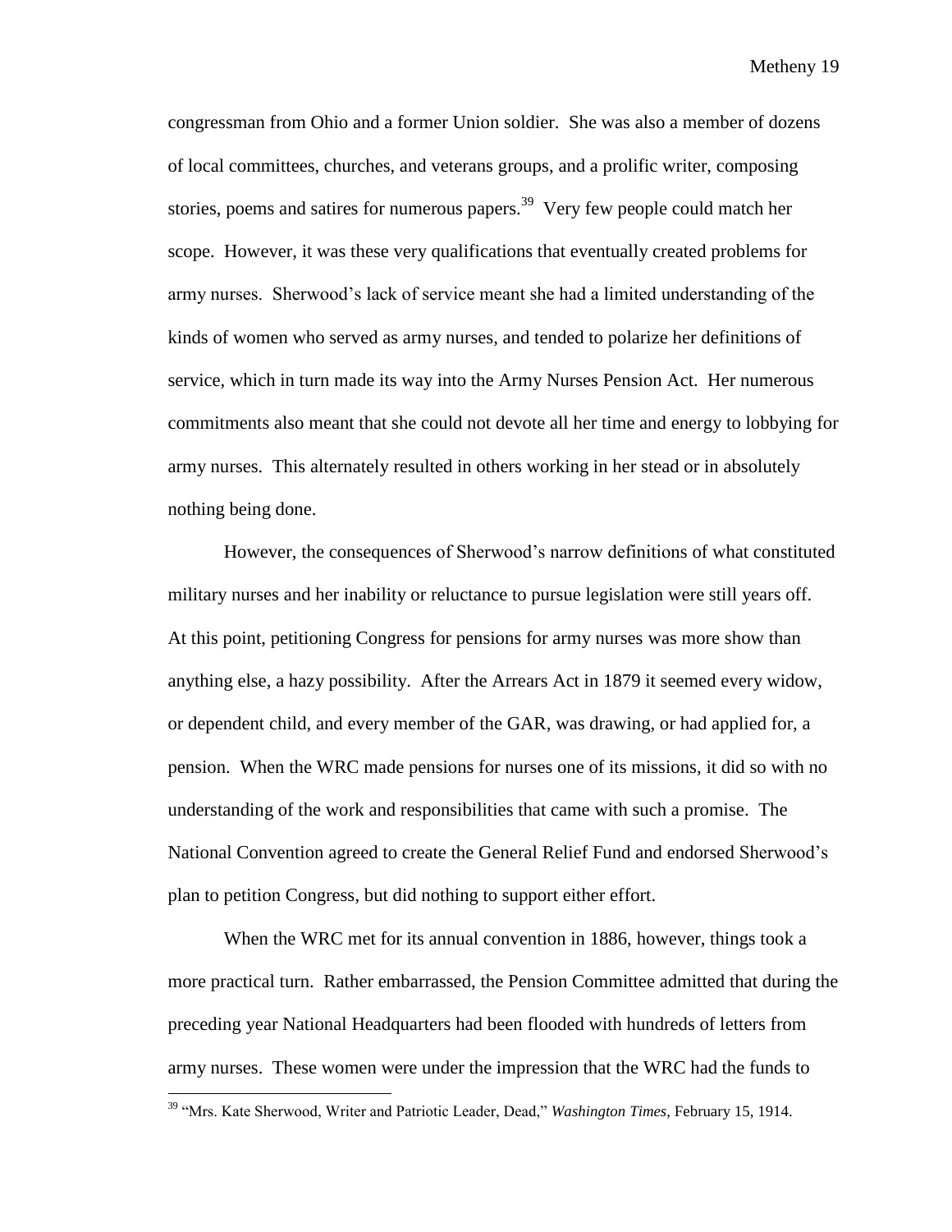congressman from Ohio and a former Union soldier. She was also a member of dozens of local committees, churches, and veterans groups, and a prolific writer, composing stories, poems and satires for numerous papers.[39] Very few people could match her scope. However, it was these very qualifications that eventually created problems for army nurses. Sherwood's lack of service meant she had a limited understanding of the kinds of women who served as army nurses, and tended to polarize her definitions of service, which in turn made its way into the Army Nurses Pension Act. Her numerous commitments also meant that she could not devote all her time and energy to lobbying for army nurses. This alternately resulted in others working in her stead or in absolutely nothing being done.

However, the consequences of Sherwood's narrow definitions of what constituted military nurses and her inability or reluctance to pursue legislation were still years off. At this point, petitioning Congress for pensions for army nurses was more show than anything else, a hazy possibility. After the Arrears Act in 1879 it seemed every widow, or dependent child, and every member of the GAR, was drawing, or had applied for, a pension. When the WRC made pensions for nurses one of its missions, it did so with no understanding of the work and responsibilities that came with such a promise. The National Convention agreed to create the General Relief Fund and endorsed Sherwood's plan to petition Congress, but did nothing to support either effort.

When the WRC met for its annual convention in 1886, however, things took a more practical turn. Rather embarrassed, the Pension Committee admitted that during the preceding year National Headquarters had been flooded with hundreds of letters from army nurses. These women were under the impression that the WRC had the funds to

---

[39] "Mrs. Kate Sherwood, Writer and Patriotic Leader, Dead," *Washington Times*, February 15, 1914.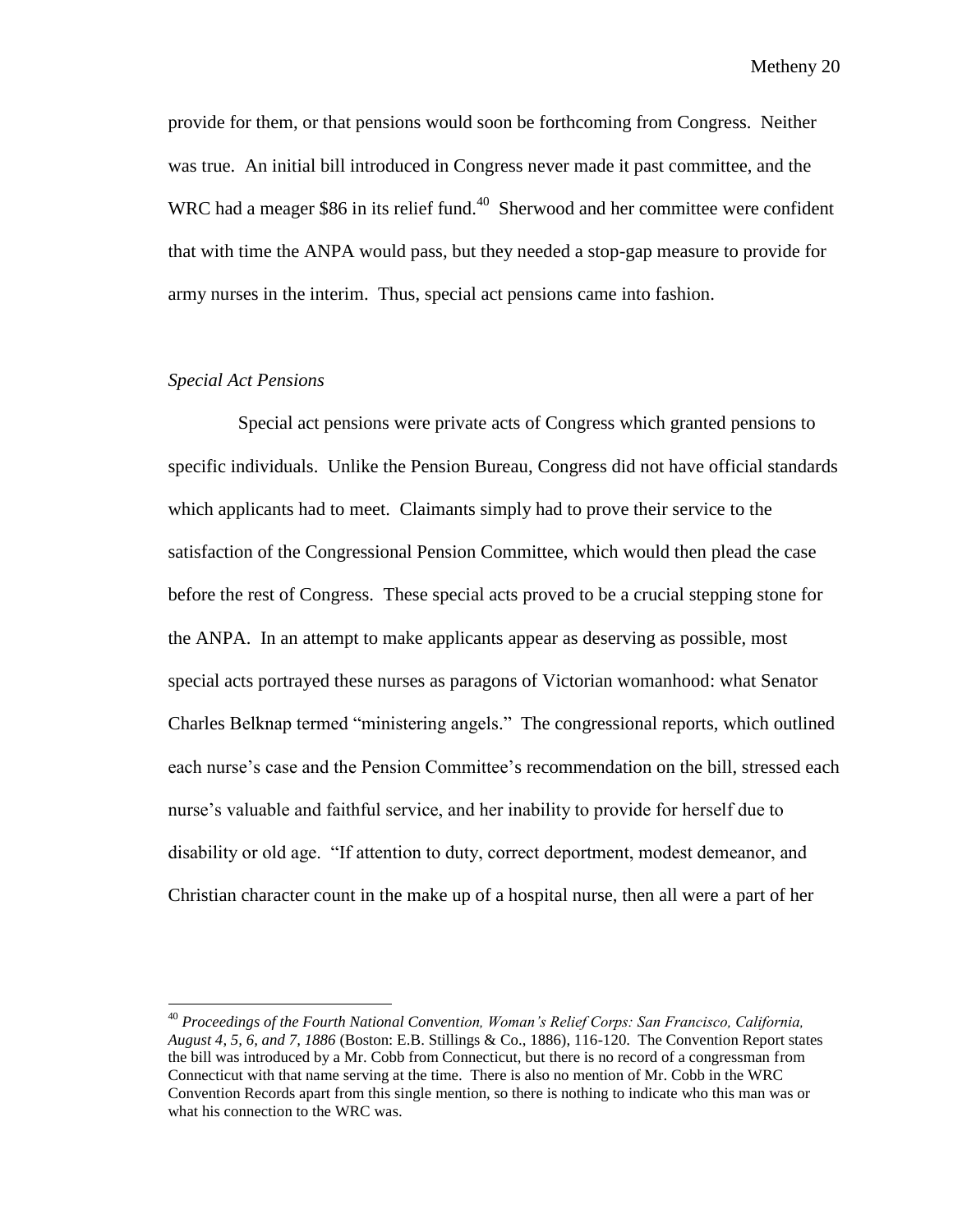provide for them, or that pensions would soon be forthcoming from Congress. Neither was true. An initial bill introduced in Congress never made it past committee, and the WRC had a meager $86 in its relief fund.[40] Sherwood and her committee were confident that with time the ANPA would pass, but they needed a stop-gap measure to provide for army nurses in the interim. Thus, special act pensions came into fashion.

### *Special Act Pensions*

Special act pensions were private acts of Congress which granted pensions to specific individuals. Unlike the Pension Bureau, Congress did not have official standards which applicants had to meet. Claimants simply had to prove their service to the satisfaction of the Congressional Pension Committee, which would then plead the case before the rest of Congress. These special acts proved to be a crucial stepping stone for the ANPA. In an attempt to make applicants appear as deserving as possible, most special acts portrayed these nurses as paragons of Victorian womanhood: what Senator Charles Belknap termed "ministering angels." The congressional reports, which outlined each nurse's case and the Pension Committee's recommendation on the bill, stressed each nurse's valuable and faithful service, and her inability to provide for herself due to disability or old age. "If attention to duty, correct deportment, modest demeanor, and Christian character count in the make up of a hospital nurse, then all were a part of her

---

[40] *Proceedings of the Fourth National Convention, Woman's Relief Corps: San Francisco, California, August 4, 5, 6, and 7, 1886* (Boston: E.B. Stillings & Co., 1886), 116-120. The Convention Report states the bill was introduced by a Mr. Cobb from Connecticut, but there is no record of a congressman from Connecticut with that name serving at the time. There is also no mention of Mr. Cobb in the WRC Convention Records apart from this single mention, so there is nothing to indicate who this man was or what his connection to the WRC was.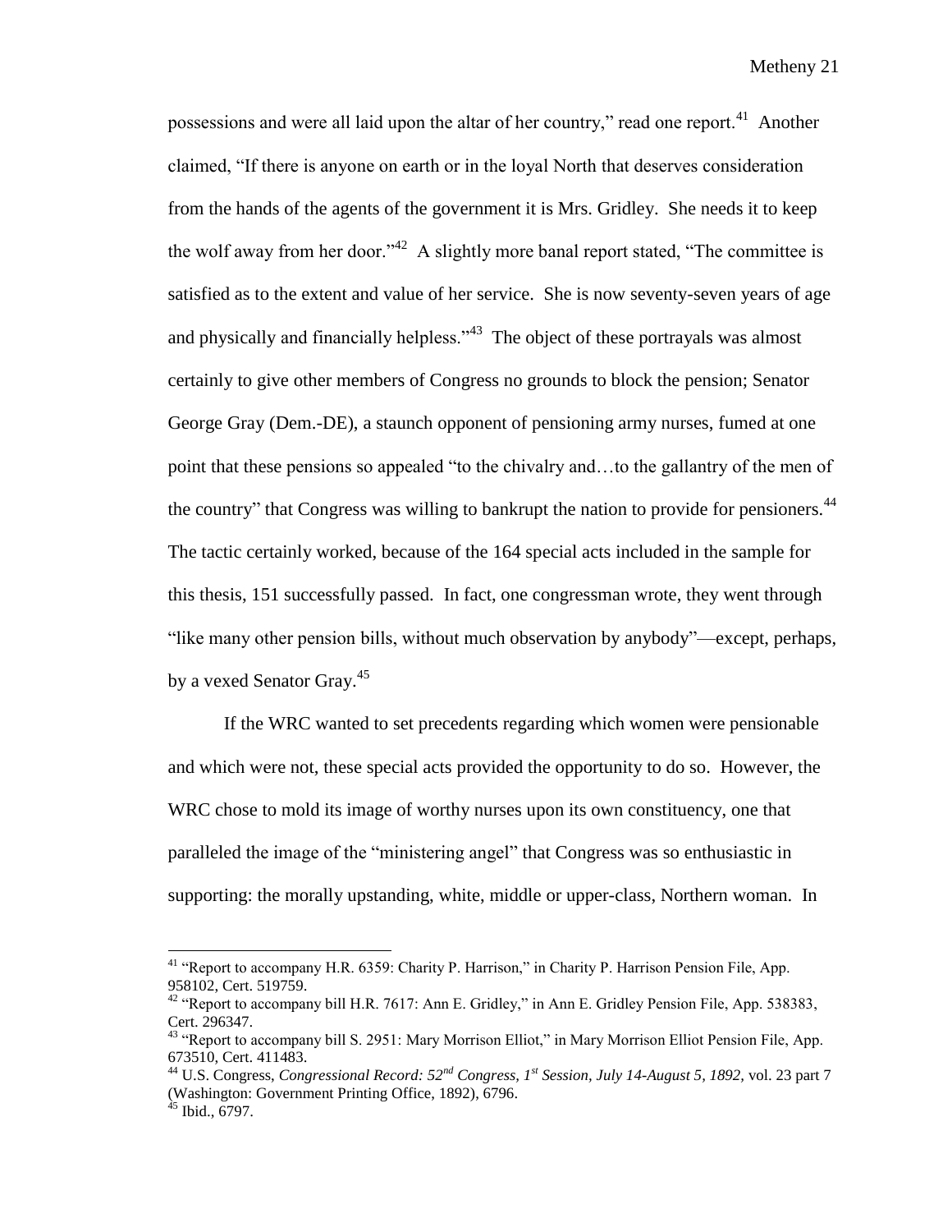possessions and were all laid upon the altar of her country," read one report.[41] Another claimed, "If there is anyone on earth or in the loyal North that deserves consideration from the hands of the agents of the government it is Mrs. Gridley. She needs it to keep the wolf away from her door."[42] A slightly more banal report stated, "The committee is satisfied as to the extent and value of her service. She is now seventy-seven years of age and physically and financially helpless."[43] The object of these portrayals was almost certainly to give other members of Congress no grounds to block the pension; Senator George Gray (Dem.-DE), a staunch opponent of pensioning army nurses, fumed at one point that these pensions so appealed "to the chivalry and…to the gallantry of the men of the country" that Congress was willing to bankrupt the nation to provide for pensioners.[44] The tactic certainly worked, because of the 164 special acts included in the sample for this thesis, 151 successfully passed. In fact, one congressman wrote, they went through "like many other pension bills, without much observation by anybody"—except, perhaps, by a vexed Senator Gray.[45]

If the WRC wanted to set precedents regarding which women were pensionable and which were not, these special acts provided the opportunity to do so. However, the WRC chose to mold its image of worthy nurses upon its own constituency, one that paralleled the image of the "ministering angel" that Congress was so enthusiastic in supporting: the morally upstanding, white, middle or upper-class, Northern woman. In

---

[41] "Report to accompany H.R. 6359: Charity P. Harrison," in Charity P. Harrison Pension File, App. 958102, Cert. 519759.

[42] "Report to accompany bill H.R. 7617: Ann E. Gridley," in Ann E. Gridley Pension File, App. 538383, Cert. 296347.

[43] "Report to accompany bill S. 2951: Mary Morrison Elliot," in Mary Morrison Elliot Pension File, App. 673510, Cert. 411483.

[44] U.S. Congress, *Congressional Record: 52nd Congress, 1st Session, July 14-August 5, 1892*, vol. 23 part 7 (Washington: Government Printing Office, 1892), 6796.

[45] Ibid., 6797.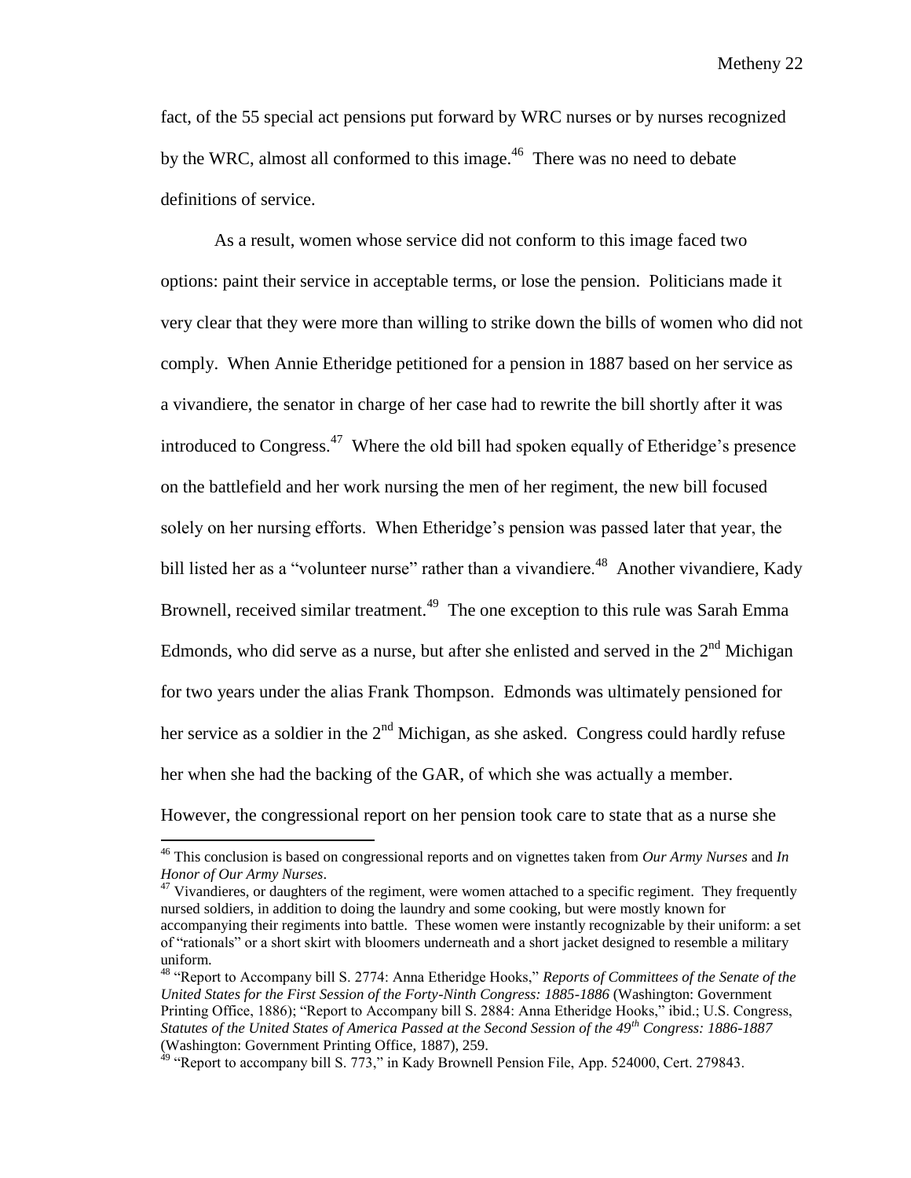fact, of the 55 special act pensions put forward by WRC nurses or by nurses recognized by the WRC, almost all conformed to this image.[46] There was no need to debate definitions of service.

As a result, women whose service did not conform to this image faced two options: paint their service in acceptable terms, or lose the pension. Politicians made it very clear that they were more than willing to strike down the bills of women who did not comply. When Annie Etheridge petitioned for a pension in 1887 based on her service as a vivandiere, the senator in charge of her case had to rewrite the bill shortly after it was introduced to Congress.[47] Where the old bill had spoken equally of Etheridge's presence on the battlefield and her work nursing the men of her regiment, the new bill focused solely on her nursing efforts. When Etheridge's pension was passed later that year, the bill listed her as a "volunteer nurse" rather than a vivandiere.[48] Another vivandiere, Kady Brownell, received similar treatment.[49] The one exception to this rule was Sarah Emma Edmonds, who did serve as a nurse, but after she enlisted and served in the 2nd Michigan for two years under the alias Frank Thompson. Edmonds was ultimately pensioned for her service as a soldier in the 2nd Michigan, as she asked. Congress could hardly refuse her when she had the backing of the GAR, of which she was actually a member. However, the congressional report on her pension took care to state that as a nurse she

---

[46] This conclusion is based on congressional reports and on vignettes taken from *Our Army Nurses* and *In Honor of Our Army Nurses*.

[47] Vivandieres, or daughters of the regiment, were women attached to a specific regiment. They frequently nursed soldiers, in addition to doing the laundry and some cooking, but were mostly known for accompanying their regiments into battle. These women were instantly recognizable by their uniform: a set of "rationals" or a short skirt with bloomers underneath and a short jacket designed to resemble a military uniform.

[48] "Report to Accompany bill S. 2774: Anna Etheridge Hooks," *Reports of Committees of the Senate of the United States for the First Session of the Forty-Ninth Congress: 1885-1886* (Washington: Government Printing Office, 1886); "Report to Accompany bill S. 2884: Anna Etheridge Hooks," ibid.; U.S. Congress, *Statutes of the United States of America Passed at the Second Session of the 49th Congress: 1886-1887* (Washington: Government Printing Office, 1887), 259.

[49] "Report to accompany bill S. 773," in Kady Brownell Pension File, App. 524000, Cert. 279843.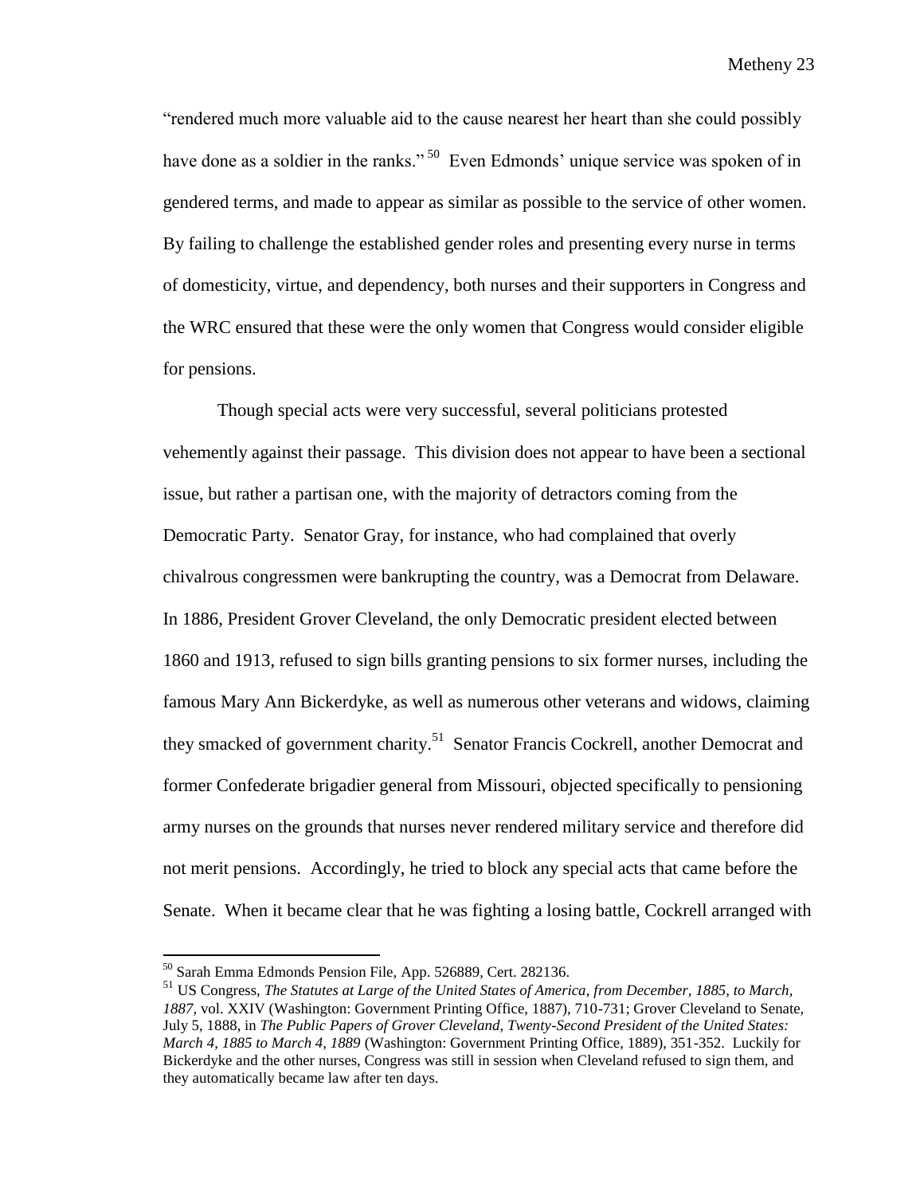"rendered much more valuable aid to the cause nearest her heart than she could possibly have done as a soldier in the ranks."[50] Even Edmonds' unique service was spoken of in gendered terms, and made to appear as similar as possible to the service of other women. By failing to challenge the established gender roles and presenting every nurse in terms of domesticity, virtue, and dependency, both nurses and their supporters in Congress and the WRC ensured that these were the only women that Congress would consider eligible for pensions.

Though special acts were very successful, several politicians protested vehemently against their passage. This division does not appear to have been a sectional issue, but rather a partisan one, with the majority of detractors coming from the Democratic Party. Senator Gray, for instance, who had complained that overly chivalrous congressmen were bankrupting the country, was a Democrat from Delaware. In 1886, President Grover Cleveland, the only Democratic president elected between 1860 and 1913, refused to sign bills granting pensions to six former nurses, including the famous Mary Ann Bickerdyke, as well as numerous other veterans and widows, claiming they smacked of government charity.[51] Senator Francis Cockrell, another Democrat and former Confederate brigadier general from Missouri, objected specifically to pensioning army nurses on the grounds that nurses never rendered military service and therefore did not merit pensions. Accordingly, he tried to block any special acts that came before the Senate. When it became clear that he was fighting a losing battle, Cockrell arranged with

---

[50] Sarah Emma Edmonds Pension File, App. 526889, Cert. 282136.

[51] US Congress, *The Statutes at Large of the United States of America, from December, 1885, to March, 1887*, vol. XXIV (Washington: Government Printing Office, 1887), 710-731; Grover Cleveland to Senate, July 5, 1888, in *The Public Papers of Grover Cleveland, Twenty-Second President of the United States: March 4, 1885 to March 4, 1889* (Washington: Government Printing Office, 1889), 351-352. Luckily for Bickerdyke and the other nurses, Congress was still in session when Cleveland refused to sign them, and they automatically became law after ten days.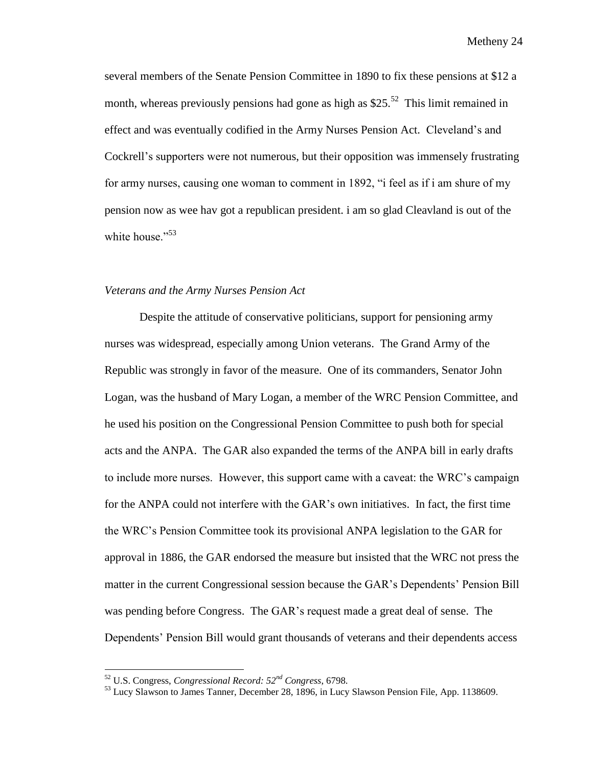several members of the Senate Pension Committee in 1890 to fix these pensions at $12 a month, whereas previously pensions had gone as high as $25.[52] This limit remained in effect and was eventually codified in the Army Nurses Pension Act. Cleveland's and Cockrell's supporters were not numerous, but their opposition was immensely frustrating for army nurses, causing one woman to comment in 1892, "i feel as if i am shure of my pension now as wee hav got a republican president. i am so glad Cleavland is out of the white house."[53]

### *Veterans and the Army Nurses Pension Act*

Despite the attitude of conservative politicians, support for pensioning army nurses was widespread, especially among Union veterans. The Grand Army of the Republic was strongly in favor of the measure. One of its commanders, Senator John Logan, was the husband of Mary Logan, a member of the WRC Pension Committee, and he used his position on the Congressional Pension Committee to push both for special acts and the ANPA. The GAR also expanded the terms of the ANPA bill in early drafts to include more nurses. However, this support came with a caveat: the WRC's campaign for the ANPA could not interfere with the GAR's own initiatives. In fact, the first time the WRC's Pension Committee took its provisional ANPA legislation to the GAR for approval in 1886, the GAR endorsed the measure but insisted that the WRC not press the matter in the current Congressional session because the GAR's Dependents' Pension Bill was pending before Congress. The GAR's request made a great deal of sense. The Dependents' Pension Bill would grant thousands of veterans and their dependents access

---

[52] U.S. Congress, *Congressional Record: 52nd Congress*, 6798.

[53] Lucy Slawson to James Tanner, December 28, 1896, in Lucy Slawson Pension File, App. 1138609.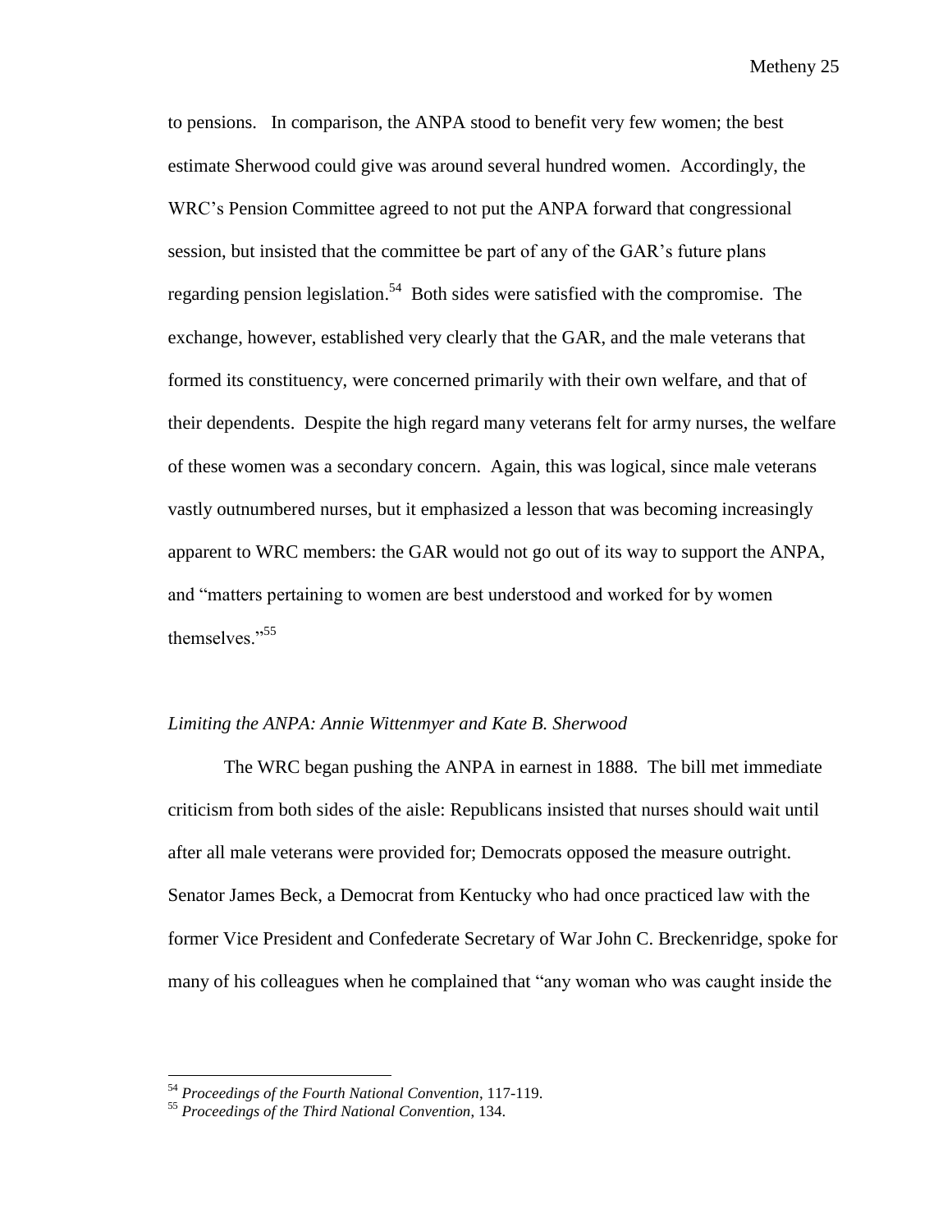to pensions. In comparison, the ANPA stood to benefit very few women; the best estimate Sherwood could give was around several hundred women. Accordingly, the WRC's Pension Committee agreed to not put the ANPA forward that congressional session, but insisted that the committee be part of any of the GAR's future plans regarding pension legislation.[54] Both sides were satisfied with the compromise. The exchange, however, established very clearly that the GAR, and the male veterans that formed its constituency, were concerned primarily with their own welfare, and that of their dependents. Despite the high regard many veterans felt for army nurses, the welfare of these women was a secondary concern. Again, this was logical, since male veterans vastly outnumbered nurses, but it emphasized a lesson that was becoming increasingly apparent to WRC members: the GAR would not go out of its way to support the ANPA, and "matters pertaining to women are best understood and worked for by women themselves."[55]

### *Limiting the ANPA: Annie Wittenmyer and Kate B. Sherwood*

The WRC began pushing the ANPA in earnest in 1888. The bill met immediate criticism from both sides of the aisle: Republicans insisted that nurses should wait until after all male veterans were provided for; Democrats opposed the measure outright. Senator James Beck, a Democrat from Kentucky who had once practiced law with the former Vice President and Confederate Secretary of War John C. Breckenridge, spoke for many of his colleagues when he complained that "any woman who was caught inside the

[54] *Proceedings of the Fourth National Convention*, 117-119.

[55] *Proceedings of the Third National Convention*, 134.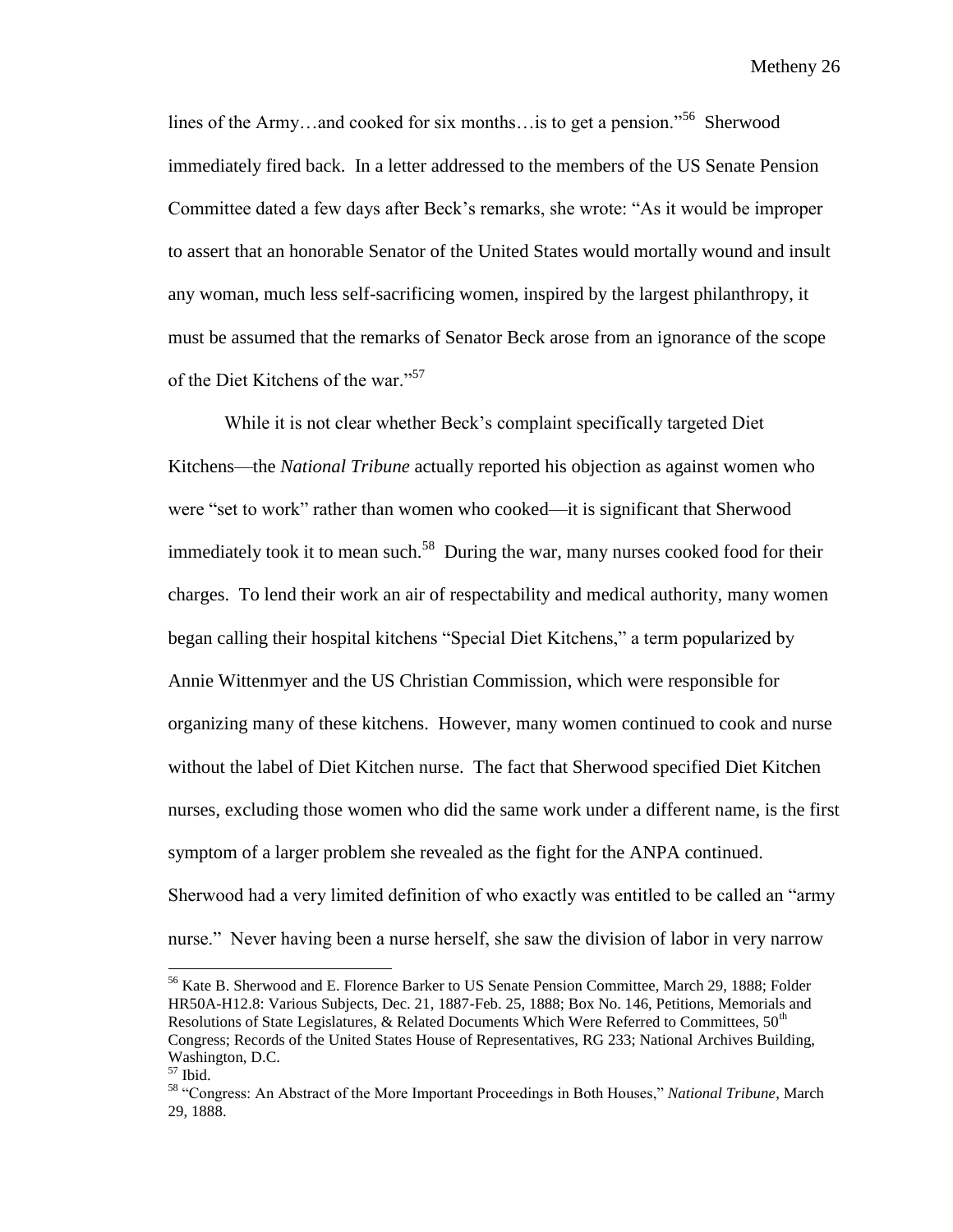lines of the Army…and cooked for six months…is to get a pension."[56] Sherwood immediately fired back. In a letter addressed to the members of the US Senate Pension Committee dated a few days after Beck's remarks, she wrote: "As it would be improper to assert that an honorable Senator of the United States would mortally wound and insult any woman, much less self-sacrificing women, inspired by the largest philanthropy, it must be assumed that the remarks of Senator Beck arose from an ignorance of the scope of the Diet Kitchens of the war."[57]

While it is not clear whether Beck's complaint specifically targeted Diet Kitchens—the *National Tribune* actually reported his objection as against women who were "set to work" rather than women who cooked—it is significant that Sherwood immediately took it to mean such.[58] During the war, many nurses cooked food for their charges. To lend their work an air of respectability and medical authority, many women began calling their hospital kitchens "Special Diet Kitchens," a term popularized by Annie Wittenmyer and the US Christian Commission, which were responsible for organizing many of these kitchens. However, many women continued to cook and nurse without the label of Diet Kitchen nurse. The fact that Sherwood specified Diet Kitchen nurses, excluding those women who did the same work under a different name, is the first symptom of a larger problem she revealed as the fight for the ANPA continued. Sherwood had a very limited definition of who exactly was entitled to be called an "army nurse." Never having been a nurse herself, she saw the division of labor in very narrow

---

[56] Kate B. Sherwood and E. Florence Barker to US Senate Pension Committee, March 29, 1888; Folder HR50A-H12.8: Various Subjects, Dec. 21, 1887-Feb. 25, 1888; Box No. 146, Petitions, Memorials and Resolutions of State Legislatures, & Related Documents Which Were Referred to Committees, 50th Congress; Records of the United States House of Representatives, RG 233; National Archives Building, Washington, D.C.

[57] Ibid.

[58] "Congress: An Abstract of the More Important Proceedings in Both Houses," *National Tribune*, March 29, 1888.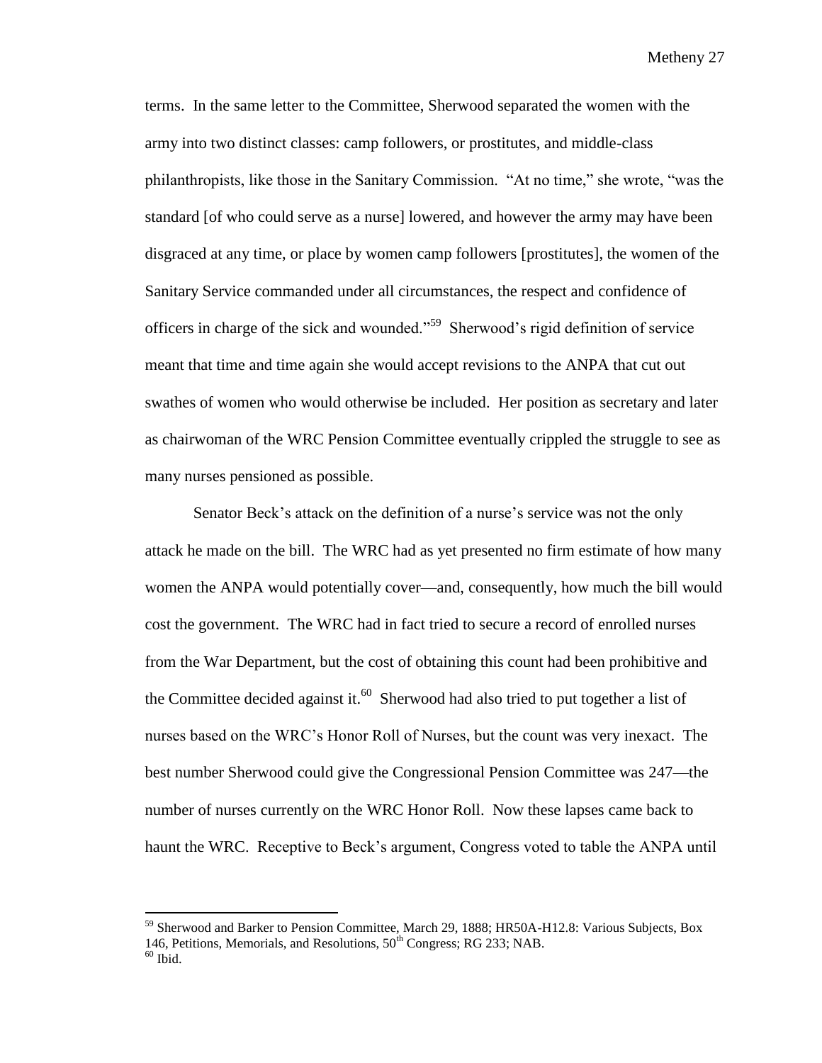terms. In the same letter to the Committee, Sherwood separated the women with the army into two distinct classes: camp followers, or prostitutes, and middle-class philanthropists, like those in the Sanitary Commission. "At no time," she wrote, "was the standard [of who could serve as a nurse] lowered, and however the army may have been disgraced at any time, or place by women camp followers [prostitutes], the women of the Sanitary Service commanded under all circumstances, the respect and confidence of officers in charge of the sick and wounded."[59] Sherwood's rigid definition of service meant that time and time again she would accept revisions to the ANPA that cut out swathes of women who would otherwise be included. Her position as secretary and later as chairwoman of the WRC Pension Committee eventually crippled the struggle to see as many nurses pensioned as possible.

Senator Beck's attack on the definition of a nurse's service was not the only attack he made on the bill. The WRC had as yet presented no firm estimate of how many women the ANPA would potentially cover—and, consequently, how much the bill would cost the government. The WRC had in fact tried to secure a record of enrolled nurses from the War Department, but the cost of obtaining this count had been prohibitive and the Committee decided against it.[60] Sherwood had also tried to put together a list of nurses based on the WRC's Honor Roll of Nurses, but the count was very inexact. The best number Sherwood could give the Congressional Pension Committee was 247—the number of nurses currently on the WRC Honor Roll. Now these lapses came back to haunt the WRC. Receptive to Beck's argument, Congress voted to table the ANPA until

---

[59] Sherwood and Barker to Pension Committee, March 29, 1888; HR50A-H12.8: Various Subjects, Box 146, Petitions, Memorials, and Resolutions, 50th Congress; RG 233; NAB.

[60] Ibid.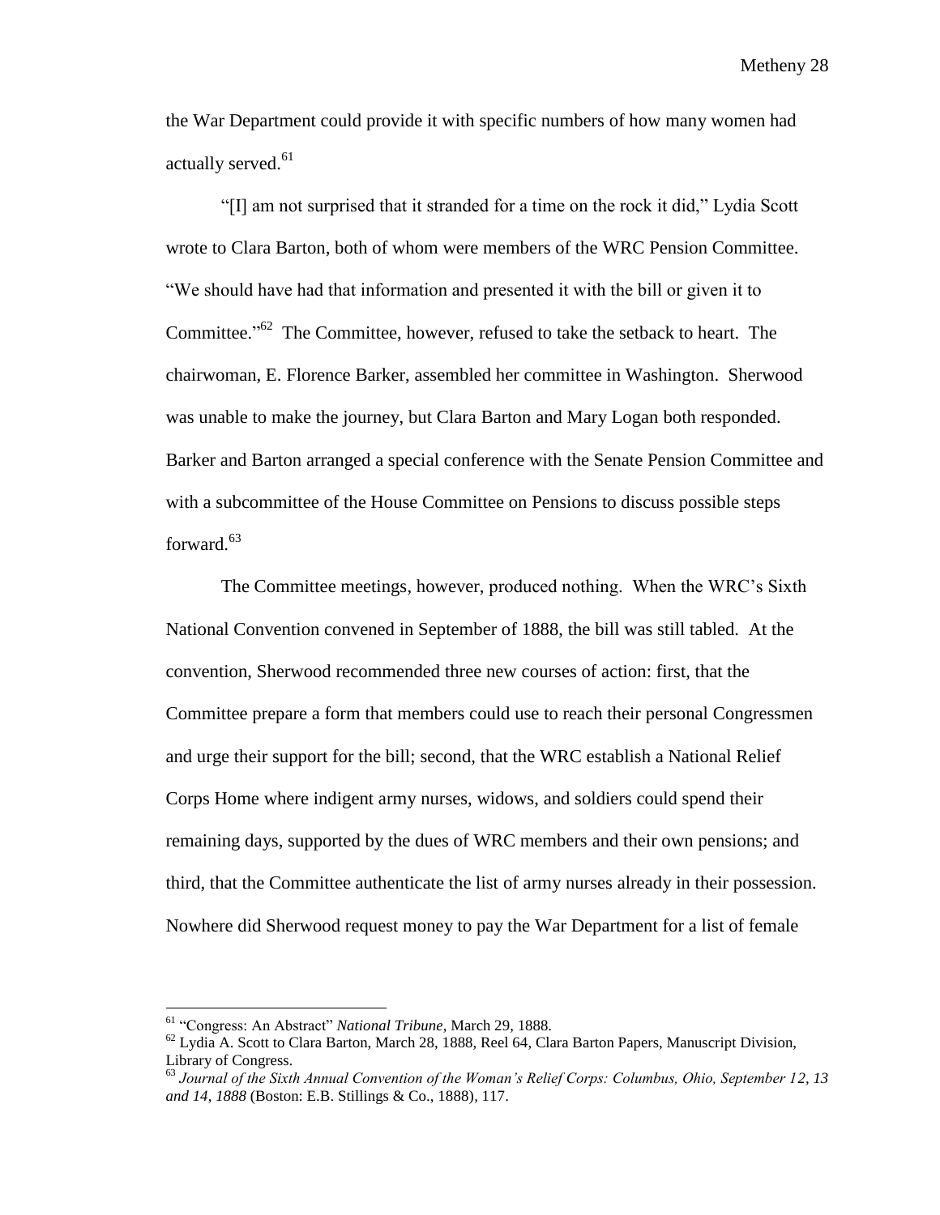the War Department could provide it with specific numbers of how many women had actually served.[61]

"[I] am not surprised that it stranded for a time on the rock it did," Lydia Scott wrote to Clara Barton, both of whom were members of the WRC Pension Committee. "We should have had that information and presented it with the bill or given it to Committee."[62] The Committee, however, refused to take the setback to heart. The chairwoman, E. Florence Barker, assembled her committee in Washington. Sherwood was unable to make the journey, but Clara Barton and Mary Logan both responded. Barker and Barton arranged a special conference with the Senate Pension Committee and with a subcommittee of the House Committee on Pensions to discuss possible steps forward.[63]

The Committee meetings, however, produced nothing. When the WRC's Sixth National Convention convened in September of 1888, the bill was still tabled. At the convention, Sherwood recommended three new courses of action: first, that the Committee prepare a form that members could use to reach their personal Congressmen and urge their support for the bill; second, that the WRC establish a National Relief Corps Home where indigent army nurses, widows, and soldiers could spend their remaining days, supported by the dues of WRC members and their own pensions; and third, that the Committee authenticate the list of army nurses already in their possession. Nowhere did Sherwood request money to pay the War Department for a list of female

---

[61] "Congress: An Abstract" *National Tribune*, March 29, 1888.

[62] Lydia A. Scott to Clara Barton, March 28, 1888, Reel 64, Clara Barton Papers, Manuscript Division, Library of Congress.

[63] *Journal of the Sixth Annual Convention of the Woman's Relief Corps: Columbus, Ohio, September 12, 13 and 14, 1888* (Boston: E.B. Stillings & Co., 1888), 117.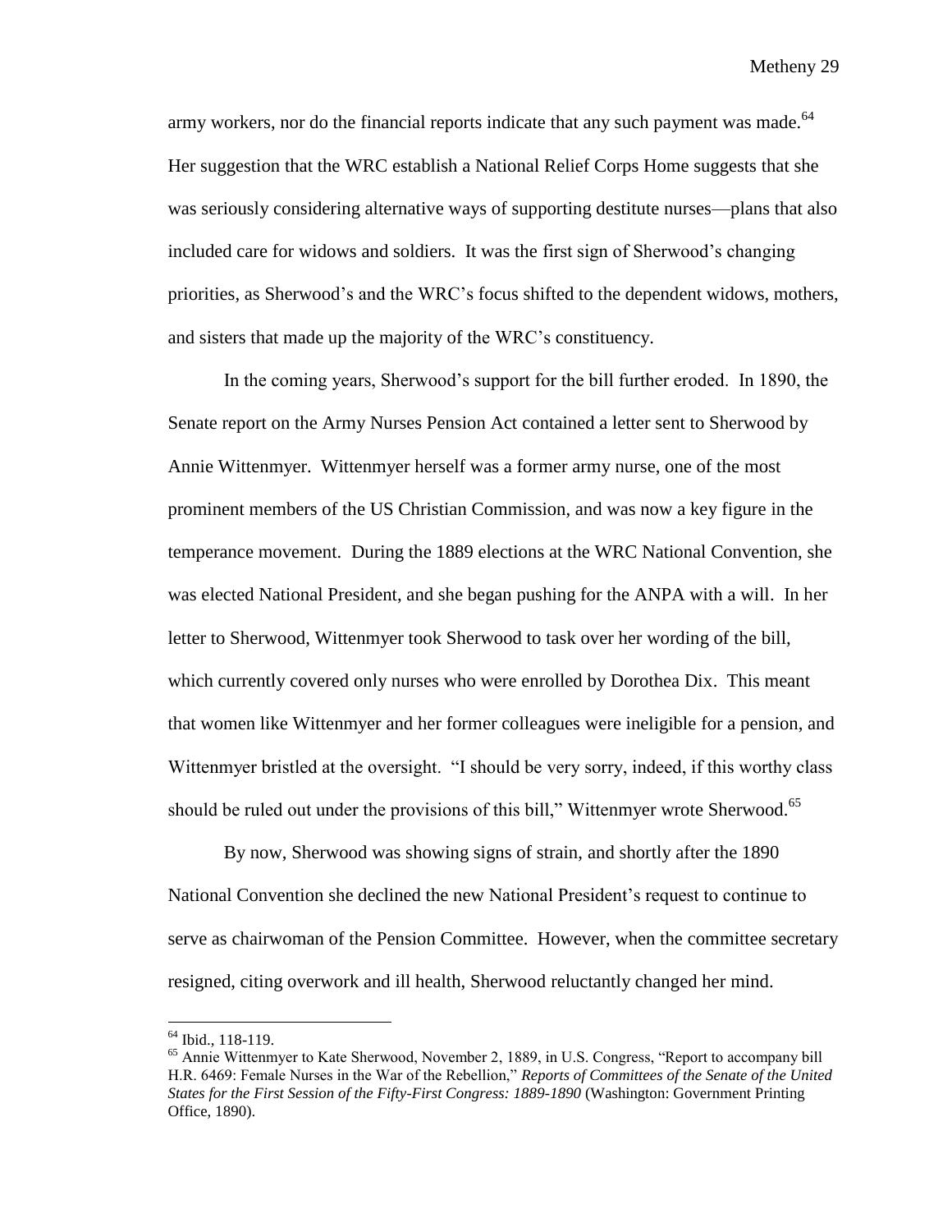army workers, nor do the financial reports indicate that any such payment was made.[64] Her suggestion that the WRC establish a National Relief Corps Home suggests that she was seriously considering alternative ways of supporting destitute nurses—plans that also included care for widows and soldiers. It was the first sign of Sherwood's changing priorities, as Sherwood's and the WRC's focus shifted to the dependent widows, mothers, and sisters that made up the majority of the WRC's constituency.

In the coming years, Sherwood's support for the bill further eroded. In 1890, the Senate report on the Army Nurses Pension Act contained a letter sent to Sherwood by Annie Wittenmyer. Wittenmyer herself was a former army nurse, one of the most prominent members of the US Christian Commission, and was now a key figure in the temperance movement. During the 1889 elections at the WRC National Convention, she was elected National President, and she began pushing for the ANPA with a will. In her letter to Sherwood, Wittenmyer took Sherwood to task over her wording of the bill, which currently covered only nurses who were enrolled by Dorothea Dix. This meant that women like Wittenmyer and her former colleagues were ineligible for a pension, and Wittenmyer bristled at the oversight. "I should be very sorry, indeed, if this worthy class should be ruled out under the provisions of this bill," Wittenmyer wrote Sherwood.[65]

By now, Sherwood was showing signs of strain, and shortly after the 1890 National Convention she declined the new National President's request to continue to serve as chairwoman of the Pension Committee. However, when the committee secretary resigned, citing overwork and ill health, Sherwood reluctantly changed her mind.

---

[64] Ibid., 118-119.

[65] Annie Wittenmyer to Kate Sherwood, November 2, 1889, in U.S. Congress, "Report to accompany bill H.R. 6469: Female Nurses in the War of the Rebellion," *Reports of Committees of the Senate of the United States for the First Session of the Fifty-First Congress: 1889-1890* (Washington: Government Printing Office, 1890).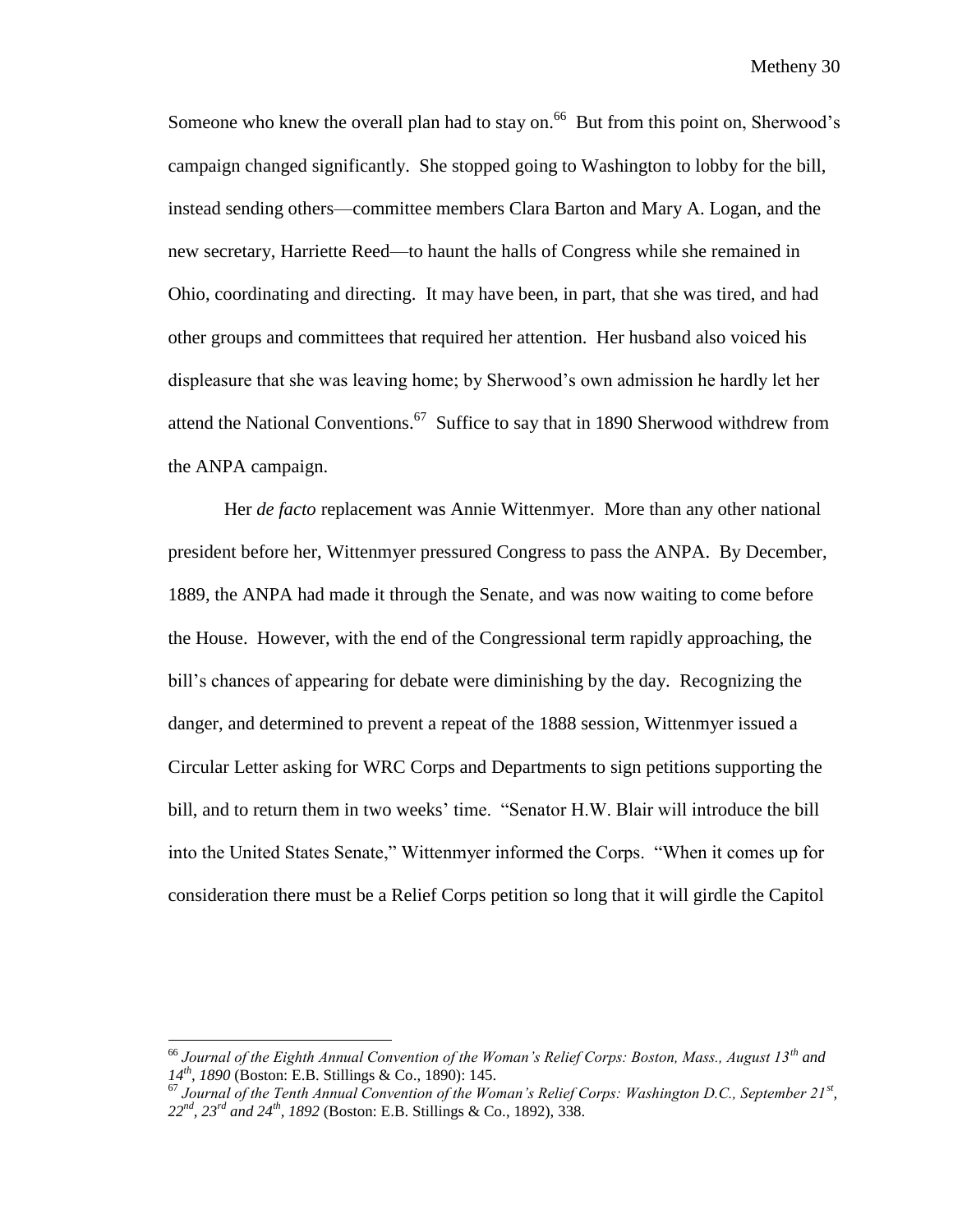Someone who knew the overall plan had to stay on.[66] But from this point on, Sherwood's campaign changed significantly. She stopped going to Washington to lobby for the bill, instead sending others—committee members Clara Barton and Mary A. Logan, and the new secretary, Harriette Reed—to haunt the halls of Congress while she remained in Ohio, coordinating and directing. It may have been, in part, that she was tired, and had other groups and committees that required her attention. Her husband also voiced his displeasure that she was leaving home; by Sherwood's own admission he hardly let her attend the National Conventions.[67] Suffice to say that in 1890 Sherwood withdrew from the ANPA campaign.

Her *de facto* replacement was Annie Wittenmyer. More than any other national president before her, Wittenmyer pressured Congress to pass the ANPA. By December, 1889, the ANPA had made it through the Senate, and was now waiting to come before the House. However, with the end of the Congressional term rapidly approaching, the bill's chances of appearing for debate were diminishing by the day. Recognizing the danger, and determined to prevent a repeat of the 1888 session, Wittenmyer issued a Circular Letter asking for WRC Corps and Departments to sign petitions supporting the bill, and to return them in two weeks' time. "Senator H.W. Blair will introduce the bill into the United States Senate," Wittenmyer informed the Corps. "When it comes up for consideration there must be a Relief Corps petition so long that it will girdle the Capitol

---

[66] *Journal of the Eighth Annual Convention of the Woman's Relief Corps: Boston, Mass., August 13th and 14th, 1890* (Boston: E.B. Stillings & Co., 1890): 145.

[67] *Journal of the Tenth Annual Convention of the Woman's Relief Corps: Washington D.C., September 21st, 22nd, 23rd and 24th, 1892* (Boston: E.B. Stillings & Co., 1892), 338.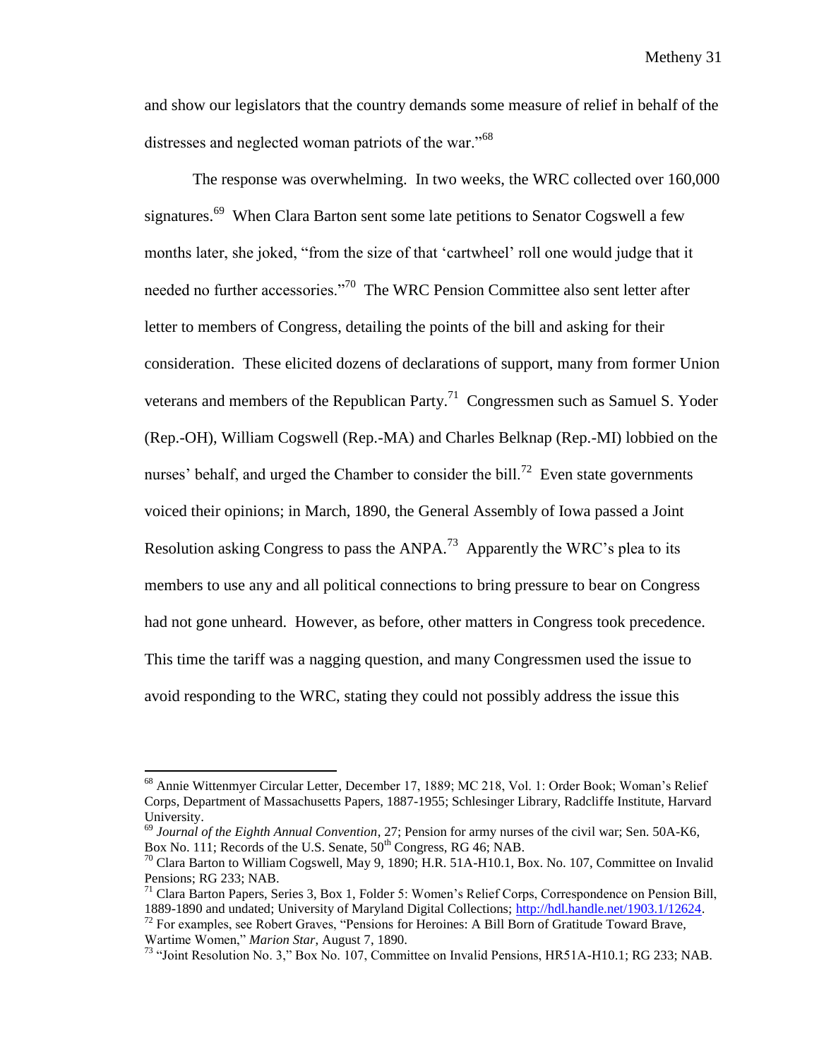and show our legislators that the country demands some measure of relief in behalf of the distresses and neglected woman patriots of the war."[68]

The response was overwhelming. In two weeks, the WRC collected over 160,000 signatures.[69] When Clara Barton sent some late petitions to Senator Cogswell a few months later, she joked, "from the size of that 'cartwheel' roll one would judge that it needed no further accessories."[70] The WRC Pension Committee also sent letter after letter to members of Congress, detailing the points of the bill and asking for their consideration. These elicited dozens of declarations of support, many from former Union veterans and members of the Republican Party.[71] Congressmen such as Samuel S. Yoder (Rep.-OH), William Cogswell (Rep.-MA) and Charles Belknap (Rep.-MI) lobbied on the nurses' behalf, and urged the Chamber to consider the bill.[72] Even state governments voiced their opinions; in March, 1890, the General Assembly of Iowa passed a Joint Resolution asking Congress to pass the ANPA.[73] Apparently the WRC's plea to its members to use any and all political connections to bring pressure to bear on Congress had not gone unheard. However, as before, other matters in Congress took precedence. This time the tariff was a nagging question, and many Congressmen used the issue to avoid responding to the WRC, stating they could not possibly address the issue this

---

[68] Annie Wittenmyer Circular Letter, December 17, 1889; MC 218, Vol. 1: Order Book; Woman's Relief Corps, Department of Massachusetts Papers, 1887-1955; Schlesinger Library, Radcliffe Institute, Harvard University.

[69] *Journal of the Eighth Annual Convention*, 27; Pension for army nurses of the civil war; Sen. 50A-K6, Box No. 111; Records of the U.S. Senate, 50th Congress, RG 46; NAB.

[70] Clara Barton to William Cogswell, May 9, 1890; H.R. 51A-H10.1, Box. No. 107, Committee on Invalid Pensions; RG 233; NAB.

[71] Clara Barton Papers, Series 3, Box 1, Folder 5: Women's Relief Corps, Correspondence on Pension Bill, 1889-1890 and undated; University of Maryland Digital Collections; http://hdl.handle.net/1903.1/12624.

[72] For examples, see Robert Graves, "Pensions for Heroines: A Bill Born of Gratitude Toward Brave, Wartime Women," *Marion Star*, August 7, 1890.

[73] "Joint Resolution No. 3," Box No. 107, Committee on Invalid Pensions, HR51A-H10.1; RG 233; NAB.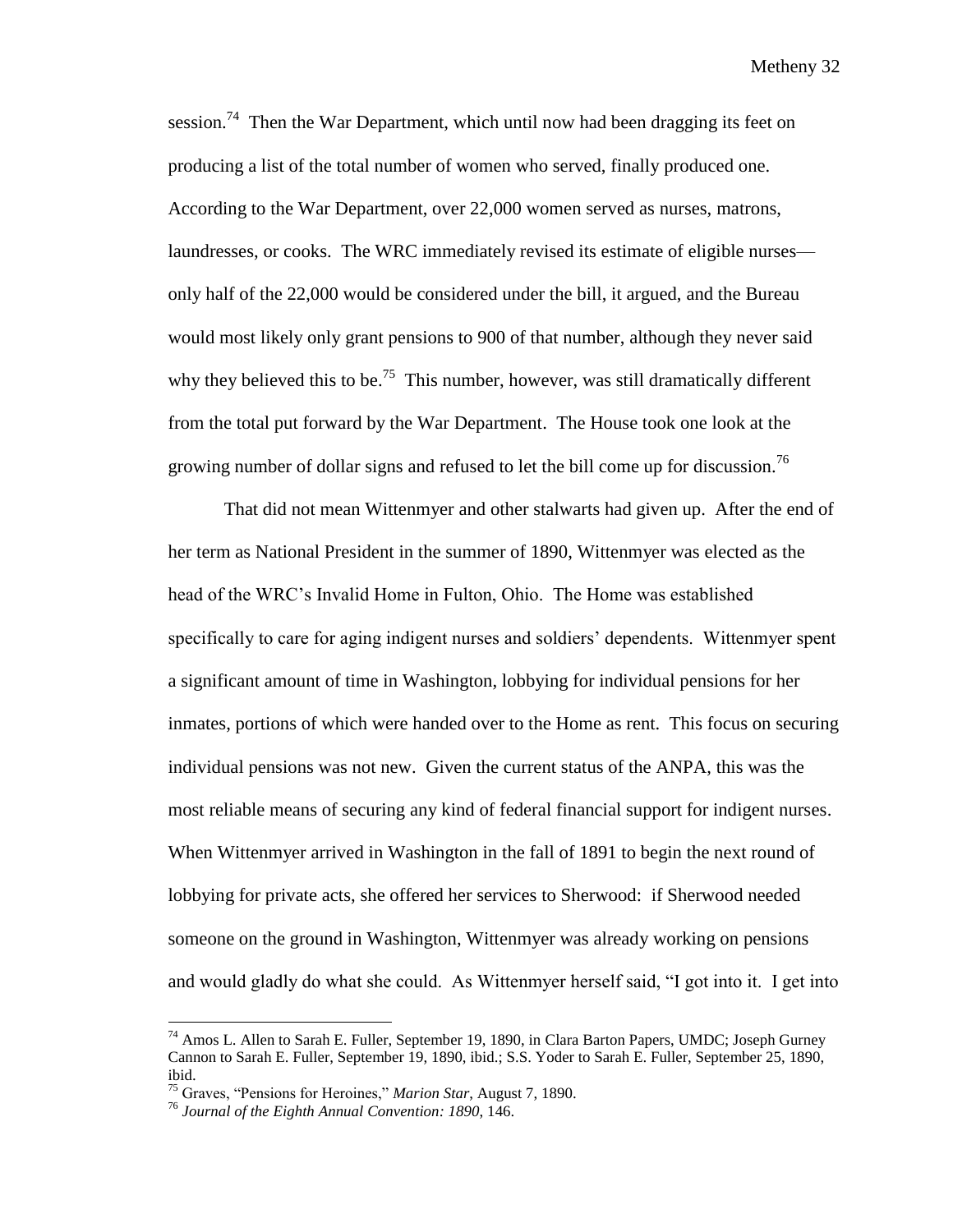session.[74] Then the War Department, which until now had been dragging its feet on producing a list of the total number of women who served, finally produced one. According to the War Department, over 22,000 women served as nurses, matrons, laundresses, or cooks. The WRC immediately revised its estimate of eligible nurses—only half of the 22,000 would be considered under the bill, it argued, and the Bureau would most likely only grant pensions to 900 of that number, although they never said why they believed this to be.[75] This number, however, was still dramatically different from the total put forward by the War Department. The House took one look at the growing number of dollar signs and refused to let the bill come up for discussion.[76]

That did not mean Wittenmyer and other stalwarts had given up. After the end of her term as National President in the summer of 1890, Wittenmyer was elected as the head of the WRC's Invalid Home in Fulton, Ohio. The Home was established specifically to care for aging indigent nurses and soldiers' dependents. Wittenmyer spent a significant amount of time in Washington, lobbying for individual pensions for her inmates, portions of which were handed over to the Home as rent. This focus on securing individual pensions was not new. Given the current status of the ANPA, this was the most reliable means of securing any kind of federal financial support for indigent nurses. When Wittenmyer arrived in Washington in the fall of 1891 to begin the next round of lobbying for private acts, she offered her services to Sherwood: if Sherwood needed someone on the ground in Washington, Wittenmyer was already working on pensions and would gladly do what she could. As Wittenmyer herself said, "I got into it. I get into

---

[74] Amos L. Allen to Sarah E. Fuller, September 19, 1890, in Clara Barton Papers, UMDC; Joseph Gurney Cannon to Sarah E. Fuller, September 19, 1890, ibid.; S.S. Yoder to Sarah E. Fuller, September 25, 1890, ibid.

[75] Graves, "Pensions for Heroines," *Marion Star*, August 7, 1890.

[76] *Journal of the Eighth Annual Convention: 1890*, 146.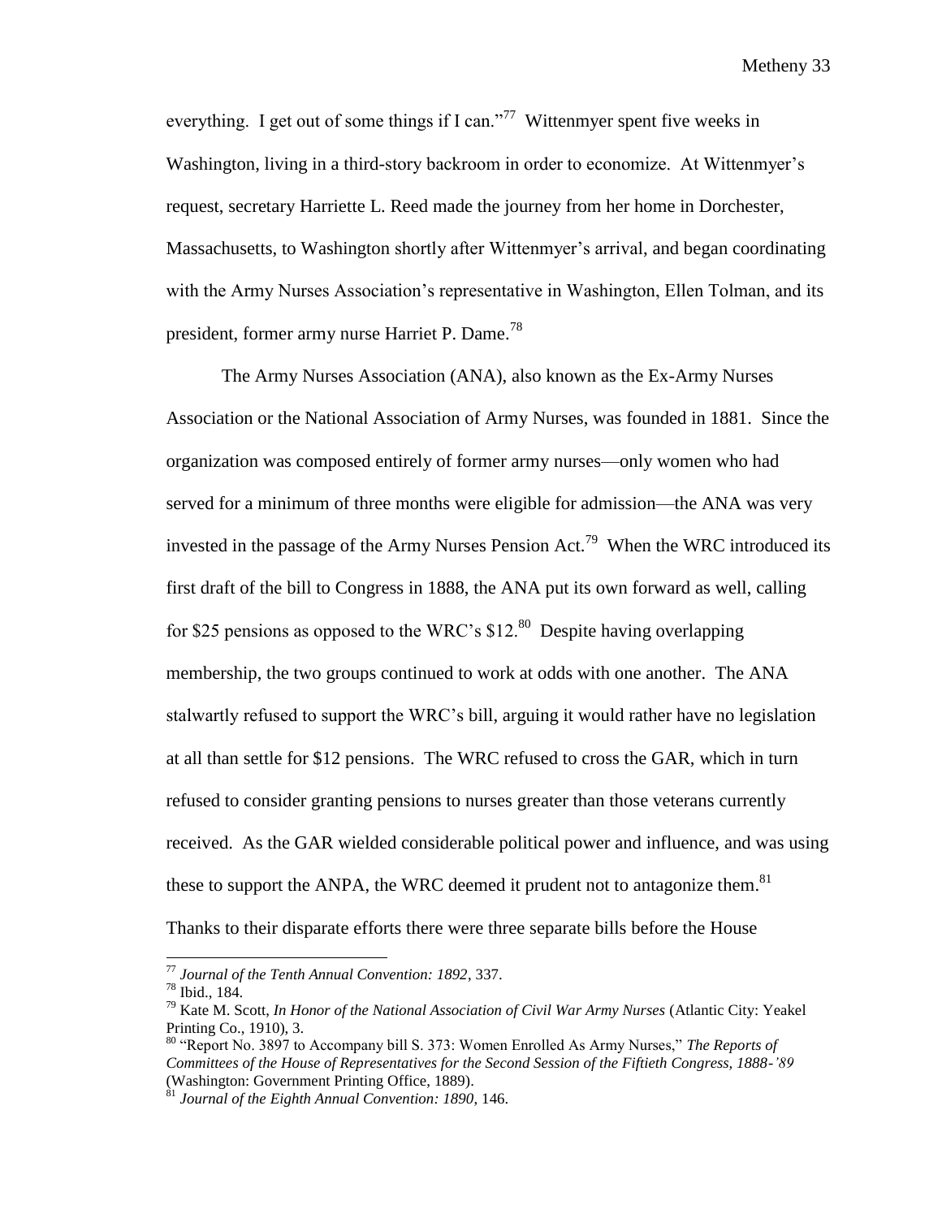everything. I get out of some things if I can."[77] Wittenmyer spent five weeks in Washington, living in a third-story backroom in order to economize. At Wittenmyer's request, secretary Harriette L. Reed made the journey from her home in Dorchester, Massachusetts, to Washington shortly after Wittenmyer's arrival, and began coordinating with the Army Nurses Association's representative in Washington, Ellen Tolman, and its president, former army nurse Harriet P. Dame.[78]

The Army Nurses Association (ANA), also known as the Ex-Army Nurses Association or the National Association of Army Nurses, was founded in 1881. Since the organization was composed entirely of former army nurses—only women who had served for a minimum of three months were eligible for admission—the ANA was very invested in the passage of the Army Nurses Pension Act.[79] When the WRC introduced its first draft of the bill to Congress in 1888, the ANA put its own forward as well, calling for $25 pensions as opposed to the WRC's $12.[80] Despite having overlapping membership, the two groups continued to work at odds with one another. The ANA stalwartly refused to support the WRC's bill, arguing it would rather have no legislation at all than settle for $12 pensions. The WRC refused to cross the GAR, which in turn refused to consider granting pensions to nurses greater than those veterans currently received. As the GAR wielded considerable political power and influence, and was using these to support the ANPA, the WRC deemed it prudent not to antagonize them.[81] Thanks to their disparate efforts there were three separate bills before the House

---

[77] *Journal of the Tenth Annual Convention: 1892*, 337.

[78] Ibid., 184.

[79] Kate M. Scott, *In Honor of the National Association of Civil War Army Nurses* (Atlantic City: Yeakel Printing Co., 1910), 3.

[80] "Report No. 3897 to Accompany bill S. 373: Women Enrolled As Army Nurses," *The Reports of Committees of the House of Representatives for the Second Session of the Fiftieth Congress, 1888-'89* (Washington: Government Printing Office, 1889).

[81] *Journal of the Eighth Annual Convention: 1890*, 146.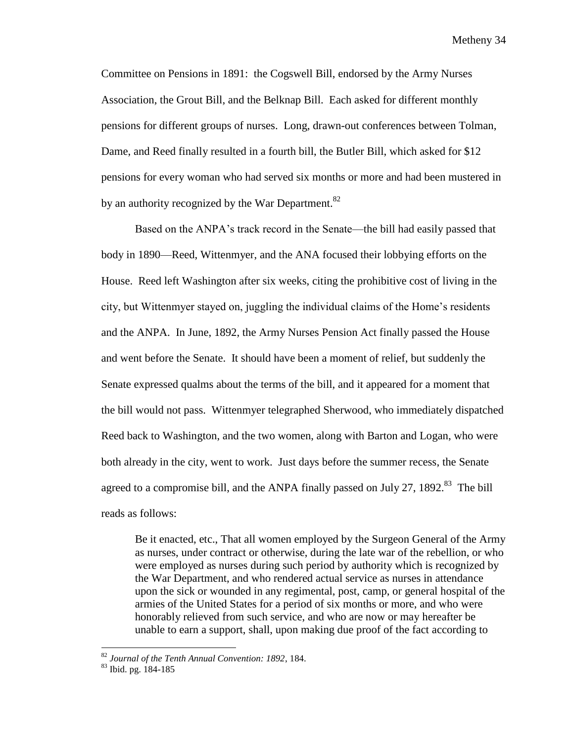Committee on Pensions in 1891: the Cogswell Bill, endorsed by the Army Nurses Association, the Grout Bill, and the Belknap Bill. Each asked for different monthly pensions for different groups of nurses. Long, drawn-out conferences between Tolman, Dame, and Reed finally resulted in a fourth bill, the Butler Bill, which asked for $12 pensions for every woman who had served six months or more and had been mustered in by an authority recognized by the War Department.[82]

Based on the ANPA's track record in the Senate—the bill had easily passed that body in 1890—Reed, Wittenmyer, and the ANA focused their lobbying efforts on the House. Reed left Washington after six weeks, citing the prohibitive cost of living in the city, but Wittenmyer stayed on, juggling the individual claims of the Home's residents and the ANPA. In June, 1892, the Army Nurses Pension Act finally passed the House and went before the Senate. It should have been a moment of relief, but suddenly the Senate expressed qualms about the terms of the bill, and it appeared for a moment that the bill would not pass. Wittenmyer telegraphed Sherwood, who immediately dispatched Reed back to Washington, and the two women, along with Barton and Logan, who were both already in the city, went to work. Just days before the summer recess, the Senate agreed to a compromise bill, and the ANPA finally passed on July 27, 1892.[83] The bill reads as follows:

> Be it enacted, etc., That all women employed by the Surgeon General of the Army as nurses, under contract or otherwise, during the late war of the rebellion, or who were employed as nurses during such period by authority which is recognized by the War Department, and who rendered actual service as nurses in attendance upon the sick or wounded in any regimental, post, camp, or general hospital of the armies of the United States for a period of six months or more, and who were honorably relieved from such service, and who are now or may hereafter be unable to earn a support, shall, upon making due proof of the fact according to

---

[82] *Journal of the Tenth Annual Convention: 1892*, 184.

[83] Ibid. pg. 184-185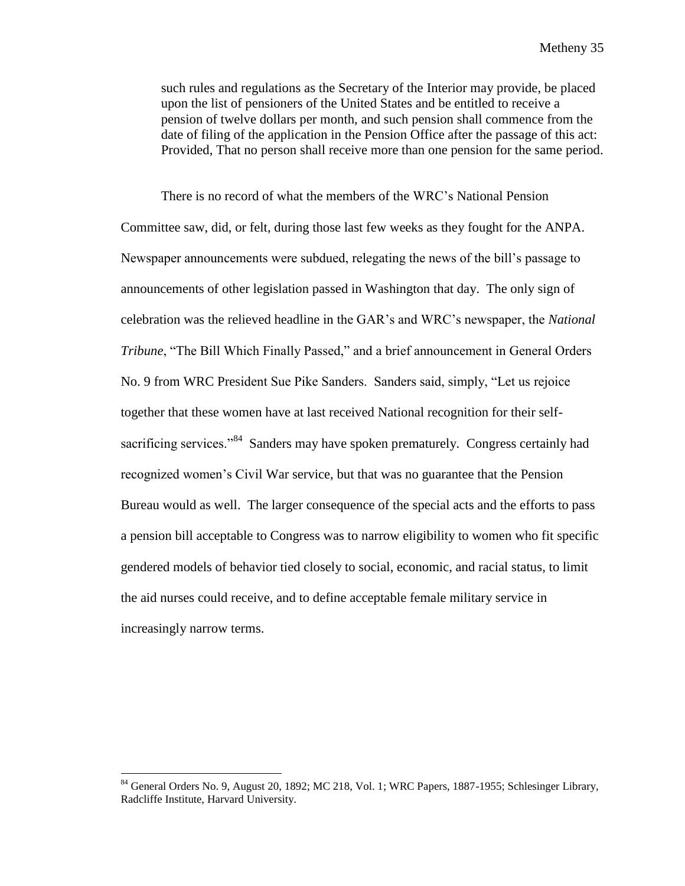> such rules and regulations as the Secretary of the Interior may provide, be placed upon the list of pensioners of the United States and be entitled to receive a pension of twelve dollars per month, and such pension shall commence from the date of filing of the application in the Pension Office after the passage of this act: Provided, That no person shall receive more than one pension for the same period.

There is no record of what the members of the WRC's National Pension Committee saw, did, or felt, during those last few weeks as they fought for the ANPA. Newspaper announcements were subdued, relegating the news of the bill's passage to announcements of other legislation passed in Washington that day. The only sign of celebration was the relieved headline in the GAR's and WRC's newspaper, the *National Tribune*, "The Bill Which Finally Passed," and a brief announcement in General Orders No. 9 from WRC President Sue Pike Sanders. Sanders said, simply, "Let us rejoice together that these women have at last received National recognition for their self-sacrificing services."[84] Sanders may have spoken prematurely. Congress certainly had recognized women's Civil War service, but that was no guarantee that the Pension Bureau would as well. The larger consequence of the special acts and the efforts to pass a pension bill acceptable to Congress was to narrow eligibility to women who fit specific gendered models of behavior tied closely to social, economic, and racial status, to limit the aid nurses could receive, and to define acceptable female military service in increasingly narrow terms.

---

[84] General Orders No. 9, August 20, 1892; MC 218, Vol. 1; WRC Papers, 1887-1955; Schlesinger Library, Radcliffe Institute, Harvard University.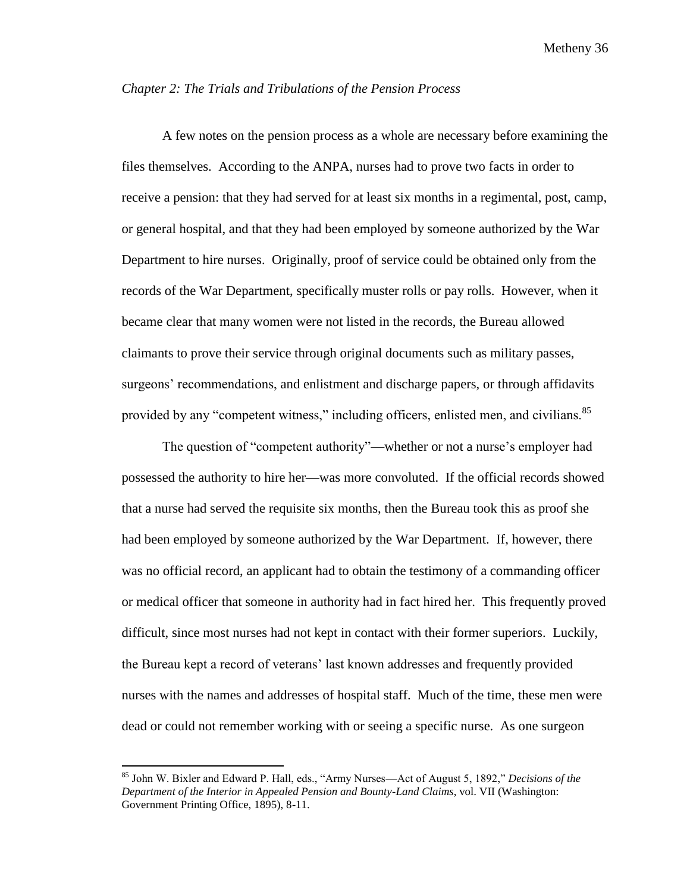*Chapter 2: The Trials and Tribulations of the Pension Process*

A few notes on the pension process as a whole are necessary before examining the files themselves. According to the ANPA, nurses had to prove two facts in order to receive a pension: that they had served for at least six months in a regimental, post, camp, or general hospital, and that they had been employed by someone authorized by the War Department to hire nurses. Originally, proof of service could be obtained only from the records of the War Department, specifically muster rolls or pay rolls. However, when it became clear that many women were not listed in the records, the Bureau allowed claimants to prove their service through original documents such as military passes, surgeons' recommendations, and enlistment and discharge papers, or through affidavits provided by any "competent witness," including officers, enlisted men, and civilians.[85]

The question of "competent authority"—whether or not a nurse's employer had possessed the authority to hire her—was more convoluted. If the official records showed that a nurse had served the requisite six months, then the Bureau took this as proof she had been employed by someone authorized by the War Department. If, however, there was no official record, an applicant had to obtain the testimony of a commanding officer or medical officer that someone in authority had in fact hired her. This frequently proved difficult, since most nurses had not kept in contact with their former superiors. Luckily, the Bureau kept a record of veterans' last known addresses and frequently provided nurses with the names and addresses of hospital staff. Much of the time, these men were dead or could not remember working with or seeing a specific nurse. As one surgeon

---

[85] John W. Bixler and Edward P. Hall, eds., "Army Nurses—Act of August 5, 1892," *Decisions of the Department of the Interior in Appealed Pension and Bounty-Land Claims*, vol. VII (Washington: Government Printing Office, 1895), 8-11.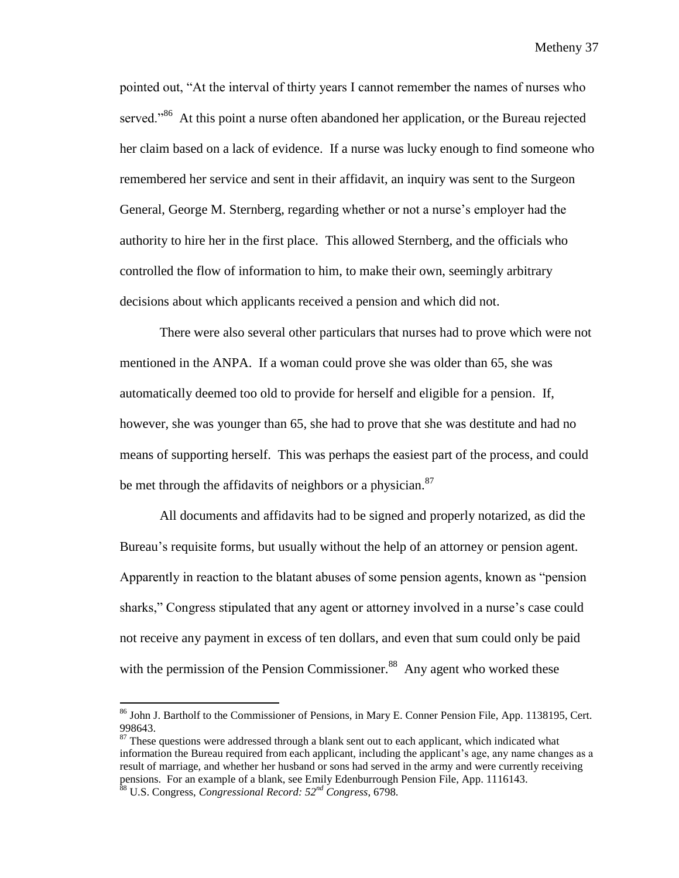pointed out, "At the interval of thirty years I cannot remember the names of nurses who served."[86] At this point a nurse often abandoned her application, or the Bureau rejected her claim based on a lack of evidence. If a nurse was lucky enough to find someone who remembered her service and sent in their affidavit, an inquiry was sent to the Surgeon General, George M. Sternberg, regarding whether or not a nurse's employer had the authority to hire her in the first place. This allowed Sternberg, and the officials who controlled the flow of information to him, to make their own, seemingly arbitrary decisions about which applicants received a pension and which did not.

There were also several other particulars that nurses had to prove which were not mentioned in the ANPA. If a woman could prove she was older than 65, she was automatically deemed too old to provide for herself and eligible for a pension. If, however, she was younger than 65, she had to prove that she was destitute and had no means of supporting herself. This was perhaps the easiest part of the process, and could be met through the affidavits of neighbors or a physician.[87]

All documents and affidavits had to be signed and properly notarized, as did the Bureau's requisite forms, but usually without the help of an attorney or pension agent. Apparently in reaction to the blatant abuses of some pension agents, known as "pension sharks," Congress stipulated that any agent or attorney involved in a nurse's case could not receive any payment in excess of ten dollars, and even that sum could only be paid with the permission of the Pension Commissioner.[88] Any agent who worked these

---

[86] John J. Bartholf to the Commissioner of Pensions, in Mary E. Conner Pension File, App. 1138195, Cert. 998643.

[87] These questions were addressed through a blank sent out to each applicant, which indicated what information the Bureau required from each applicant, including the applicant's age, any name changes as a result of marriage, and whether her husband or sons had served in the army and were currently receiving pensions. For an example of a blank, see Emily Edenburrough Pension File, App. 1116143.

[88] U.S. Congress, *Congressional Record: 52nd Congress*, 6798.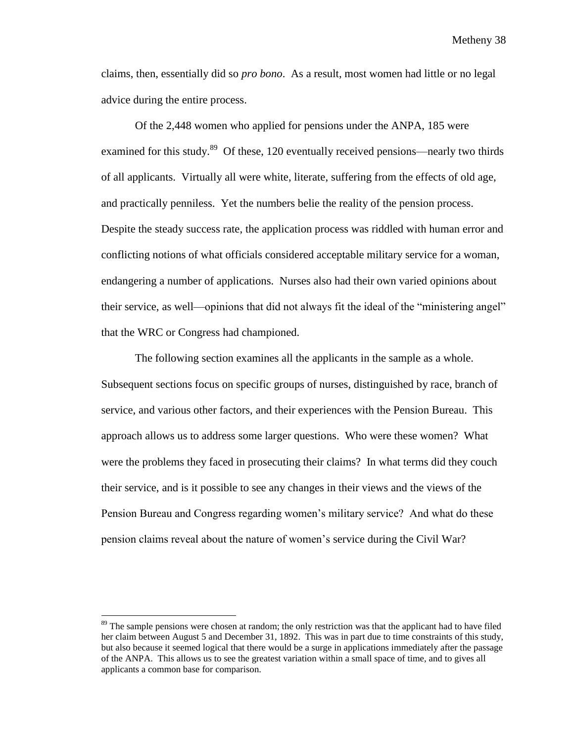claims, then, essentially did so *pro bono*. As a result, most women had little or no legal advice during the entire process.

Of the 2,448 women who applied for pensions under the ANPA, 185 were examined for this study.[89] Of these, 120 eventually received pensions—nearly two thirds of all applicants. Virtually all were white, literate, suffering from the effects of old age, and practically penniless. Yet the numbers belie the reality of the pension process. Despite the steady success rate, the application process was riddled with human error and conflicting notions of what officials considered acceptable military service for a woman, endangering a number of applications. Nurses also had their own varied opinions about their service, as well—opinions that did not always fit the ideal of the "ministering angel" that the WRC or Congress had championed.

The following section examines all the applicants in the sample as a whole. Subsequent sections focus on specific groups of nurses, distinguished by race, branch of service, and various other factors, and their experiences with the Pension Bureau. This approach allows us to address some larger questions. Who were these women? What were the problems they faced in prosecuting their claims? In what terms did they couch their service, and is it possible to see any changes in their views and the views of the Pension Bureau and Congress regarding women's military service? And what do these pension claims reveal about the nature of women's service during the Civil War?

[89] The sample pensions were chosen at random; the only restriction was that the applicant had to have filed her claim between August 5 and December 31, 1892. This was in part due to time constraints of this study, but also because it seemed logical that there would be a surge in applications immediately after the passage of the ANPA. This allows us to see the greatest variation within a small space of time, and to gives all applicants a common base for comparison.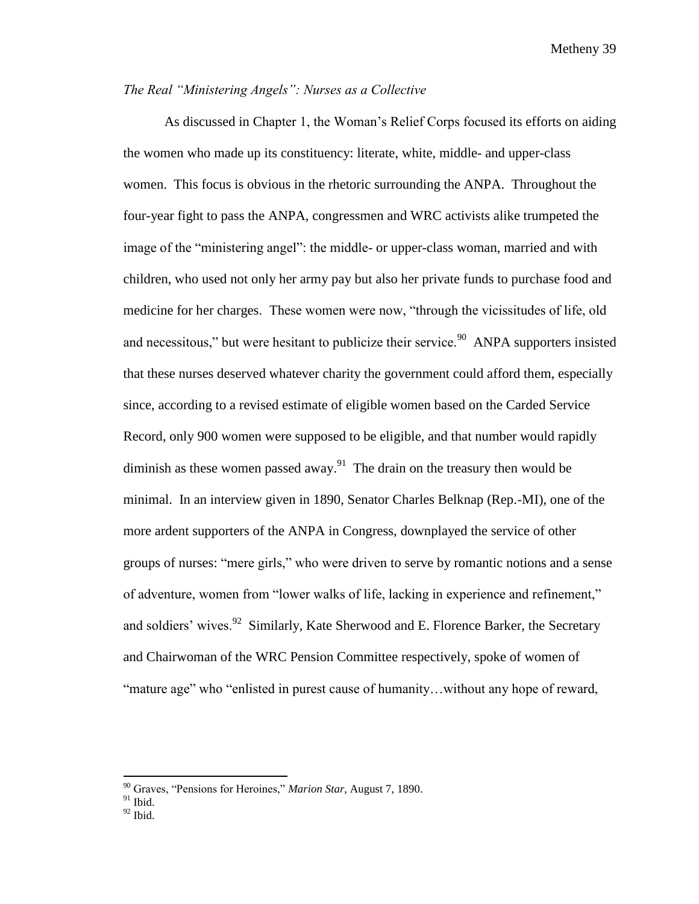*The Real "Ministering Angels": Nurses as a Collective*

As discussed in Chapter 1, the Woman's Relief Corps focused its efforts on aiding the women who made up its constituency: literate, white, middle- and upper-class women. This focus is obvious in the rhetoric surrounding the ANPA. Throughout the four-year fight to pass the ANPA, congressmen and WRC activists alike trumpeted the image of the "ministering angel": the middle- or upper-class woman, married and with children, who used not only her army pay but also her private funds to purchase food and medicine for her charges. These women were now, "through the vicissitudes of life, old and necessitous," but were hesitant to publicize their service.[90] ANPA supporters insisted that these nurses deserved whatever charity the government could afford them, especially since, according to a revised estimate of eligible women based on the Carded Service Record, only 900 women were supposed to be eligible, and that number would rapidly diminish as these women passed away.[91] The drain on the treasury then would be minimal. In an interview given in 1890, Senator Charles Belknap (Rep.-MI), one of the more ardent supporters of the ANPA in Congress, downplayed the service of other groups of nurses: "mere girls," who were driven to serve by romantic notions and a sense of adventure, women from "lower walks of life, lacking in experience and refinement," and soldiers' wives.[92] Similarly, Kate Sherwood and E. Florence Barker, the Secretary and Chairwoman of the WRC Pension Committee respectively, spoke of women of "mature age" who "enlisted in purest cause of humanity…without any hope of reward,

---

[90] Graves, "Pensions for Heroines," *Marion Star*, August 7, 1890.

[91] Ibid.

[92] Ibid.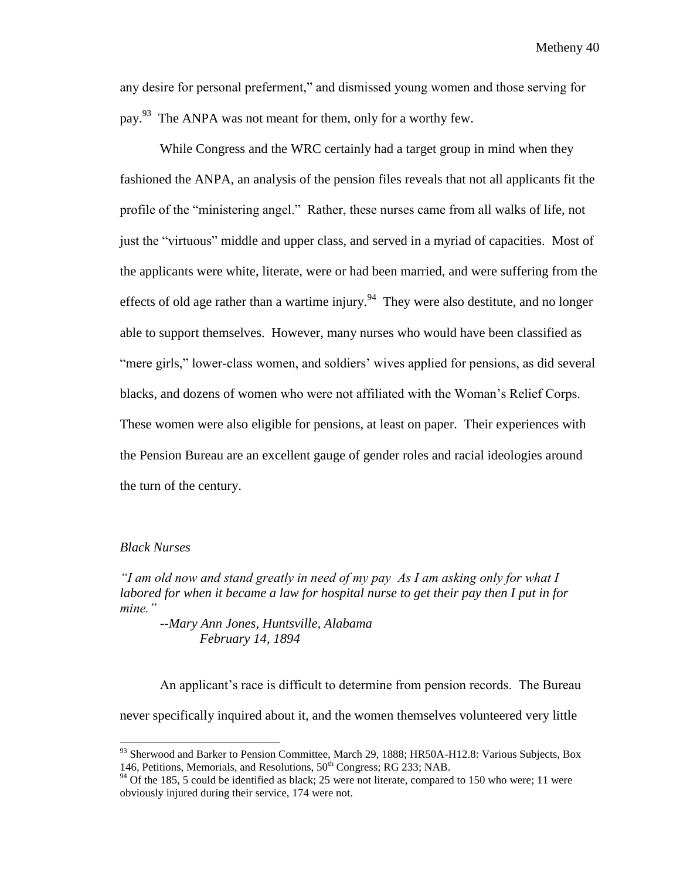any desire for personal preferment," and dismissed young women and those serving for pay.[93] The ANPA was not meant for them, only for a worthy few.

While Congress and the WRC certainly had a target group in mind when they fashioned the ANPA, an analysis of the pension files reveals that not all applicants fit the profile of the "ministering angel." Rather, these nurses came from all walks of life, not just the "virtuous" middle and upper class, and served in a myriad of capacities. Most of the applicants were white, literate, were or had been married, and were suffering from the effects of old age rather than a wartime injury.[94] They were also destitute, and no longer able to support themselves. However, many nurses who would have been classified as "mere girls," lower-class women, and soldiers' wives applied for pensions, as did several blacks, and dozens of women who were not affiliated with the Woman's Relief Corps. These women were also eligible for pensions, at least on paper. Their experiences with the Pension Bureau are an excellent gauge of gender roles and racial ideologies around the turn of the century.

### *Black Nurses*

*"I am old now and stand greatly in need of my pay As I am asking only for what I labored for when it became a law for hospital nurse to get their pay then I put in for mine."*

*--Mary Ann Jones, Huntsville, Alabama*
*February 14, 1894*

An applicant's race is difficult to determine from pension records. The Bureau never specifically inquired about it, and the women themselves volunteered very little

---

[93] Sherwood and Barker to Pension Committee, March 29, 1888; HR50A-H12.8: Various Subjects, Box 146, Petitions, Memorials, and Resolutions, 50th Congress; RG 233; NAB.

[94] Of the 185, 5 could be identified as black; 25 were not literate, compared to 150 who were; 11 were obviously injured during their service, 174 were not.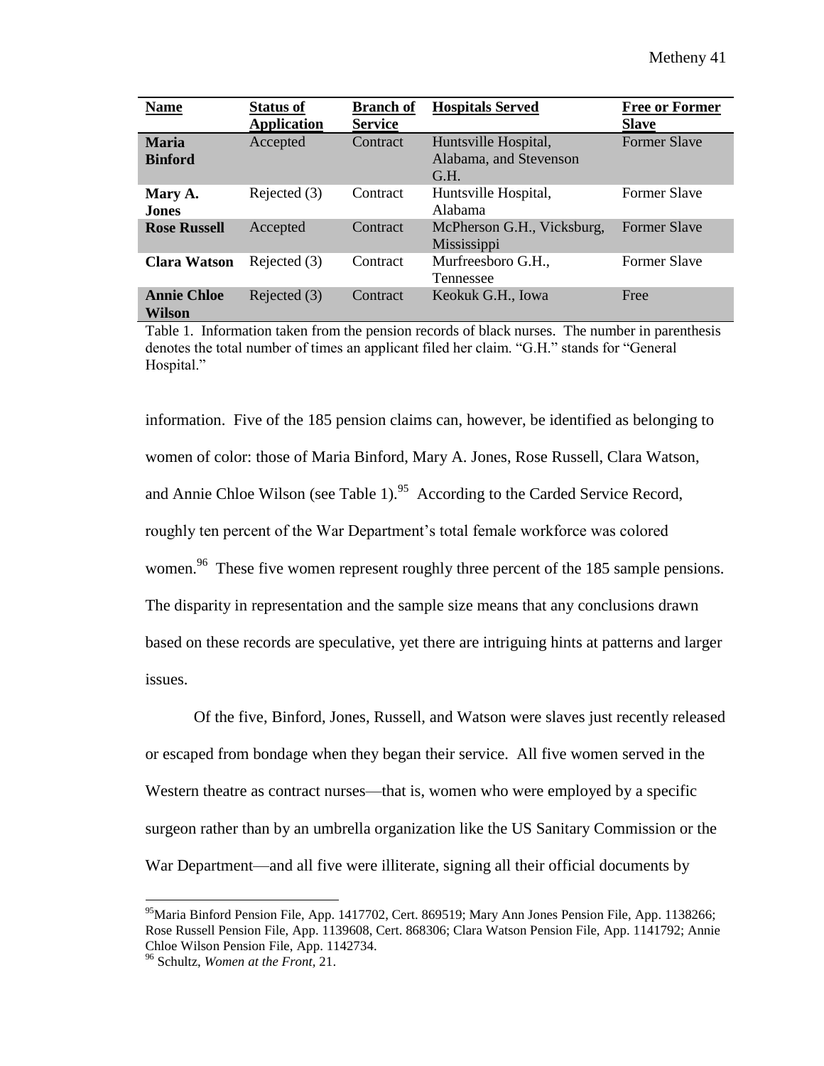| Name | Status of Application | Branch of Service | Hospitals Served | Free or Former Slave |
|---|---|---|---|---|
| **Maria Binford** | Accepted | Contract | Huntsville Hospital, Alabama, and Stevenson G.H. | Former Slave |
| **Mary A. Jones** | Rejected (3) | Contract | Huntsville Hospital, Alabama | Former Slave |
| **Rose Russell** | Accepted | Contract | McPherson G.H., Vicksburg, Mississippi | Former Slave |
| **Clara Watson** | Rejected (3) | Contract | Murfreesboro G.H., Tennessee | Former Slave |
| **Annie Chloe Wilson** | Rejected (3) | Contract | Keokuk G.H., Iowa | Free |

Table 1. Information taken from the pension records of black nurses. The number in parenthesis denotes the total number of times an applicant filed her claim. "G.H." stands for "General Hospital."

information. Five of the 185 pension claims can, however, be identified as belonging to women of color: those of Maria Binford, Mary A. Jones, Rose Russell, Clara Watson, and Annie Chloe Wilson (see Table 1).[95] According to the Carded Service Record, roughly ten percent of the War Department's total female workforce was colored women.[96] These five women represent roughly three percent of the 185 sample pensions. The disparity in representation and the sample size means that any conclusions drawn based on these records are speculative, yet there are intriguing hints at patterns and larger issues.

Of the five, Binford, Jones, Russell, and Watson were slaves just recently released or escaped from bondage when they began their service. All five women served in the Western theatre as contract nurses—that is, women who were employed by a specific surgeon rather than by an umbrella organization like the US Sanitary Commission or the War Department—and all five were illiterate, signing all their official documents by

---

[95] Maria Binford Pension File, App. 1417702, Cert. 869519; Mary Ann Jones Pension File, App. 1138266; Rose Russell Pension File, App. 1139608, Cert. 868306; Clara Watson Pension File, App. 1141792; Annie Chloe Wilson Pension File, App. 1142734.

[96] Schultz, *Women at the Front,* 21.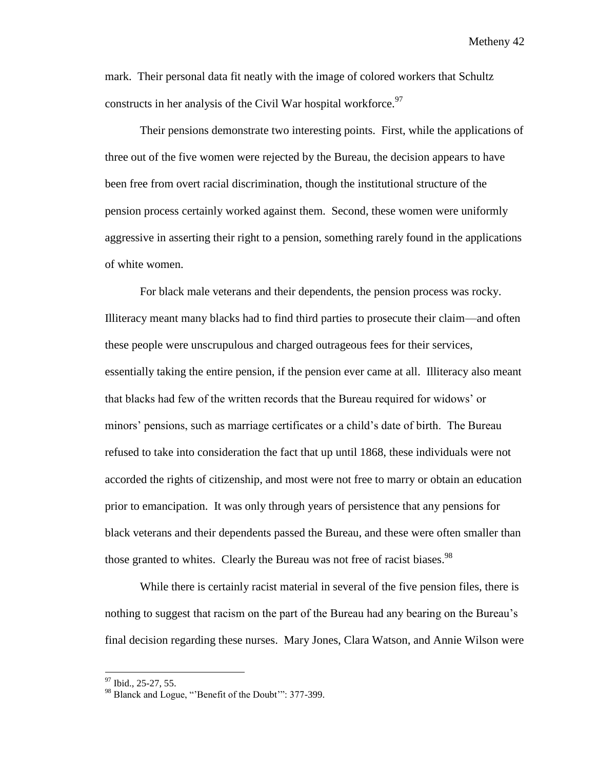mark. Their personal data fit neatly with the image of colored workers that Schultz constructs in her analysis of the Civil War hospital workforce.[97]

Their pensions demonstrate two interesting points. First, while the applications of three out of the five women were rejected by the Bureau, the decision appears to have been free from overt racial discrimination, though the institutional structure of the pension process certainly worked against them. Second, these women were uniformly aggressive in asserting their right to a pension, something rarely found in the applications of white women.

For black male veterans and their dependents, the pension process was rocky. Illiteracy meant many blacks had to find third parties to prosecute their claim—and often these people were unscrupulous and charged outrageous fees for their services, essentially taking the entire pension, if the pension ever came at all. Illiteracy also meant that blacks had few of the written records that the Bureau required for widows' or minors' pensions, such as marriage certificates or a child's date of birth. The Bureau refused to take into consideration the fact that up until 1868, these individuals were not accorded the rights of citizenship, and most were not free to marry or obtain an education prior to emancipation. It was only through years of persistence that any pensions for black veterans and their dependents passed the Bureau, and these were often smaller than those granted to whites. Clearly the Bureau was not free of racist biases.[98]

While there is certainly racist material in several of the five pension files, there is nothing to suggest that racism on the part of the Bureau had any bearing on the Bureau's final decision regarding these nurses. Mary Jones, Clara Watson, and Annie Wilson were

---

[97] Ibid., 25-27, 55.

[98] Blanck and Logue, "'Benefit of the Doubt'": 377-399.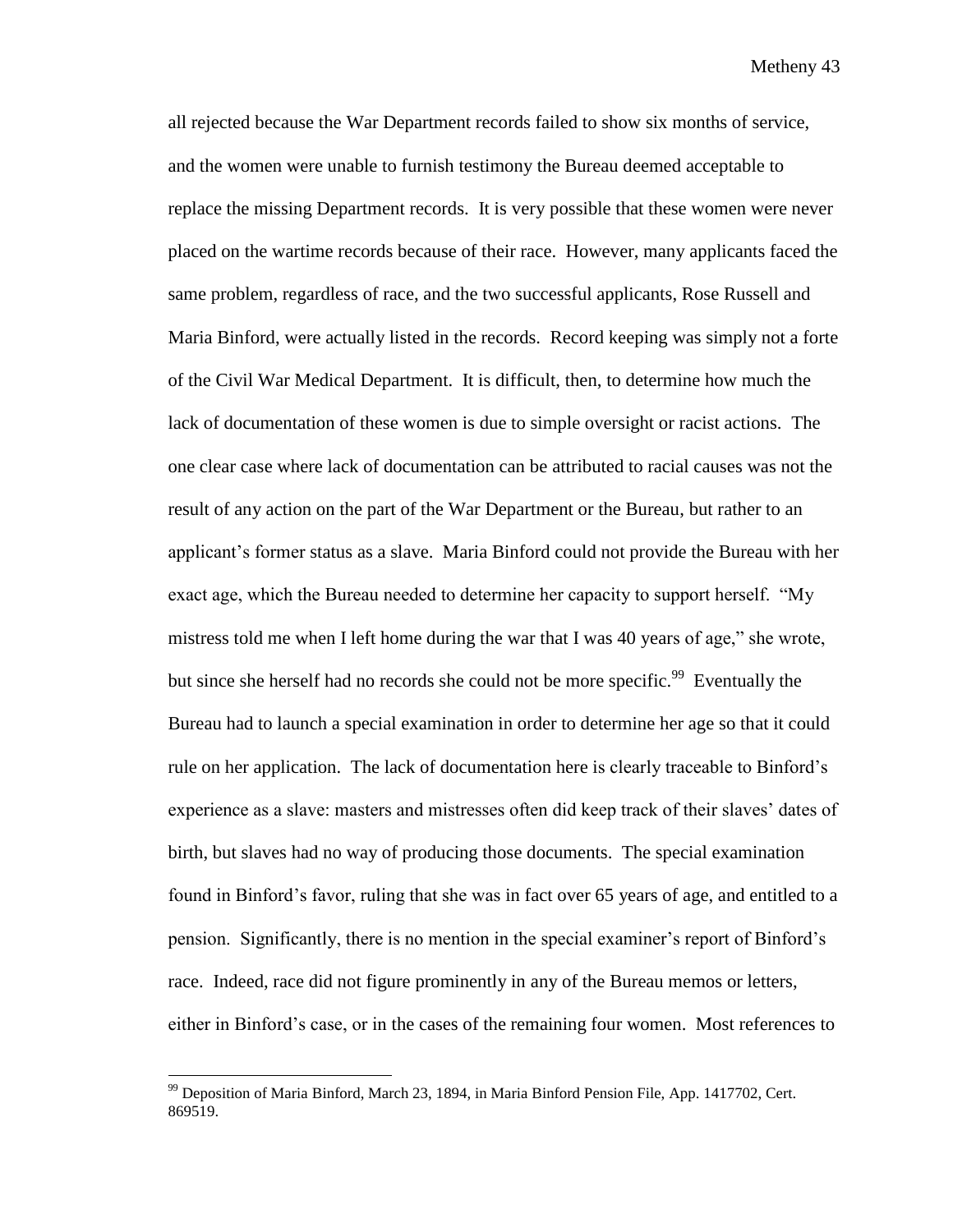all rejected because the War Department records failed to show six months of service, and the women were unable to furnish testimony the Bureau deemed acceptable to replace the missing Department records. It is very possible that these women were never placed on the wartime records because of their race. However, many applicants faced the same problem, regardless of race, and the two successful applicants, Rose Russell and Maria Binford, were actually listed in the records. Record keeping was simply not a forte of the Civil War Medical Department. It is difficult, then, to determine how much the lack of documentation of these women is due to simple oversight or racist actions. The one clear case where lack of documentation can be attributed to racial causes was not the result of any action on the part of the War Department or the Bureau, but rather to an applicant's former status as a slave. Maria Binford could not provide the Bureau with her exact age, which the Bureau needed to determine her capacity to support herself. "My mistress told me when I left home during the war that I was 40 years of age," she wrote, but since she herself had no records she could not be more specific.[99] Eventually the Bureau had to launch a special examination in order to determine her age so that it could rule on her application. The lack of documentation here is clearly traceable to Binford's experience as a slave: masters and mistresses often did keep track of their slaves' dates of birth, but slaves had no way of producing those documents. The special examination found in Binford's favor, ruling that she was in fact over 65 years of age, and entitled to a pension. Significantly, there is no mention in the special examiner's report of Binford's race. Indeed, race did not figure prominently in any of the Bureau memos or letters, either in Binford's case, or in the cases of the remaining four women. Most references to

---

[99] Deposition of Maria Binford, March 23, 1894, in Maria Binford Pension File, App. 1417702, Cert. 869519.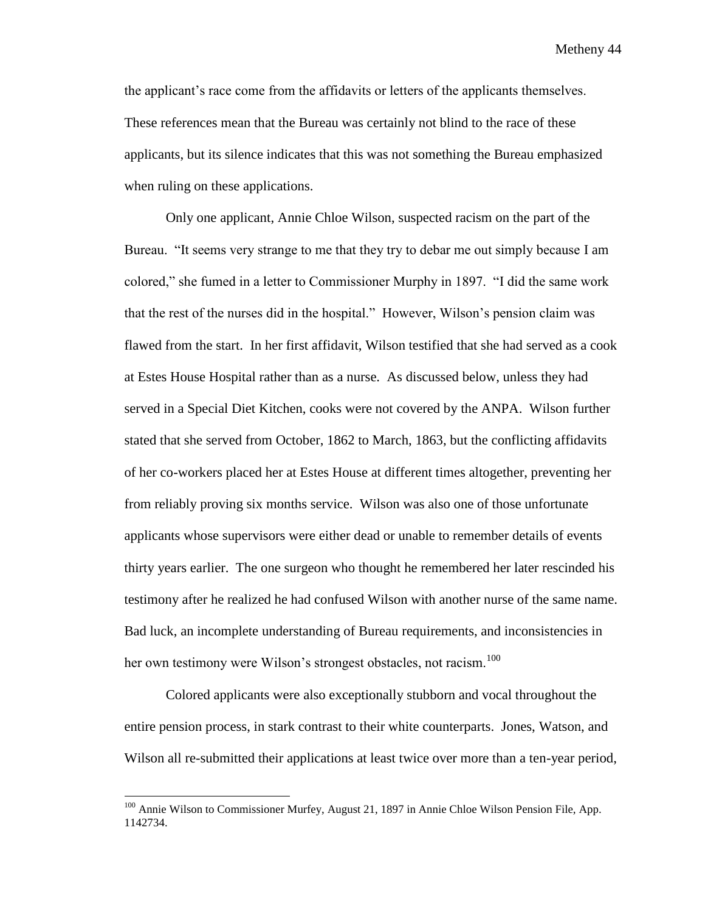the applicant's race come from the affidavits or letters of the applicants themselves. These references mean that the Bureau was certainly not blind to the race of these applicants, but its silence indicates that this was not something the Bureau emphasized when ruling on these applications.

Only one applicant, Annie Chloe Wilson, suspected racism on the part of the Bureau. "It seems very strange to me that they try to debar me out simply because I am colored," she fumed in a letter to Commissioner Murphy in 1897. "I did the same work that the rest of the nurses did in the hospital." However, Wilson's pension claim was flawed from the start. In her first affidavit, Wilson testified that she had served as a cook at Estes House Hospital rather than as a nurse. As discussed below, unless they had served in a Special Diet Kitchen, cooks were not covered by the ANPA. Wilson further stated that she served from October, 1862 to March, 1863, but the conflicting affidavits of her co-workers placed her at Estes House at different times altogether, preventing her from reliably proving six months service. Wilson was also one of those unfortunate applicants whose supervisors were either dead or unable to remember details of events thirty years earlier. The one surgeon who thought he remembered her later rescinded his testimony after he realized he had confused Wilson with another nurse of the same name. Bad luck, an incomplete understanding of Bureau requirements, and inconsistencies in her own testimony were Wilson's strongest obstacles, not racism.[100]

Colored applicants were also exceptionally stubborn and vocal throughout the entire pension process, in stark contrast to their white counterparts. Jones, Watson, and Wilson all re-submitted their applications at least twice over more than a ten-year period,

---

[100] Annie Wilson to Commissioner Murfey, August 21, 1897 in Annie Chloe Wilson Pension File, App. 1142734.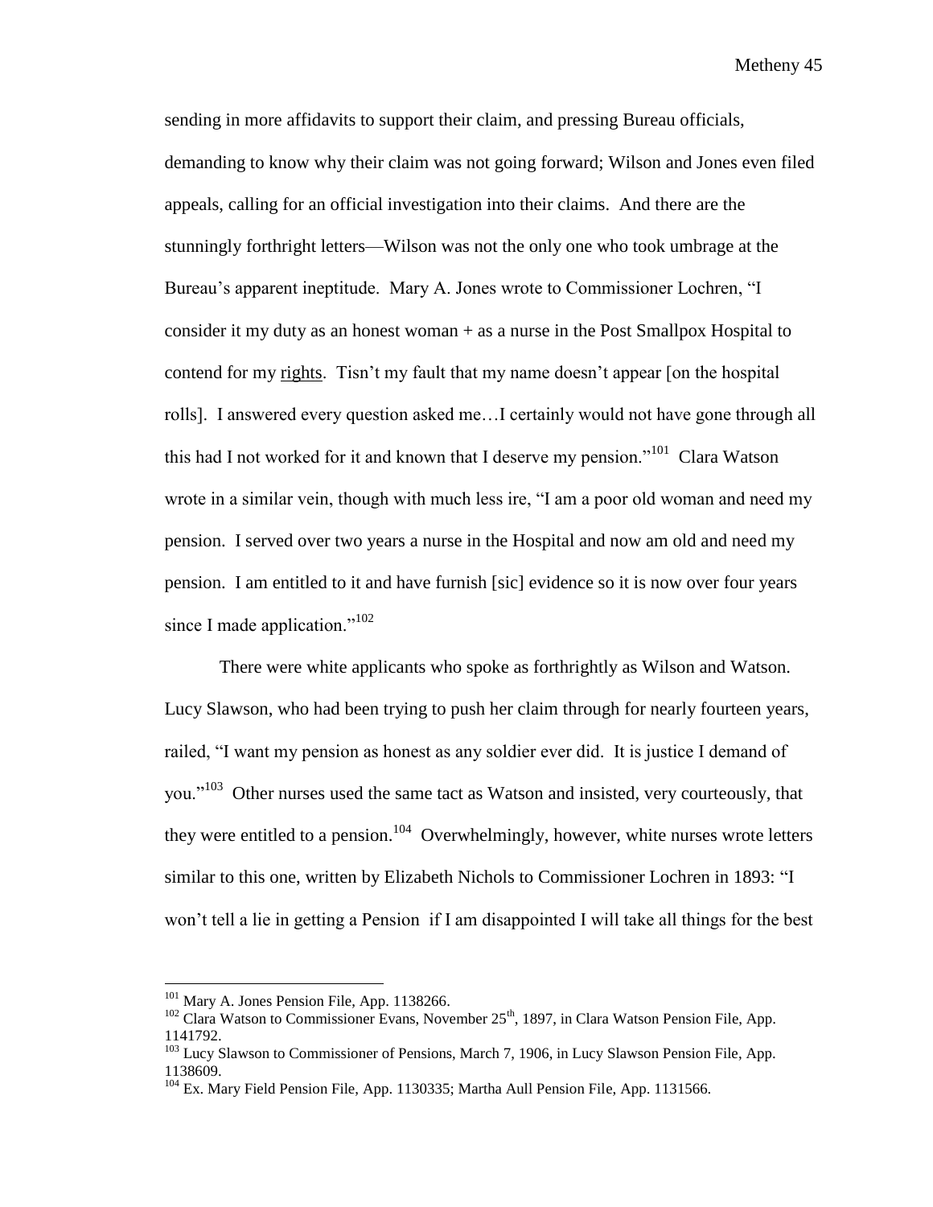sending in more affidavits to support their claim, and pressing Bureau officials, demanding to know why their claim was not going forward; Wilson and Jones even filed appeals, calling for an official investigation into their claims. And there are the stunningly forthright letters—Wilson was not the only one who took umbrage at the Bureau's apparent ineptitude. Mary A. Jones wrote to Commissioner Lochren, "I consider it my duty as an honest woman + as a nurse in the Post Smallpox Hospital to contend for my <u>rights</u>. Tisn't my fault that my name doesn't appear [on the hospital rolls]. I answered every question asked me…I certainly would not have gone through all this had I not worked for it and known that I deserve my pension."[101] Clara Watson wrote in a similar vein, though with much less ire, "I am a poor old woman and need my pension. I served over two years a nurse in the Hospital and now am old and need my pension. I am entitled to it and have furnish [sic] evidence so it is now over four years since I made application."[102]

There were white applicants who spoke as forthrightly as Wilson and Watson. Lucy Slawson, who had been trying to push her claim through for nearly fourteen years, railed, "I want my pension as honest as any soldier ever did. It is justice I demand of you."[103] Other nurses used the same tact as Watson and insisted, very courteously, that they were entitled to a pension.[104] Overwhelmingly, however, white nurses wrote letters similar to this one, written by Elizabeth Nichols to Commissioner Lochren in 1893: "I won't tell a lie in getting a Pension if I am disappointed I will take all things for the best

---

[101] Mary A. Jones Pension File, App. 1138266.

[102] Clara Watson to Commissioner Evans, November 25th, 1897, in Clara Watson Pension File, App. 1141792.

[103] Lucy Slawson to Commissioner of Pensions, March 7, 1906, in Lucy Slawson Pension File, App. 1138609.

[104] Ex. Mary Field Pension File, App. 1130335; Martha Aull Pension File, App. 1131566.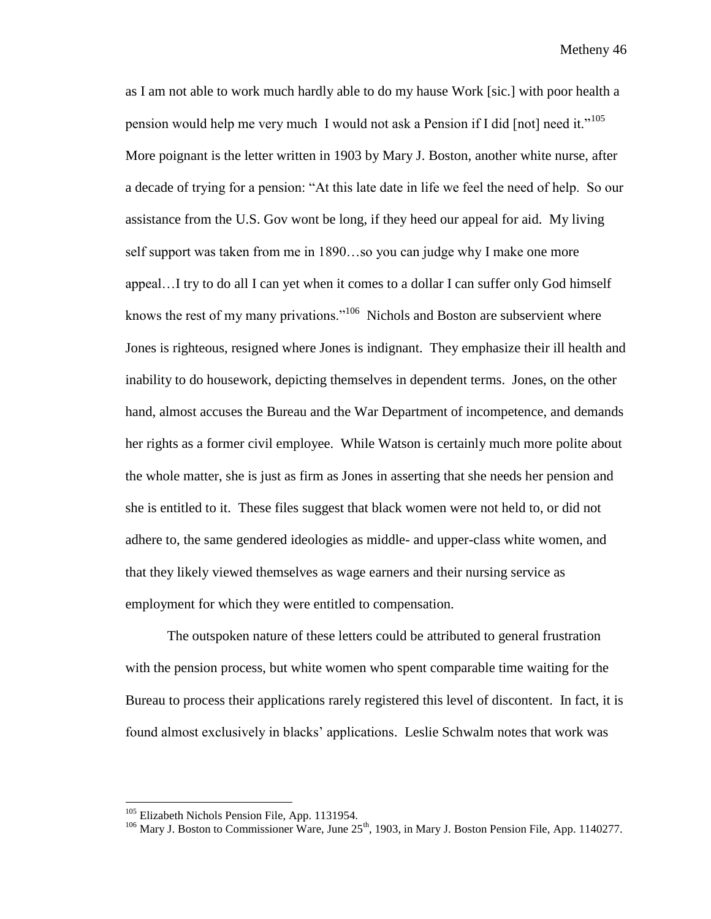as I am not able to work much hardly able to do my hause Work [sic.] with poor health a pension would help me very much I would not ask a Pension if I did [not] need it."[105] More poignant is the letter written in 1903 by Mary J. Boston, another white nurse, after a decade of trying for a pension: "At this late date in life we feel the need of help. So our assistance from the U.S. Gov wont be long, if they heed our appeal for aid. My living self support was taken from me in 1890…so you can judge why I make one more appeal…I try to do all I can yet when it comes to a dollar I can suffer only God himself knows the rest of my many privations."[106] Nichols and Boston are subservient where Jones is righteous, resigned where Jones is indignant. They emphasize their ill health and inability to do housework, depicting themselves in dependent terms. Jones, on the other hand, almost accuses the Bureau and the War Department of incompetence, and demands her rights as a former civil employee. While Watson is certainly much more polite about the whole matter, she is just as firm as Jones in asserting that she needs her pension and she is entitled to it. These files suggest that black women were not held to, or did not adhere to, the same gendered ideologies as middle- and upper-class white women, and that they likely viewed themselves as wage earners and their nursing service as employment for which they were entitled to compensation.

The outspoken nature of these letters could be attributed to general frustration with the pension process, but white women who spent comparable time waiting for the Bureau to process their applications rarely registered this level of discontent. In fact, it is found almost exclusively in blacks' applications. Leslie Schwalm notes that work was

[105] Elizabeth Nichols Pension File, App. 1131954.

[106] Mary J. Boston to Commissioner Ware, June 25th, 1903, in Mary J. Boston Pension File, App. 1140277.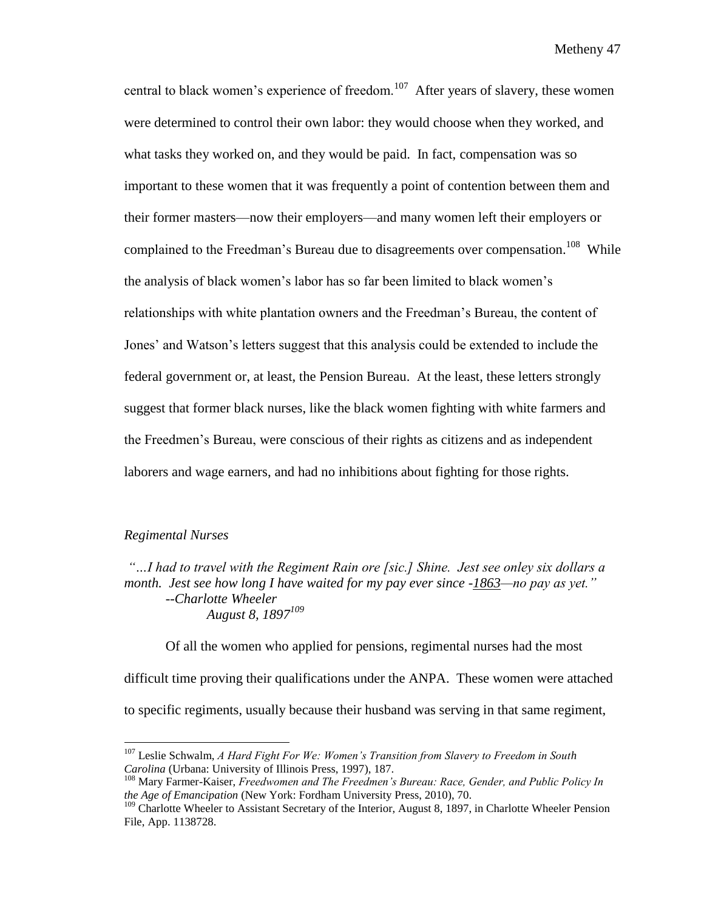central to black women's experience of freedom.[107] After years of slavery, these women were determined to control their own labor: they would choose when they worked, and what tasks they worked on, and they would be paid. In fact, compensation was so important to these women that it was frequently a point of contention between them and their former masters—now their employers—and many women left their employers or complained to the Freedman's Bureau due to disagreements over compensation.[108] While the analysis of black women's labor has so far been limited to black women's relationships with white plantation owners and the Freedman's Bureau, the content of Jones' and Watson's letters suggest that this analysis could be extended to include the federal government or, at least, the Pension Bureau. At the least, these letters strongly suggest that former black nurses, like the black women fighting with white farmers and the Freedmen's Bureau, were conscious of their rights as citizens and as independent laborers and wage earners, and had no inhibitions about fighting for those rights.

### *Regimental Nurses*

*"…I had to travel with the Regiment Rain ore [sic.] Shine. Jest see onley six dollars a month. Jest see how long I have waited for my pay ever since -__1863__—no pay as yet."*
*--Charlotte Wheeler*
*August 8, 1897*[109]

Of all the women who applied for pensions, regimental nurses had the most difficult time proving their qualifications under the ANPA. These women were attached to specific regiments, usually because their husband was serving in that same regiment,

---

[107] Leslie Schwalm, *A Hard Fight For We: Women's Transition from Slavery to Freedom in South Carolina* (Urbana: University of Illinois Press, 1997), 187.

[108] Mary Farmer-Kaiser, *Freedwomen and The Freedmen's Bureau: Race, Gender, and Public Policy In the Age of Emancipation* (New York: Fordham University Press, 2010), 70.

[109] Charlotte Wheeler to Assistant Secretary of the Interior, August 8, 1897, in Charlotte Wheeler Pension File, App. 1138728.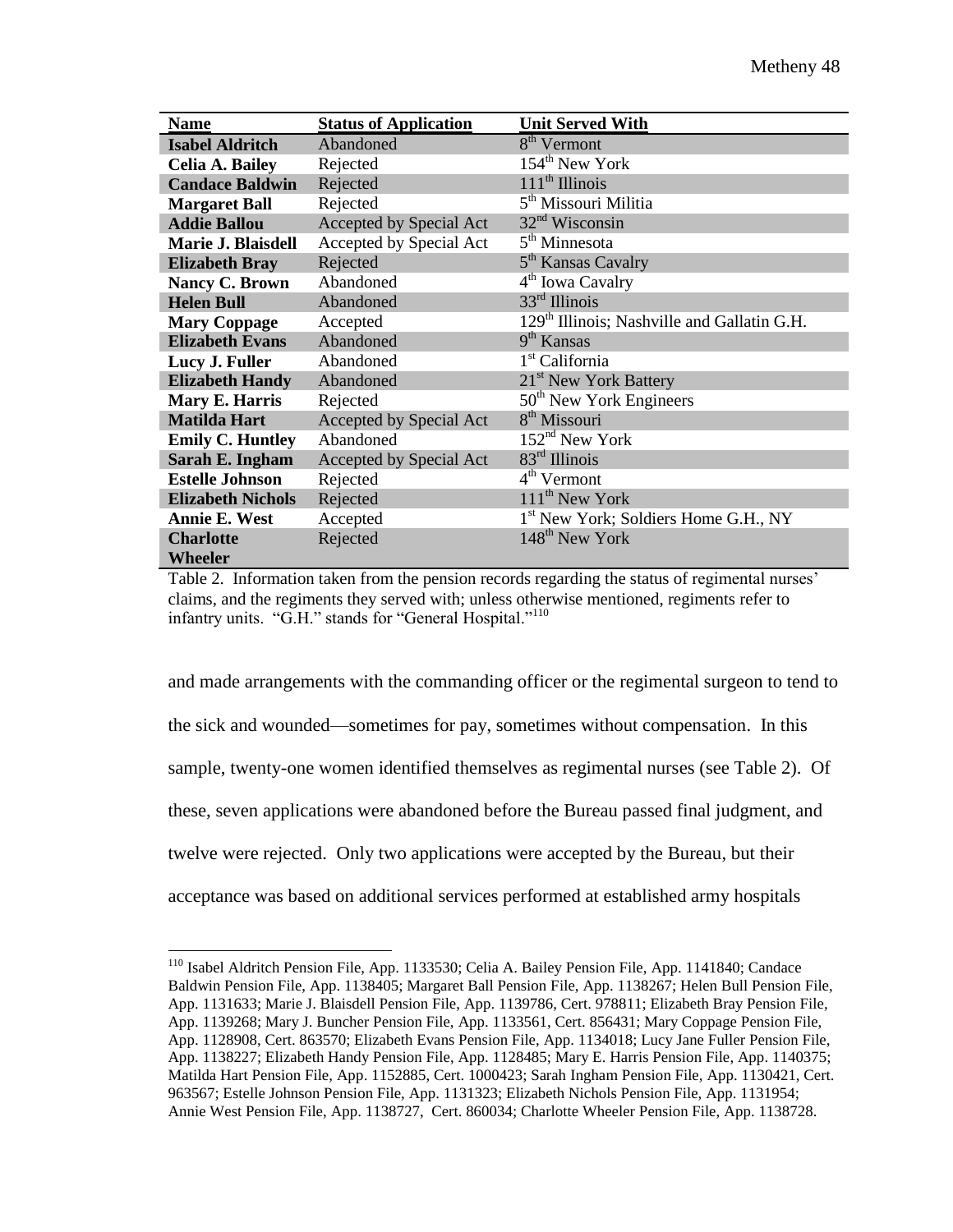| Name | Status of Application | Unit Served With |
|---|---|---|
| **Isabel Aldritch** | Abandoned | 8th Vermont |
| **Celia A. Bailey** | Rejected | 154th New York |
| **Candace Baldwin** | Rejected | 111th Illinois |
| **Margaret Ball** | Rejected | 5th Missouri Militia |
| **Addie Ballou** | Accepted by Special Act | 32nd Wisconsin |
| **Marie J. Blaisdell** | Accepted by Special Act | 5th Minnesota |
| **Elizabeth Bray** | Rejected | 5th Kansas Cavalry |
| **Nancy C. Brown** | Abandoned | 4th Iowa Cavalry |
| **Helen Bull** | Abandoned | 33rd Illinois |
| **Mary Coppage** | Accepted | 129th Illinois; Nashville and Gallatin G.H. |
| **Elizabeth Evans** | Abandoned | 9th Kansas |
| **Lucy J. Fuller** | Abandoned | 1st California |
| **Elizabeth Handy** | Abandoned | 21st New York Battery |
| **Mary E. Harris** | Rejected | 50th New York Engineers |
| **Matilda Hart** | Accepted by Special Act | 8th Missouri |
| **Emily C. Huntley** | Abandoned | 152nd New York |
| **Sarah E. Ingham** | Accepted by Special Act | 83rd Illinois |
| **Estelle Johnson** | Rejected | 4th Vermont |
| **Elizabeth Nichols** | Rejected | 111th New York |
| **Annie E. West** | Accepted | 1st New York; Soldiers Home G.H., NY |
| **Charlotte Wheeler** | Rejected | 148th New York |

Table 2. Information taken from the pension records regarding the status of regimental nurses' claims, and the regiments they served with; unless otherwise mentioned, regiments refer to infantry units. "G.H." stands for "General Hospital."[110]

and made arrangements with the commanding officer or the regimental surgeon to tend to the sick and wounded—sometimes for pay, sometimes without compensation. In this sample, twenty-one women identified themselves as regimental nurses (see Table 2). Of these, seven applications were abandoned before the Bureau passed final judgment, and twelve were rejected. Only two applications were accepted by the Bureau, but their acceptance was based on additional services performed at established army hospitals

[110] Isabel Aldritch Pension File, App. 1133530; Celia A. Bailey Pension File, App. 1141840; Candace Baldwin Pension File, App. 1138405; Margaret Ball Pension File, App. 1138267; Helen Bull Pension File, App. 1131633; Marie J. Blaisdell Pension File, App. 1139786, Cert. 978811; Elizabeth Bray Pension File, App. 1139268; Mary J. Buncher Pension File, App. 1133561, Cert. 856431; Mary Coppage Pension File, App. 1128908, Cert. 863570; Elizabeth Evans Pension File, App. 1134018; Lucy Jane Fuller Pension File, App. 1138227; Elizabeth Handy Pension File, App. 1128485; Mary E. Harris Pension File, App. 1140375; Matilda Hart Pension File, App. 1152885, Cert. 1000423; Sarah Ingham Pension File, App. 1130421, Cert. 963567; Estelle Johnson Pension File, App. 1131323; Elizabeth Nichols Pension File, App. 1131954; Annie West Pension File, App. 1138727, Cert. 860034; Charlotte Wheeler Pension File, App. 1138728.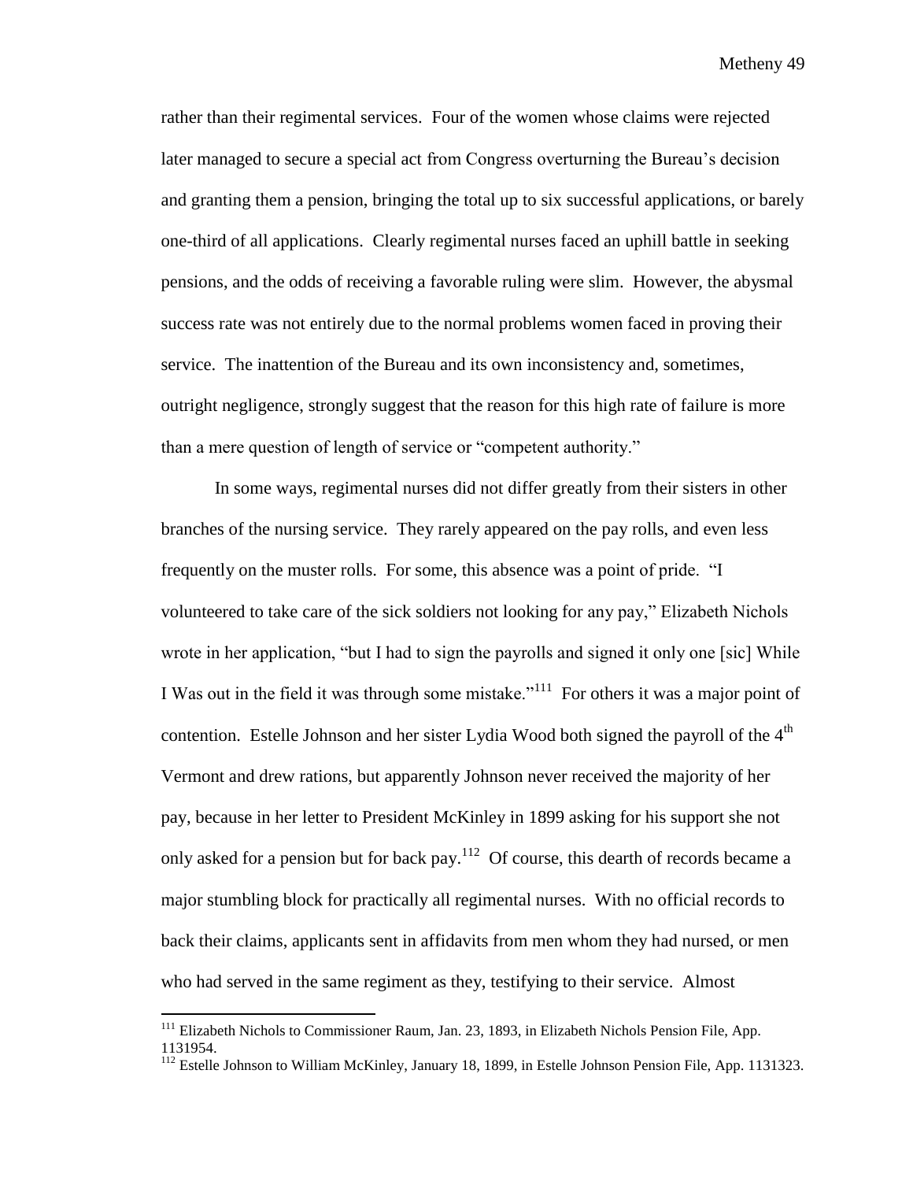rather than their regimental services. Four of the women whose claims were rejected later managed to secure a special act from Congress overturning the Bureau's decision and granting them a pension, bringing the total up to six successful applications, or barely one-third of all applications. Clearly regimental nurses faced an uphill battle in seeking pensions, and the odds of receiving a favorable ruling were slim. However, the abysmal success rate was not entirely due to the normal problems women faced in proving their service. The inattention of the Bureau and its own inconsistency and, sometimes, outright negligence, strongly suggest that the reason for this high rate of failure is more than a mere question of length of service or "competent authority."

In some ways, regimental nurses did not differ greatly from their sisters in other branches of the nursing service. They rarely appeared on the pay rolls, and even less frequently on the muster rolls. For some, this absence was a point of pride. "I volunteered to take care of the sick soldiers not looking for any pay," Elizabeth Nichols wrote in her application, "but I had to sign the payrolls and signed it only one [sic] While I Was out in the field it was through some mistake."[111] For others it was a major point of contention. Estelle Johnson and her sister Lydia Wood both signed the payroll of the 4th Vermont and drew rations, but apparently Johnson never received the majority of her pay, because in her letter to President McKinley in 1899 asking for his support she not only asked for a pension but for back pay.[112] Of course, this dearth of records became a major stumbling block for practically all regimental nurses. With no official records to back their claims, applicants sent in affidavits from men whom they had nursed, or men who had served in the same regiment as they, testifying to their service. Almost

---

[111] Elizabeth Nichols to Commissioner Raum, Jan. 23, 1893, in Elizabeth Nichols Pension File, App. 1131954.

[112] Estelle Johnson to William McKinley, January 18, 1899, in Estelle Johnson Pension File, App. 1131323.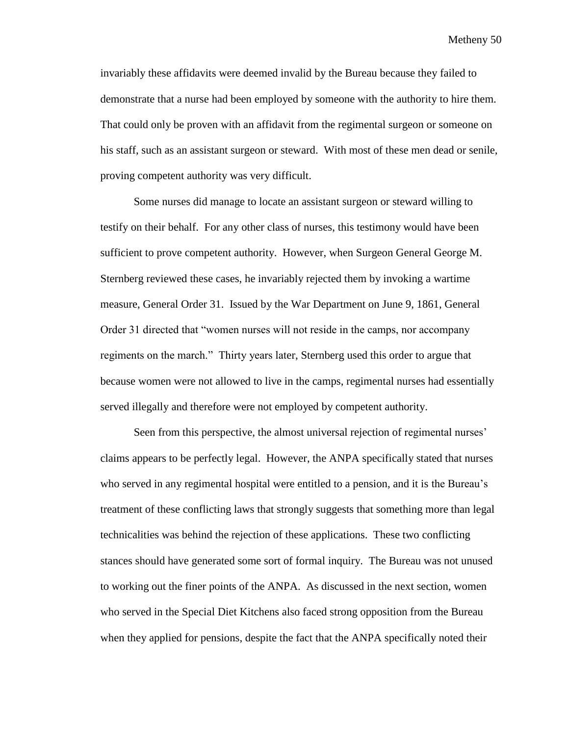invariably these affidavits were deemed invalid by the Bureau because they failed to demonstrate that a nurse had been employed by someone with the authority to hire them. That could only be proven with an affidavit from the regimental surgeon or someone on his staff, such as an assistant surgeon or steward. With most of these men dead or senile, proving competent authority was very difficult.

Some nurses did manage to locate an assistant surgeon or steward willing to testify on their behalf. For any other class of nurses, this testimony would have been sufficient to prove competent authority. However, when Surgeon General George M. Sternberg reviewed these cases, he invariably rejected them by invoking a wartime measure, General Order 31. Issued by the War Department on June 9, 1861, General Order 31 directed that "women nurses will not reside in the camps, nor accompany regiments on the march." Thirty years later, Sternberg used this order to argue that because women were not allowed to live in the camps, regimental nurses had essentially served illegally and therefore were not employed by competent authority.

Seen from this perspective, the almost universal rejection of regimental nurses' claims appears to be perfectly legal. However, the ANPA specifically stated that nurses who served in any regimental hospital were entitled to a pension, and it is the Bureau's treatment of these conflicting laws that strongly suggests that something more than legal technicalities was behind the rejection of these applications. These two conflicting stances should have generated some sort of formal inquiry. The Bureau was not unused to working out the finer points of the ANPA. As discussed in the next section, women who served in the Special Diet Kitchens also faced strong opposition from the Bureau when they applied for pensions, despite the fact that the ANPA specifically noted their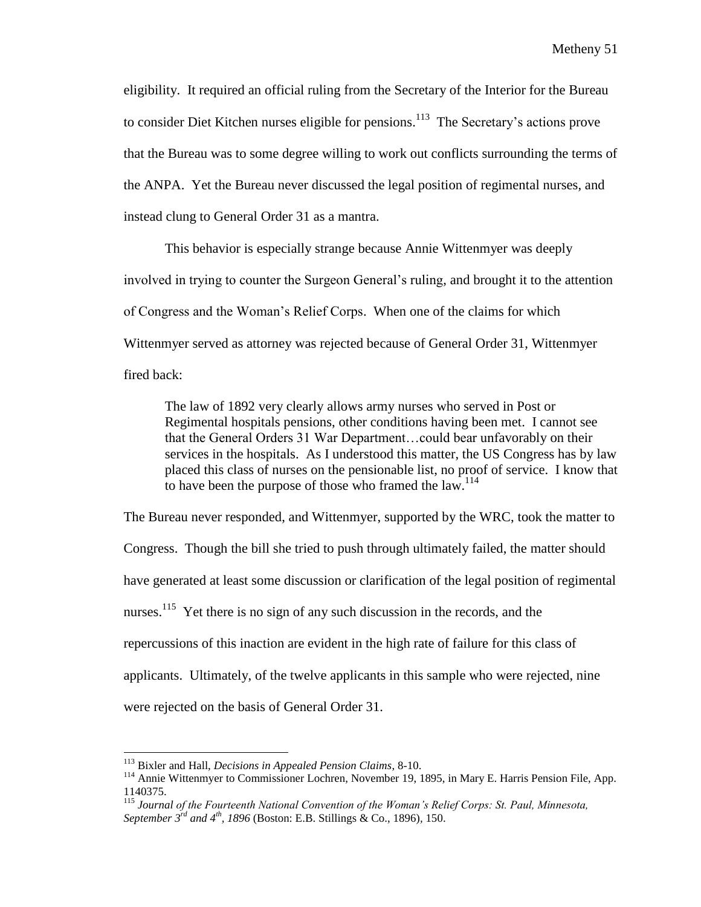eligibility. It required an official ruling from the Secretary of the Interior for the Bureau to consider Diet Kitchen nurses eligible for pensions.[113] The Secretary's actions prove that the Bureau was to some degree willing to work out conflicts surrounding the terms of the ANPA. Yet the Bureau never discussed the legal position of regimental nurses, and instead clung to General Order 31 as a mantra.

This behavior is especially strange because Annie Wittenmyer was deeply involved in trying to counter the Surgeon General's ruling, and brought it to the attention of Congress and the Woman's Relief Corps. When one of the claims for which Wittenmyer served as attorney was rejected because of General Order 31, Wittenmyer fired back:

> The law of 1892 very clearly allows army nurses who served in Post or Regimental hospitals pensions, other conditions having been met. I cannot see that the General Orders 31 War Department…could bear unfavorably on their services in the hospitals. As I understood this matter, the US Congress has by law placed this class of nurses on the pensionable list, no proof of service. I know that to have been the purpose of those who framed the law.[114]

The Bureau never responded, and Wittenmyer, supported by the WRC, took the matter to Congress. Though the bill she tried to push through ultimately failed, the matter should have generated at least some discussion or clarification of the legal position of regimental nurses.[115] Yet there is no sign of any such discussion in the records, and the repercussions of this inaction are evident in the high rate of failure for this class of applicants. Ultimately, of the twelve applicants in this sample who were rejected, nine were rejected on the basis of General Order 31.

---

[113] Bixler and Hall, *Decisions in Appealed Pension Claims*, 8-10.

[114] Annie Wittenmyer to Commissioner Lochren, November 19, 1895, in Mary E. Harris Pension File, App. 1140375.

[115] *Journal of the Fourteenth National Convention of the Woman's Relief Corps: St. Paul, Minnesota, September 3rd and 4th, 1896* (Boston: E.B. Stillings & Co., 1896), 150.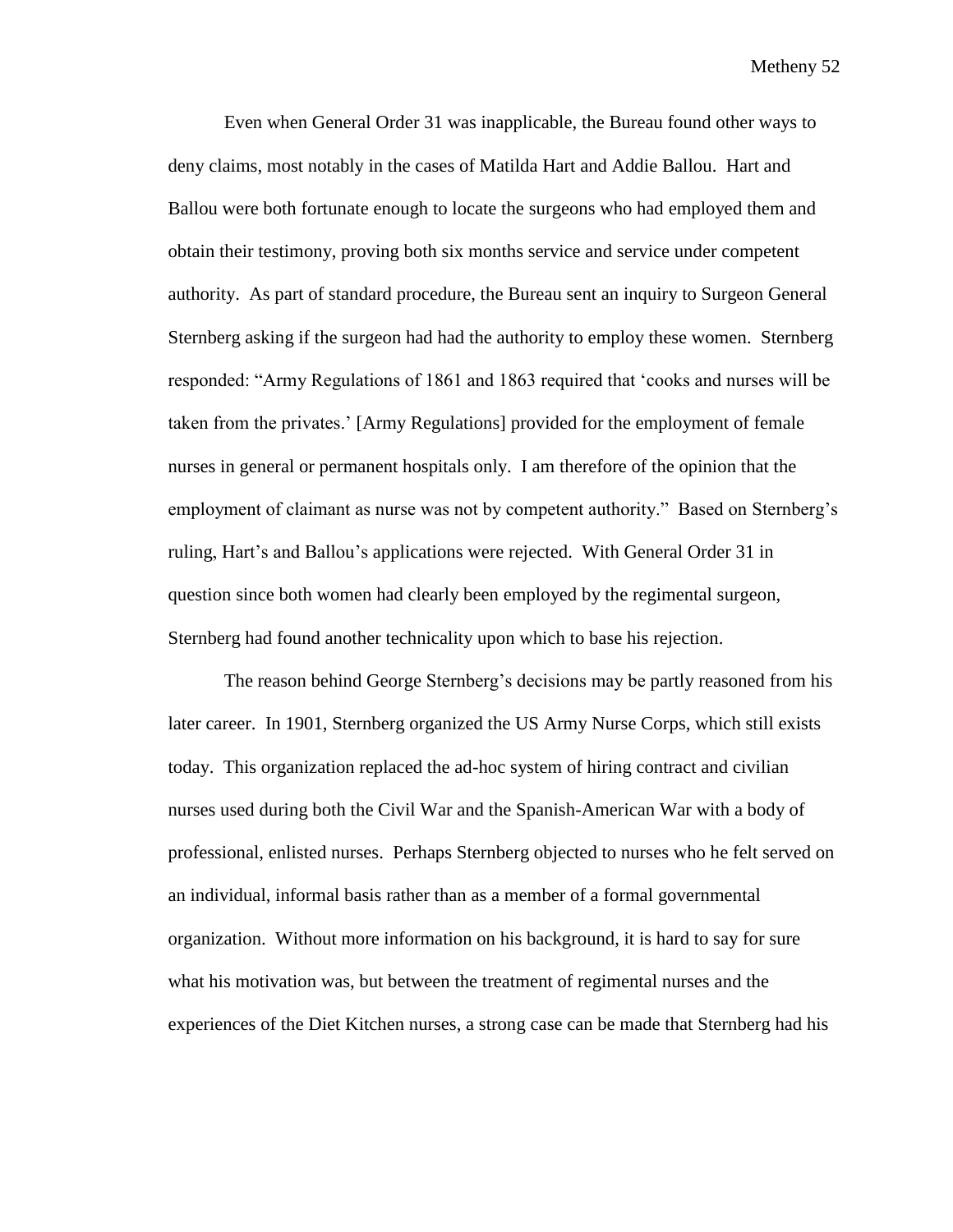Even when General Order 31 was inapplicable, the Bureau found other ways to deny claims, most notably in the cases of Matilda Hart and Addie Ballou. Hart and Ballou were both fortunate enough to locate the surgeons who had employed them and obtain their testimony, proving both six months service and service under competent authority. As part of standard procedure, the Bureau sent an inquiry to Surgeon General Sternberg asking if the surgeon had had the authority to employ these women. Sternberg responded: "Army Regulations of 1861 and 1863 required that 'cooks and nurses will be taken from the privates.' [Army Regulations] provided for the employment of female nurses in general or permanent hospitals only. I am therefore of the opinion that the employment of claimant as nurse was not by competent authority." Based on Sternberg's ruling, Hart's and Ballou's applications were rejected. With General Order 31 in question since both women had clearly been employed by the regimental surgeon, Sternberg had found another technicality upon which to base his rejection.

The reason behind George Sternberg's decisions may be partly reasoned from his later career. In 1901, Sternberg organized the US Army Nurse Corps, which still exists today. This organization replaced the ad-hoc system of hiring contract and civilian nurses used during both the Civil War and the Spanish-American War with a body of professional, enlisted nurses. Perhaps Sternberg objected to nurses who he felt served on an individual, informal basis rather than as a member of a formal governmental organization. Without more information on his background, it is hard to say for sure what his motivation was, but between the treatment of regimental nurses and the experiences of the Diet Kitchen nurses, a strong case can be made that Sternberg had his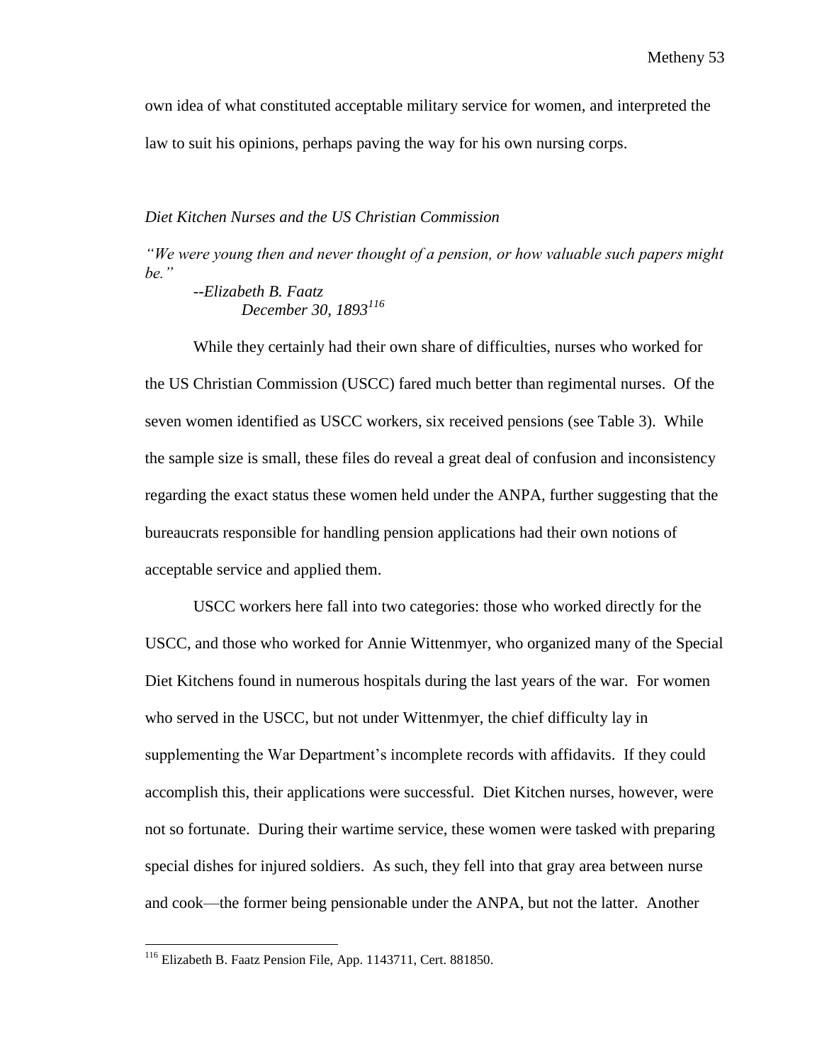own idea of what constituted acceptable military service for women, and interpreted the law to suit his opinions, perhaps paving the way for his own nursing corps.

### *Diet Kitchen Nurses and the US Christian Commission*

*"We were young then and never thought of a pension, or how valuable such papers might be."*

*--Elizabeth B. Faatz*
*December 30, 1893*[116]

While they certainly had their own share of difficulties, nurses who worked for the US Christian Commission (USCC) fared much better than regimental nurses. Of the seven women identified as USCC workers, six received pensions (see Table 3). While the sample size is small, these files do reveal a great deal of confusion and inconsistency regarding the exact status these women held under the ANPA, further suggesting that the bureaucrats responsible for handling pension applications had their own notions of acceptable service and applied them.

USCC workers here fall into two categories: those who worked directly for the USCC, and those who worked for Annie Wittenmyer, who organized many of the Special Diet Kitchens found in numerous hospitals during the last years of the war. For women who served in the USCC, but not under Wittenmyer, the chief difficulty lay in supplementing the War Department's incomplete records with affidavits. If they could accomplish this, their applications were successful. Diet Kitchen nurses, however, were not so fortunate. During their wartime service, these women were tasked with preparing special dishes for injured soldiers. As such, they fell into that gray area between nurse and cook—the former being pensionable under the ANPA, but not the latter. Another

[116] Elizabeth B. Faatz Pension File, App. 1143711, Cert. 881850.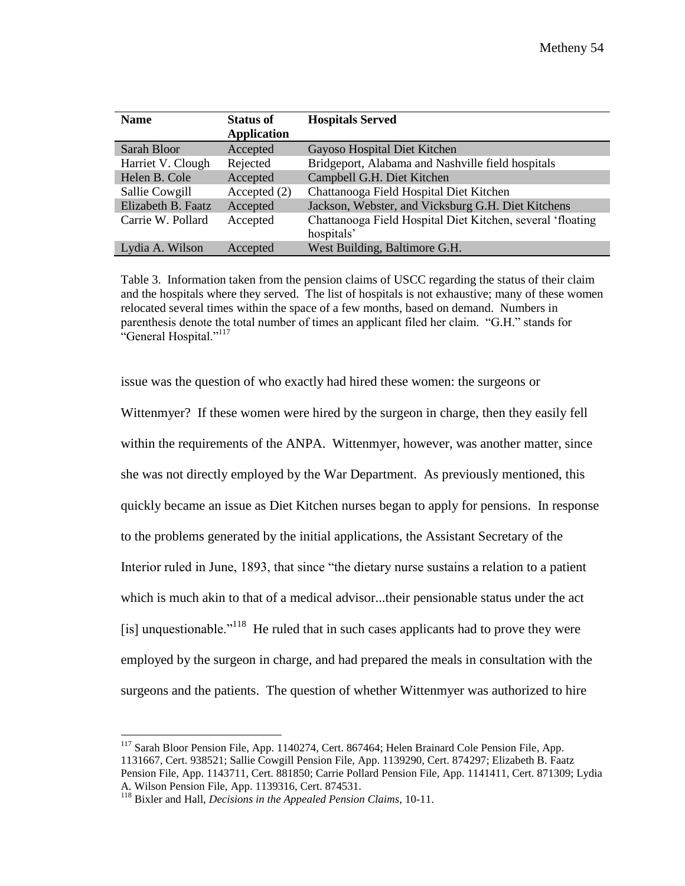| Name | Status of Application | Hospitals Served |
| --- | --- | --- |
| Sarah Bloor | Accepted | Gayoso Hospital Diet Kitchen |
| Harriet V. Clough | Rejected | Bridgeport, Alabama and Nashville field hospitals |
| Helen B. Cole | Accepted | Campbell G.H. Diet Kitchen |
| Sallie Cowgill | Accepted (2) | Chattanooga Field Hospital Diet Kitchen |
| Elizabeth B. Faatz | Accepted | Jackson, Webster, and Vicksburg G.H. Diet Kitchens |
| Carrie W. Pollard | Accepted | Chattanooga Field Hospital Diet Kitchen, several 'floating hospitals' |
| Lydia A. Wilson | Accepted | West Building, Baltimore G.H. |

Table 3. Information taken from the pension claims of USCC regarding the status of their claim and the hospitals where they served. The list of hospitals is not exhaustive; many of these women relocated several times within the space of a few months, based on demand. Numbers in parenthesis denote the total number of times an applicant filed her claim. "G.H." stands for "General Hospital."[117]

issue was the question of who exactly had hired these women: the surgeons or Wittenmyer? If these women were hired by the surgeon in charge, then they easily fell within the requirements of the ANPA. Wittenmyer, however, was another matter, since she was not directly employed by the War Department. As previously mentioned, this quickly became an issue as Diet Kitchen nurses began to apply for pensions. In response to the problems generated by the initial applications, the Assistant Secretary of the Interior ruled in June, 1893, that since "the dietary nurse sustains a relation to a patient which is much akin to that of a medical advisor...their pensionable status under the act [is] unquestionable."[118] He ruled that in such cases applicants had to prove they were employed by the surgeon in charge, and had prepared the meals in consultation with the surgeons and the patients. The question of whether Wittenmyer was authorized to hire

[117] Sarah Bloor Pension File, App. 1140274, Cert. 867464; Helen Brainard Cole Pension File, App. 1131667, Cert. 938521; Sallie Cowgill Pension File, App. 1139290, Cert. 874297; Elizabeth B. Faatz Pension File, App. 1143711, Cert. 881850; Carrie Pollard Pension File, App. 1141411, Cert. 871309; Lydia A. Wilson Pension File, App. 1139316, Cert. 874531.

[118] Bixler and Hall, *Decisions in the Appealed Pension Claims*, 10-11.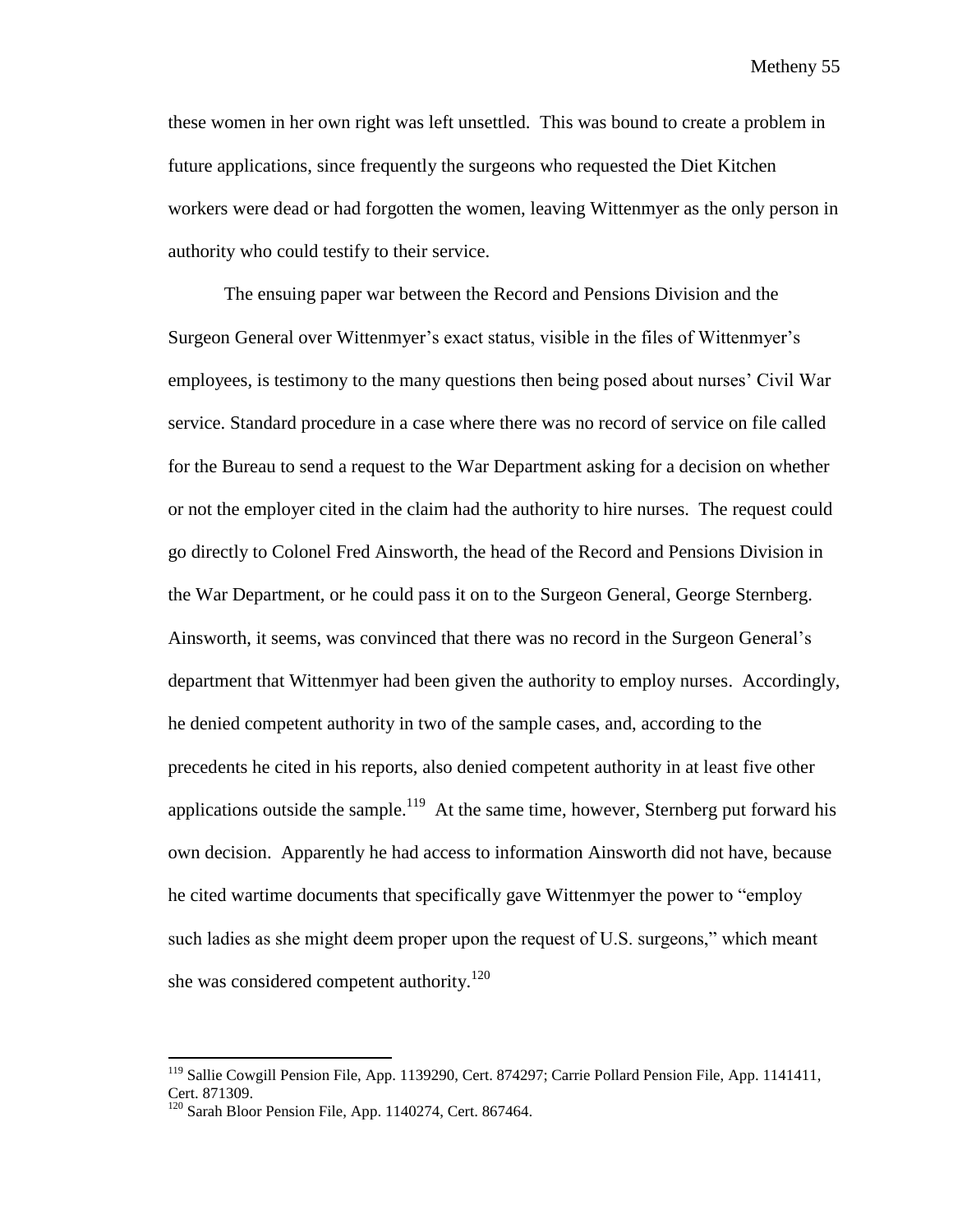these women in her own right was left unsettled. This was bound to create a problem in future applications, since frequently the surgeons who requested the Diet Kitchen workers were dead or had forgotten the women, leaving Wittenmyer as the only person in authority who could testify to their service.

The ensuing paper war between the Record and Pensions Division and the Surgeon General over Wittenmyer's exact status, visible in the files of Wittenmyer's employees, is testimony to the many questions then being posed about nurses' Civil War service. Standard procedure in a case where there was no record of service on file called for the Bureau to send a request to the War Department asking for a decision on whether or not the employer cited in the claim had the authority to hire nurses. The request could go directly to Colonel Fred Ainsworth, the head of the Record and Pensions Division in the War Department, or he could pass it on to the Surgeon General, George Sternberg. Ainsworth, it seems, was convinced that there was no record in the Surgeon General's department that Wittenmyer had been given the authority to employ nurses. Accordingly, he denied competent authority in two of the sample cases, and, according to the precedents he cited in his reports, also denied competent authority in at least five other applications outside the sample.[119] At the same time, however, Sternberg put forward his own decision. Apparently he had access to information Ainsworth did not have, because he cited wartime documents that specifically gave Wittenmyer the power to "employ such ladies as she might deem proper upon the request of U.S. surgeons," which meant she was considered competent authority.[120]

---

[119] Sallie Cowgill Pension File, App. 1139290, Cert. 874297; Carrie Pollard Pension File, App. 1141411, Cert. 871309.

[120] Sarah Bloor Pension File, App. 1140274, Cert. 867464.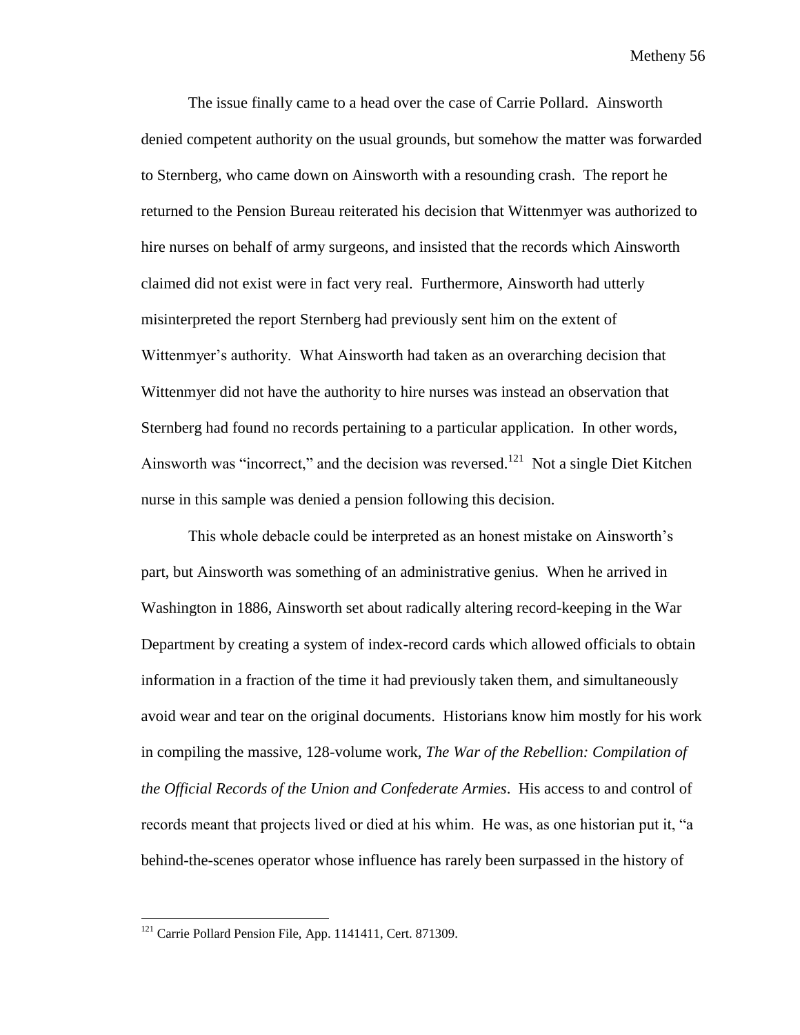The issue finally came to a head over the case of Carrie Pollard. Ainsworth denied competent authority on the usual grounds, but somehow the matter was forwarded to Sternberg, who came down on Ainsworth with a resounding crash. The report he returned to the Pension Bureau reiterated his decision that Wittenmyer was authorized to hire nurses on behalf of army surgeons, and insisted that the records which Ainsworth claimed did not exist were in fact very real. Furthermore, Ainsworth had utterly misinterpreted the report Sternberg had previously sent him on the extent of Wittenmyer's authority. What Ainsworth had taken as an overarching decision that Wittenmyer did not have the authority to hire nurses was instead an observation that Sternberg had found no records pertaining to a particular application. In other words, Ainsworth was "incorrect," and the decision was reversed.[121] Not a single Diet Kitchen nurse in this sample was denied a pension following this decision.

This whole debacle could be interpreted as an honest mistake on Ainsworth's part, but Ainsworth was something of an administrative genius. When he arrived in Washington in 1886, Ainsworth set about radically altering record-keeping in the War Department by creating a system of index-record cards which allowed officials to obtain information in a fraction of the time it had previously taken them, and simultaneously avoid wear and tear on the original documents. Historians know him mostly for his work in compiling the massive, 128-volume work, *The War of the Rebellion: Compilation of the Official Records of the Union and Confederate Armies*. His access to and control of records meant that projects lived or died at his whim. He was, as one historian put it, "a behind-the-scenes operator whose influence has rarely been surpassed in the history of

[121] Carrie Pollard Pension File, App. 1141411, Cert. 871309.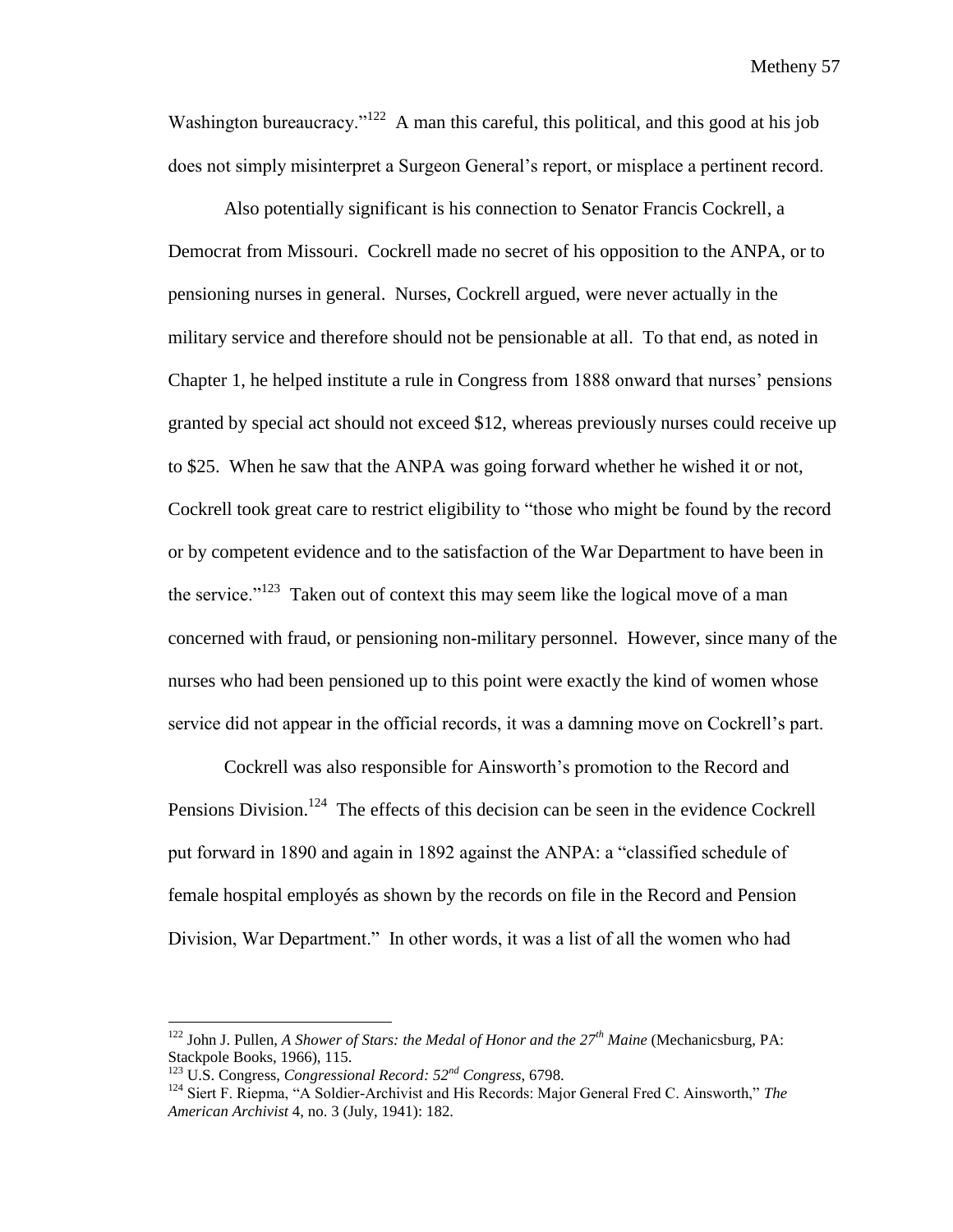Washington bureaucracy."[122] A man this careful, this political, and this good at his job does not simply misinterpret a Surgeon General's report, or misplace a pertinent record.

Also potentially significant is his connection to Senator Francis Cockrell, a Democrat from Missouri. Cockrell made no secret of his opposition to the ANPA, or to pensioning nurses in general. Nurses, Cockrell argued, were never actually in the military service and therefore should not be pensionable at all. To that end, as noted in Chapter 1, he helped institute a rule in Congress from 1888 onward that nurses' pensions granted by special act should not exceed $12, whereas previously nurses could receive up to $25. When he saw that the ANPA was going forward whether he wished it or not, Cockrell took great care to restrict eligibility to "those who might be found by the record or by competent evidence and to the satisfaction of the War Department to have been in the service."[123] Taken out of context this may seem like the logical move of a man concerned with fraud, or pensioning non-military personnel. However, since many of the nurses who had been pensioned up to this point were exactly the kind of women whose service did not appear in the official records, it was a damning move on Cockrell's part.

Cockrell was also responsible for Ainsworth's promotion to the Record and Pensions Division.[124] The effects of this decision can be seen in the evidence Cockrell put forward in 1890 and again in 1892 against the ANPA: a "classified schedule of female hospital employés as shown by the records on file in the Record and Pension Division, War Department." In other words, it was a list of all the women who had

---

[122] John J. Pullen, *A Shower of Stars: the Medal of Honor and the 27th Maine* (Mechanicsburg, PA: Stackpole Books, 1966), 115.

[123] U.S. Congress, *Congressional Record: 52nd Congress,* 6798.

[124] Siert F. Riepma, "A Soldier-Archivist and His Records: Major General Fred C. Ainsworth," *The American Archivist* 4, no. 3 (July, 1941): 182.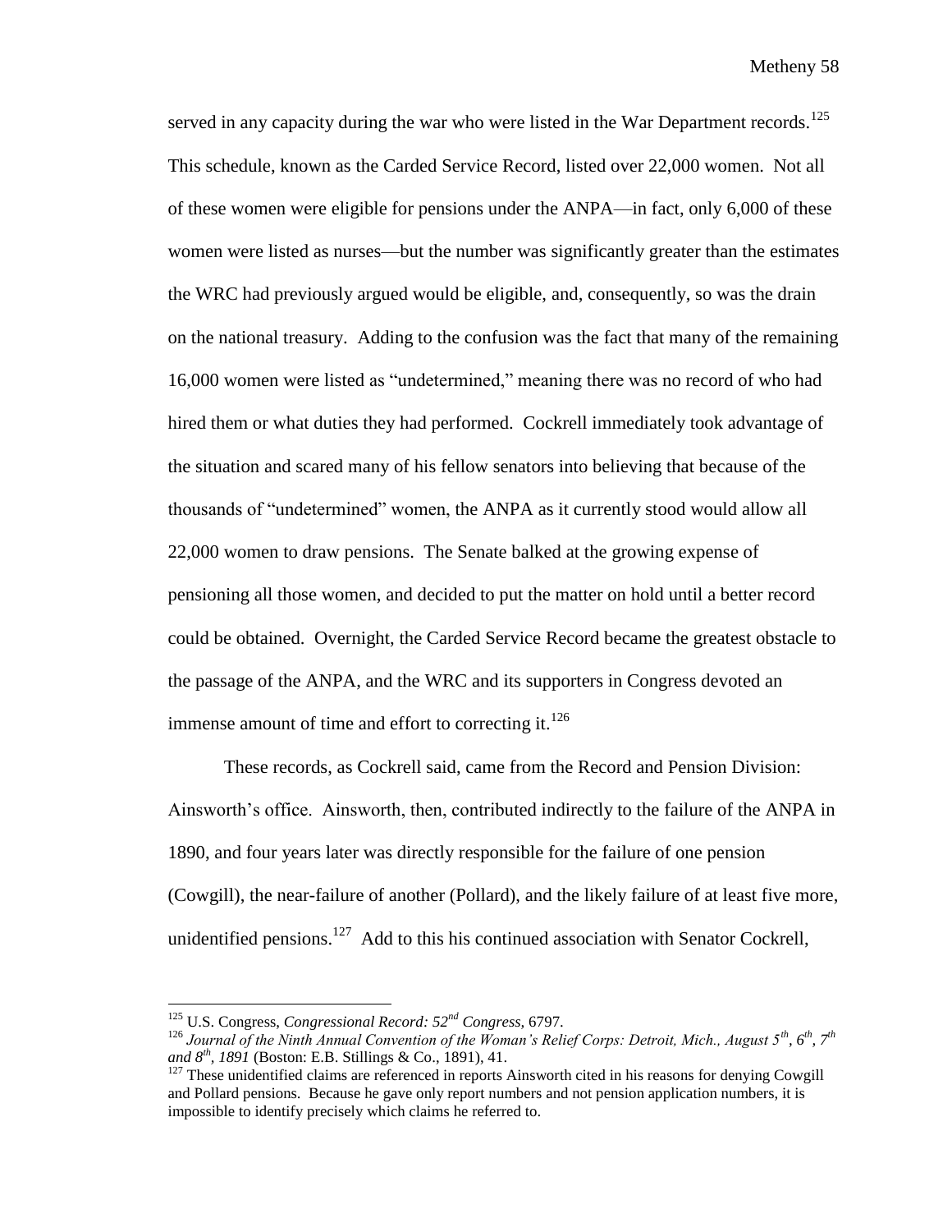served in any capacity during the war who were listed in the War Department records.[125] This schedule, known as the Carded Service Record, listed over 22,000 women. Not all of these women were eligible for pensions under the ANPA—in fact, only 6,000 of these women were listed as nurses—but the number was significantly greater than the estimates the WRC had previously argued would be eligible, and, consequently, so was the drain on the national treasury. Adding to the confusion was the fact that many of the remaining 16,000 women were listed as "undetermined," meaning there was no record of who had hired them or what duties they had performed. Cockrell immediately took advantage of the situation and scared many of his fellow senators into believing that because of the thousands of "undetermined" women, the ANPA as it currently stood would allow all 22,000 women to draw pensions. The Senate balked at the growing expense of pensioning all those women, and decided to put the matter on hold until a better record could be obtained. Overnight, the Carded Service Record became the greatest obstacle to the passage of the ANPA, and the WRC and its supporters in Congress devoted an immense amount of time and effort to correcting it.[126]

These records, as Cockrell said, came from the Record and Pension Division: Ainsworth's office. Ainsworth, then, contributed indirectly to the failure of the ANPA in 1890, and four years later was directly responsible for the failure of one pension (Cowgill), the near-failure of another (Pollard), and the likely failure of at least five more, unidentified pensions.[127] Add to this his continued association with Senator Cockrell,

---

[125] U.S. Congress, *Congressional Record: 52nd Congress,* 6797.

[126] *Journal of the Ninth Annual Convention of the Woman's Relief Corps: Detroit, Mich., August 5th, 6th, 7th and 8th, 1891* (Boston: E.B. Stillings & Co., 1891), 41.

[127] These unidentified claims are referenced in reports Ainsworth cited in his reasons for denying Cowgill and Pollard pensions. Because he gave only report numbers and not pension application numbers, it is impossible to identify precisely which claims he referred to.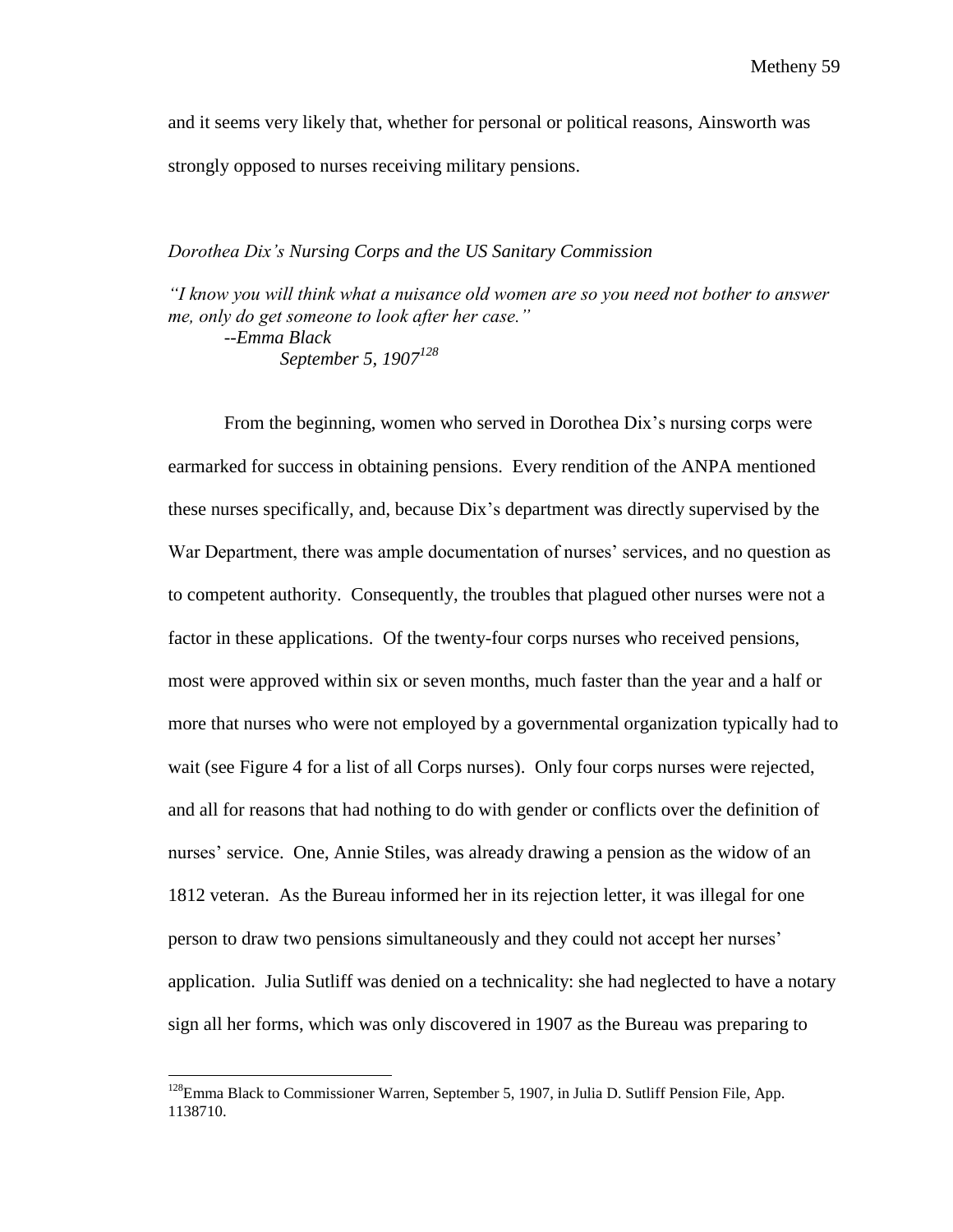and it seems very likely that, whether for personal or political reasons, Ainsworth was strongly opposed to nurses receiving military pensions.

### *Dorothea Dix's Nursing Corps and the US Sanitary Commission*

*"I know you will think what a nuisance old women are so you need not bother to answer me, only do get someone to look after her case."*
*--Emma Black*
*September 5, 1907*[128]

From the beginning, women who served in Dorothea Dix's nursing corps were earmarked for success in obtaining pensions. Every rendition of the ANPA mentioned these nurses specifically, and, because Dix's department was directly supervised by the War Department, there was ample documentation of nurses' services, and no question as to competent authority. Consequently, the troubles that plagued other nurses were not a factor in these applications. Of the twenty-four corps nurses who received pensions, most were approved within six or seven months, much faster than the year and a half or more that nurses who were not employed by a governmental organization typically had to wait (see Figure 4 for a list of all Corps nurses). Only four corps nurses were rejected, and all for reasons that had nothing to do with gender or conflicts over the definition of nurses' service. One, Annie Stiles, was already drawing a pension as the widow of an 1812 veteran. As the Bureau informed her in its rejection letter, it was illegal for one person to draw two pensions simultaneously and they could not accept her nurses' application. Julia Sutliff was denied on a technicality: she had neglected to have a notary sign all her forms, which was only discovered in 1907 as the Bureau was preparing to

[128] Emma Black to Commissioner Warren, September 5, 1907, in Julia D. Sutliff Pension File, App. 1138710.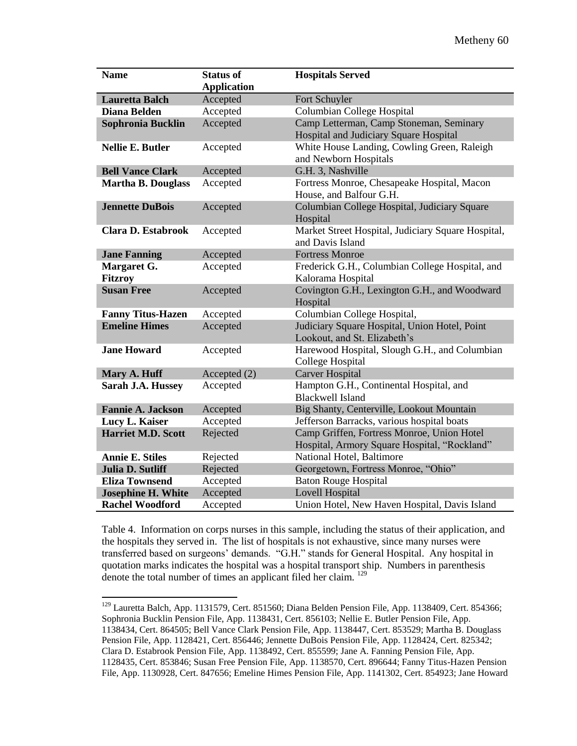| Name | Status of Application | Hospitals Served |
|---|---|---|
| **Lauretta Balch** | Accepted | Fort Schuyler |
| **Diana Belden** | Accepted | Columbian College Hospital |
| **Sophronia Bucklin** | Accepted | Camp Letterman, Camp Stoneman, Seminary Hospital and Judiciary Square Hospital |
| **Nellie E. Butler** | Accepted | White House Landing, Cowling Green, Raleigh and Newborn Hospitals |
| **Bell Vance Clark** | Accepted | G.H. 3, Nashville |
| **Martha B. Douglass** | Accepted | Fortress Monroe, Chesapeake Hospital, Macon House, and Balfour G.H. |
| **Jennette DuBois** | Accepted | Columbian College Hospital, Judiciary Square Hospital |
| **Clara D. Estabrook** | Accepted | Market Street Hospital, Judiciary Square Hospital, and Davis Island |
| **Jane Fanning** | Accepted | Fortress Monroe |
| **Margaret G. Fitzroy** | Accepted | Frederick G.H., Columbian College Hospital, and Kalorama Hospital |
| **Susan Free** | Accepted | Covington G.H., Lexington G.H., and Woodward Hospital |
| **Fanny Titus-Hazen** | Accepted | Columbian College Hospital, |
| **Emeline Himes** | Accepted | Judiciary Square Hospital, Union Hotel, Point Lookout, and St. Elizabeth's |
| **Jane Howard** | Accepted | Harewood Hospital, Slough G.H., and Columbian College Hospital |
| **Mary A. Huff** | Accepted (2) | Carver Hospital |
| **Sarah J.A. Hussey** | Accepted | Hampton G.H., Continental Hospital, and Blackwell Island |
| **Fannie A. Jackson** | Accepted | Big Shanty, Centerville, Lookout Mountain |
| **Lucy L. Kaiser** | Accepted | Jefferson Barracks, various hospital boats |
| **Harriet M.D. Scott** | Rejected | Camp Griffen, Fortress Monroe, Union Hotel Hospital, Armory Square Hospital, "Rockland" |
| **Annie E. Stiles** | Rejected | National Hotel, Baltimore |
| **Julia D. Sutliff** | Rejected | Georgetown, Fortress Monroe, "Ohio" |
| **Eliza Townsend** | Accepted | Baton Rouge Hospital |
| **Josephine H. White** | Accepted | Lovell Hospital |
| **Rachel Woodford** | Accepted | Union Hotel, New Haven Hospital, Davis Island |

Table 4. Information on corps nurses in this sample, including the status of their application, and the hospitals they served in. The list of hospitals is not exhaustive, since many nurses were transferred based on surgeons' demands. "G.H." stands for General Hospital. Any hospital in quotation marks indicates the hospital was a hospital transport ship. Numbers in parenthesis denote the total number of times an applicant filed her claim. [129]

[129] Lauretta Balch, App. 1131579, Cert. 851560; Diana Belden Pension File, App. 1138409, Cert. 854366; Sophronia Bucklin Pension File, App. 1138431, Cert. 856103; Nellie E. Butler Pension File, App. 1138434, Cert. 864505; Bell Vance Clark Pension File, App. 1138447, Cert. 853529; Martha B. Douglass Pension File, App. 1128421, Cert. 856446; Jennette DuBois Pension File, App. 1128424, Cert. 825342; Clara D. Estabrook Pension File, App. 1138492, Cert. 855599; Jane A. Fanning Pension File, App. 1128435, Cert. 853846; Susan Free Pension File, App. 1138570, Cert. 896644; Fanny Titus-Hazen Pension File, App. 1130928, Cert. 847656; Emeline Himes Pension File, App. 1141302, Cert. 854923; Jane Howard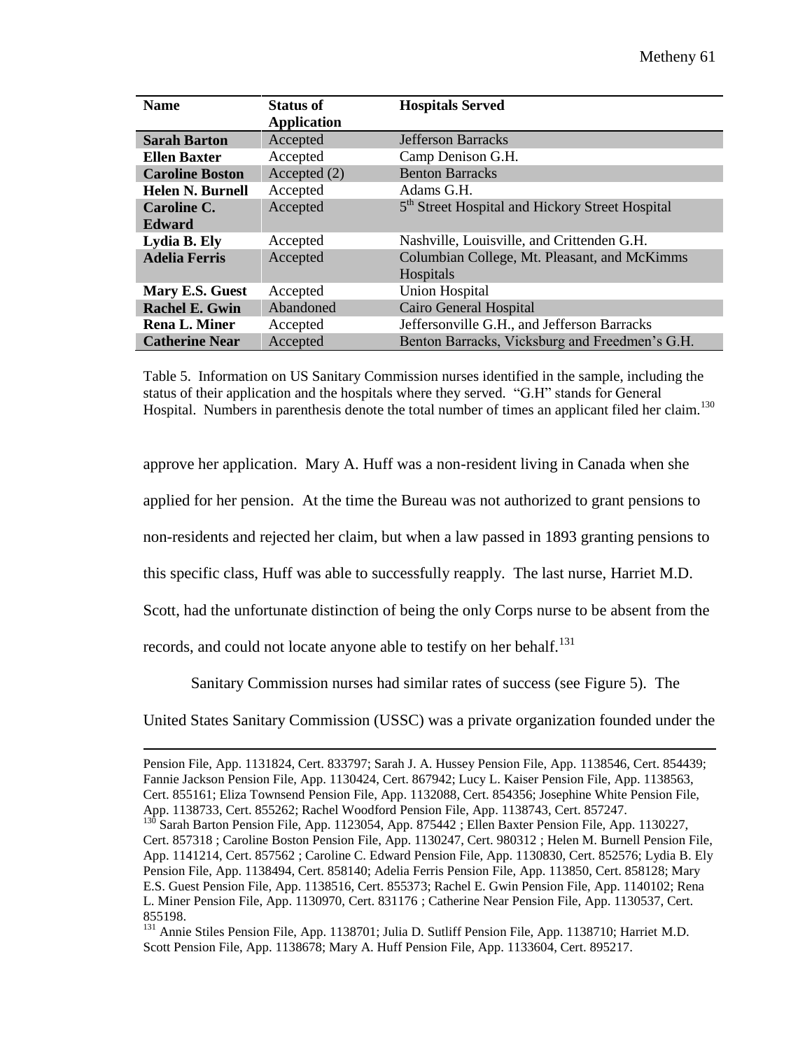| Name | Status of Application | Hospitals Served |
|---|---|---|
| **Sarah Barton** | Accepted | Jefferson Barracks |
| **Ellen Baxter** | Accepted | Camp Denison G.H. |
| **Caroline Boston** | Accepted (2) | Benton Barracks |
| **Helen N. Burnell** | Accepted | Adams G.H. |
| **Caroline C. Edward** | Accepted | 5th Street Hospital and Hickory Street Hospital |
| **Lydia B. Ely** | Accepted | Nashville, Louisville, and Crittenden G.H. |
| **Adelia Ferris** | Accepted | Columbian College, Mt. Pleasant, and McKimms Hospitals |
| **Mary E.S. Guest** | Accepted | Union Hospital |
| **Rachel E. Gwin** | Abandoned | Cairo General Hospital |
| **Rena L. Miner** | Accepted | Jeffersonville G.H., and Jefferson Barracks |
| **Catherine Near** | Accepted | Benton Barracks, Vicksburg and Freedmen's G.H. |

Table 5. Information on US Sanitary Commission nurses identified in the sample, including the status of their application and the hospitals where they served. "G.H" stands for General Hospital. Numbers in parenthesis denote the total number of times an applicant filed her claim.[130]

approve her application. Mary A. Huff was a non-resident living in Canada when she applied for her pension. At the time the Bureau was not authorized to grant pensions to non-residents and rejected her claim, but when a law passed in 1893 granting pensions to this specific class, Huff was able to successfully reapply. The last nurse, Harriet M.D. Scott, had the unfortunate distinction of being the only Corps nurse to be absent from the records, and could not locate anyone able to testify on her behalf.[131]

Sanitary Commission nurses had similar rates of success (see Figure 5). The United States Sanitary Commission (USSC) was a private organization founded under the

---

Pension File, App. 1131824, Cert. 833797; Sarah J. A. Hussey Pension File, App. 1138546, Cert. 854439; Fannie Jackson Pension File, App. 1130424, Cert. 867942; Lucy L. Kaiser Pension File, App. 1138563, Cert. 855161; Eliza Townsend Pension File, App. 1132088, Cert. 854356; Josephine White Pension File, App. 1138733, Cert. 855262; Rachel Woodford Pension File, App. 1138743, Cert. 857247.

[130] Sarah Barton Pension File, App. 1123054, App. 875442 ; Ellen Baxter Pension File, App. 1130227, Cert. 857318 ; Caroline Boston Pension File, App. 1130247, Cert. 980312 ; Helen M. Burnell Pension File, App. 1141214, Cert. 857562 ; Caroline C. Edward Pension File, App. 1130830, Cert. 852576; Lydia B. Ely Pension File, App. 1138494, Cert. 858140; Adelia Ferris Pension File, App. 113850, Cert. 858128; Mary E.S. Guest Pension File, App. 1138516, Cert. 855373; Rachel E. Gwin Pension File, App. 1140102; Rena L. Miner Pension File, App. 1130970, Cert. 831176 ; Catherine Near Pension File, App. 1130537, Cert. 855198.

[131] Annie Stiles Pension File, App. 1138701; Julia D. Sutliff Pension File, App. 1138710; Harriet M.D. Scott Pension File, App. 1138678; Mary A. Huff Pension File, App. 1133604, Cert. 895217.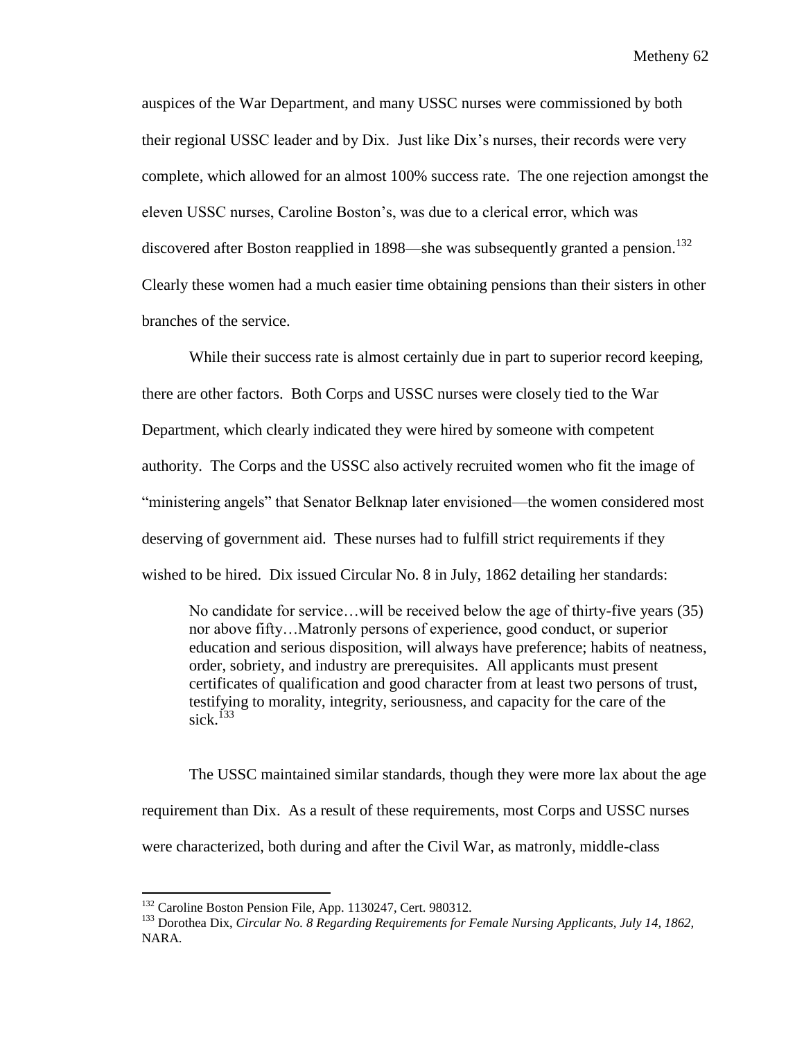auspices of the War Department, and many USSC nurses were commissioned by both their regional USSC leader and by Dix. Just like Dix's nurses, their records were very complete, which allowed for an almost 100% success rate. The one rejection amongst the eleven USSC nurses, Caroline Boston's, was due to a clerical error, which was discovered after Boston reapplied in 1898—she was subsequently granted a pension.[132] Clearly these women had a much easier time obtaining pensions than their sisters in other branches of the service.

While their success rate is almost certainly due in part to superior record keeping, there are other factors. Both Corps and USSC nurses were closely tied to the War Department, which clearly indicated they were hired by someone with competent authority. The Corps and the USSC also actively recruited women who fit the image of "ministering angels" that Senator Belknap later envisioned—the women considered most deserving of government aid. These nurses had to fulfill strict requirements if they wished to be hired. Dix issued Circular No. 8 in July, 1862 detailing her standards:

> No candidate for service…will be received below the age of thirty-five years (35) nor above fifty…Matronly persons of experience, good conduct, or superior education and serious disposition, will always have preference; habits of neatness, order, sobriety, and industry are prerequisites. All applicants must present certificates of qualification and good character from at least two persons of trust, testifying to morality, integrity, seriousness, and capacity for the care of the sick.[133]

The USSC maintained similar standards, though they were more lax about the age requirement than Dix. As a result of these requirements, most Corps and USSC nurses were characterized, both during and after the Civil War, as matronly, middle-class

---

[132] Caroline Boston Pension File, App. 1130247, Cert. 980312.

[133] Dorothea Dix, *Circular No. 8 Regarding Requirements for Female Nursing Applicants, July 14, 1862,* NARA.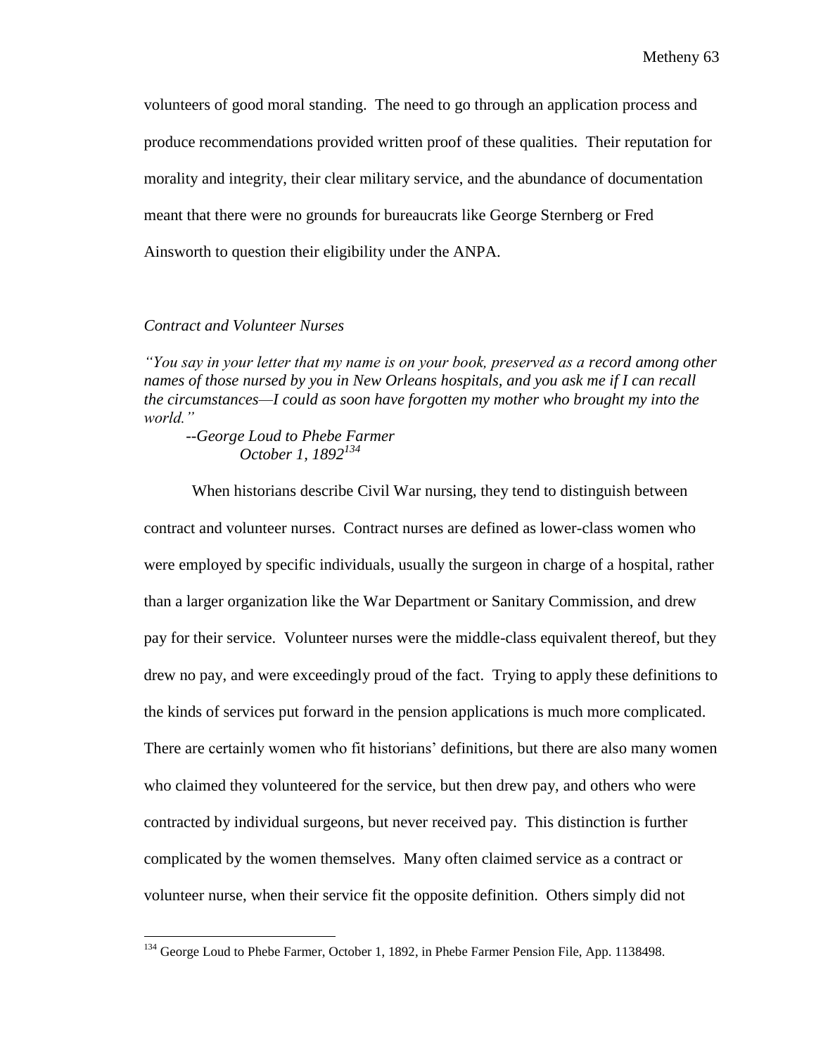volunteers of good moral standing. The need to go through an application process and produce recommendations provided written proof of these qualities. Their reputation for morality and integrity, their clear military service, and the abundance of documentation meant that there were no grounds for bureaucrats like George Sternberg or Fred Ainsworth to question their eligibility under the ANPA.

### *Contract and Volunteer Nurses*

*"You say in your letter that my name is on your book, preserved as a record among other names of those nursed by you in New Orleans hospitals, and you ask me if I can recall the circumstances—I could as soon have forgotten my mother who brought my into the world."*

*--George Loud to Phebe Farmer*
*October 1, 1892*[134]

When historians describe Civil War nursing, they tend to distinguish between contract and volunteer nurses. Contract nurses are defined as lower-class women who were employed by specific individuals, usually the surgeon in charge of a hospital, rather than a larger organization like the War Department or Sanitary Commission, and drew pay for their service. Volunteer nurses were the middle-class equivalent thereof, but they drew no pay, and were exceedingly proud of the fact. Trying to apply these definitions to the kinds of services put forward in the pension applications is much more complicated. There are certainly women who fit historians' definitions, but there are also many women who claimed they volunteered for the service, but then drew pay, and others who were contracted by individual surgeons, but never received pay. This distinction is further complicated by the women themselves. Many often claimed service as a contract or volunteer nurse, when their service fit the opposite definition. Others simply did not

[134] George Loud to Phebe Farmer, October 1, 1892, in Phebe Farmer Pension File, App. 1138498.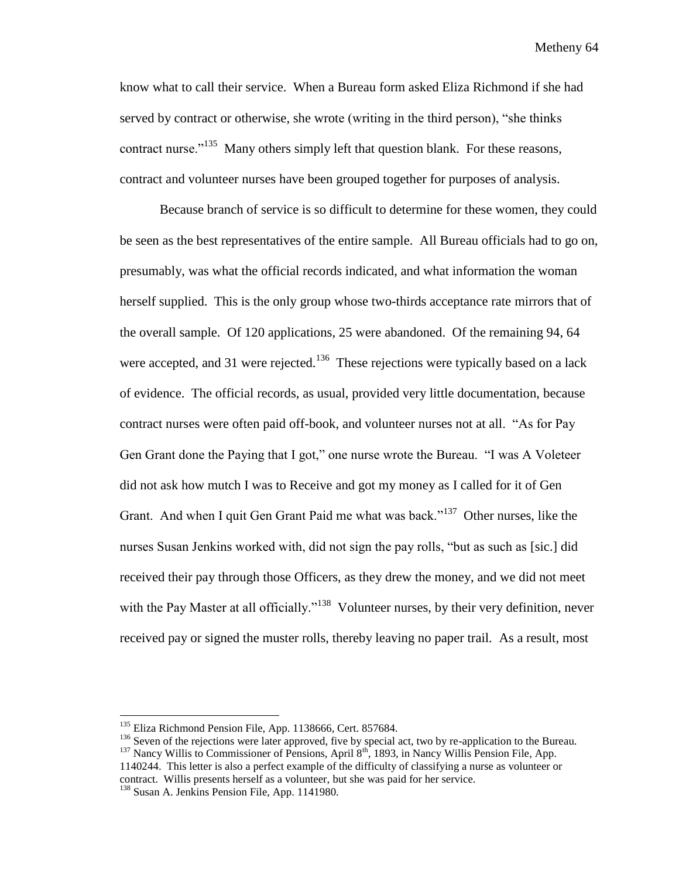know what to call their service. When a Bureau form asked Eliza Richmond if she had served by contract or otherwise, she wrote (writing in the third person), "she thinks contract nurse."[135] Many others simply left that question blank. For these reasons, contract and volunteer nurses have been grouped together for purposes of analysis.

Because branch of service is so difficult to determine for these women, they could be seen as the best representatives of the entire sample. All Bureau officials had to go on, presumably, was what the official records indicated, and what information the woman herself supplied. This is the only group whose two-thirds acceptance rate mirrors that of the overall sample. Of 120 applications, 25 were abandoned. Of the remaining 94, 64 were accepted, and 31 were rejected.[136] These rejections were typically based on a lack of evidence. The official records, as usual, provided very little documentation, because contract nurses were often paid off-book, and volunteer nurses not at all. "As for Pay Gen Grant done the Paying that I got," one nurse wrote the Bureau. "I was A Voleteer did not ask how mutch I was to Receive and got my money as I called for it of Gen Grant. And when I quit Gen Grant Paid me what was back."[137] Other nurses, like the nurses Susan Jenkins worked with, did not sign the pay rolls, "but as such as [sic.] did received their pay through those Officers, as they drew the money, and we did not meet with the Pay Master at all officially."[138] Volunteer nurses, by their very definition, never received pay or signed the muster rolls, thereby leaving no paper trail. As a result, most

---

[135] Eliza Richmond Pension File, App. 1138666, Cert. 857684.

[136] Seven of the rejections were later approved, five by special act, two by re-application to the Bureau.

[137] Nancy Willis to Commissioner of Pensions, April 8th, 1893, in Nancy Willis Pension File, App. 1140244. This letter is also a perfect example of the difficulty of classifying a nurse as volunteer or contract. Willis presents herself as a volunteer, but she was paid for her service.

[138] Susan A. Jenkins Pension File, App. 1141980.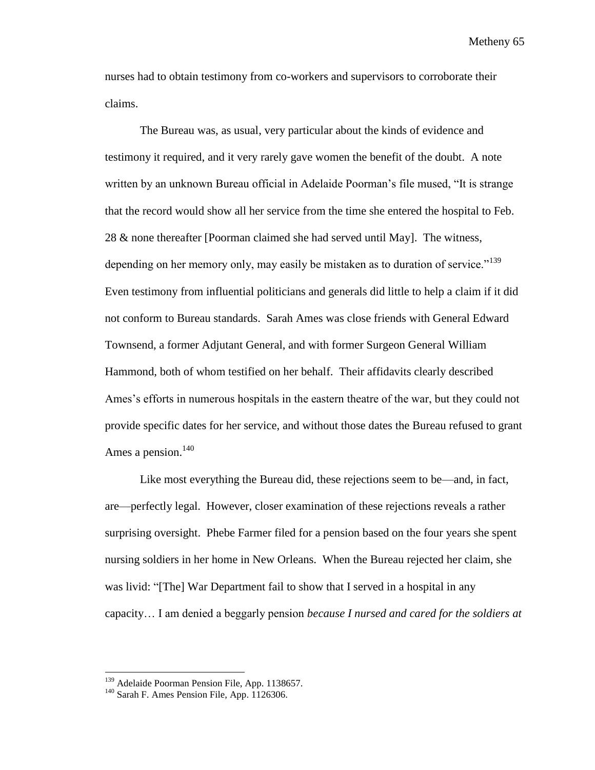nurses had to obtain testimony from co-workers and supervisors to corroborate their claims.

The Bureau was, as usual, very particular about the kinds of evidence and testimony it required, and it very rarely gave women the benefit of the doubt. A note written by an unknown Bureau official in Adelaide Poorman's file mused, "It is strange that the record would show all her service from the time she entered the hospital to Feb. 28 & none thereafter [Poorman claimed she had served until May]. The witness, depending on her memory only, may easily be mistaken as to duration of service."[139] Even testimony from influential politicians and generals did little to help a claim if it did not conform to Bureau standards. Sarah Ames was close friends with General Edward Townsend, a former Adjutant General, and with former Surgeon General William Hammond, both of whom testified on her behalf. Their affidavits clearly described Ames's efforts in numerous hospitals in the eastern theatre of the war, but they could not provide specific dates for her service, and without those dates the Bureau refused to grant Ames a pension.[140]

Like most everything the Bureau did, these rejections seem to be—and, in fact, are—perfectly legal. However, closer examination of these rejections reveals a rather surprising oversight. Phebe Farmer filed for a pension based on the four years she spent nursing soldiers in her home in New Orleans. When the Bureau rejected her claim, she was livid: "[The] War Department fail to show that I served in a hospital in any capacity… I am denied a beggarly pension *because I nursed and cared for the soldiers at*

---

[139] Adelaide Poorman Pension File, App. 1138657.

[140] Sarah F. Ames Pension File, App. 1126306.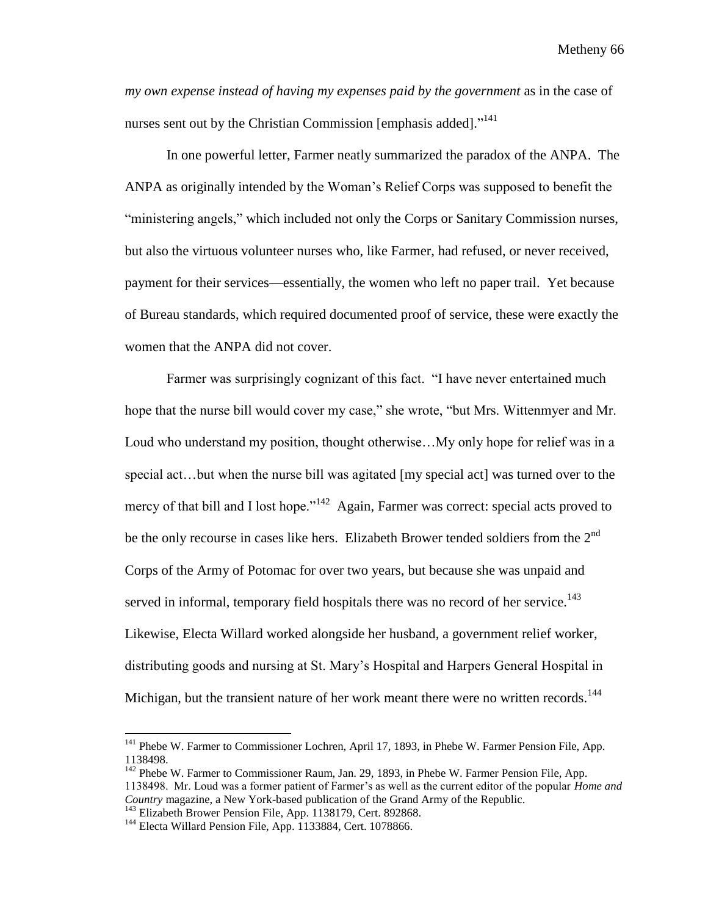*my own expense instead of having my expenses paid by the government* as in the case of nurses sent out by the Christian Commission [emphasis added]."[141]

In one powerful letter, Farmer neatly summarized the paradox of the ANPA. The ANPA as originally intended by the Woman's Relief Corps was supposed to benefit the "ministering angels," which included not only the Corps or Sanitary Commission nurses, but also the virtuous volunteer nurses who, like Farmer, had refused, or never received, payment for their services—essentially, the women who left no paper trail. Yet because of Bureau standards, which required documented proof of service, these were exactly the women that the ANPA did not cover.

Farmer was surprisingly cognizant of this fact. "I have never entertained much hope that the nurse bill would cover my case," she wrote, "but Mrs. Wittenmyer and Mr. Loud who understand my position, thought otherwise…My only hope for relief was in a special act…but when the nurse bill was agitated [my special act] was turned over to the mercy of that bill and I lost hope."[142] Again, Farmer was correct: special acts proved to be the only recourse in cases like hers. Elizabeth Brower tended soldiers from the 2nd Corps of the Army of Potomac for over two years, but because she was unpaid and served in informal, temporary field hospitals there was no record of her service.[143] Likewise, Electa Willard worked alongside her husband, a government relief worker, distributing goods and nursing at St. Mary's Hospital and Harpers General Hospital in Michigan, but the transient nature of her work meant there were no written records.[144]

---

[141] Phebe W. Farmer to Commissioner Lochren, April 17, 1893, in Phebe W. Farmer Pension File, App. 1138498.

[142] Phebe W. Farmer to Commissioner Raum, Jan. 29, 1893, in Phebe W. Farmer Pension File, App. 1138498. Mr. Loud was a former patient of Farmer's as well as the current editor of the popular *Home and Country* magazine, a New York-based publication of the Grand Army of the Republic.

[143] Elizabeth Brower Pension File, App. 1138179, Cert. 892868.

[144] Electa Willard Pension File, App. 1133884, Cert. 1078866.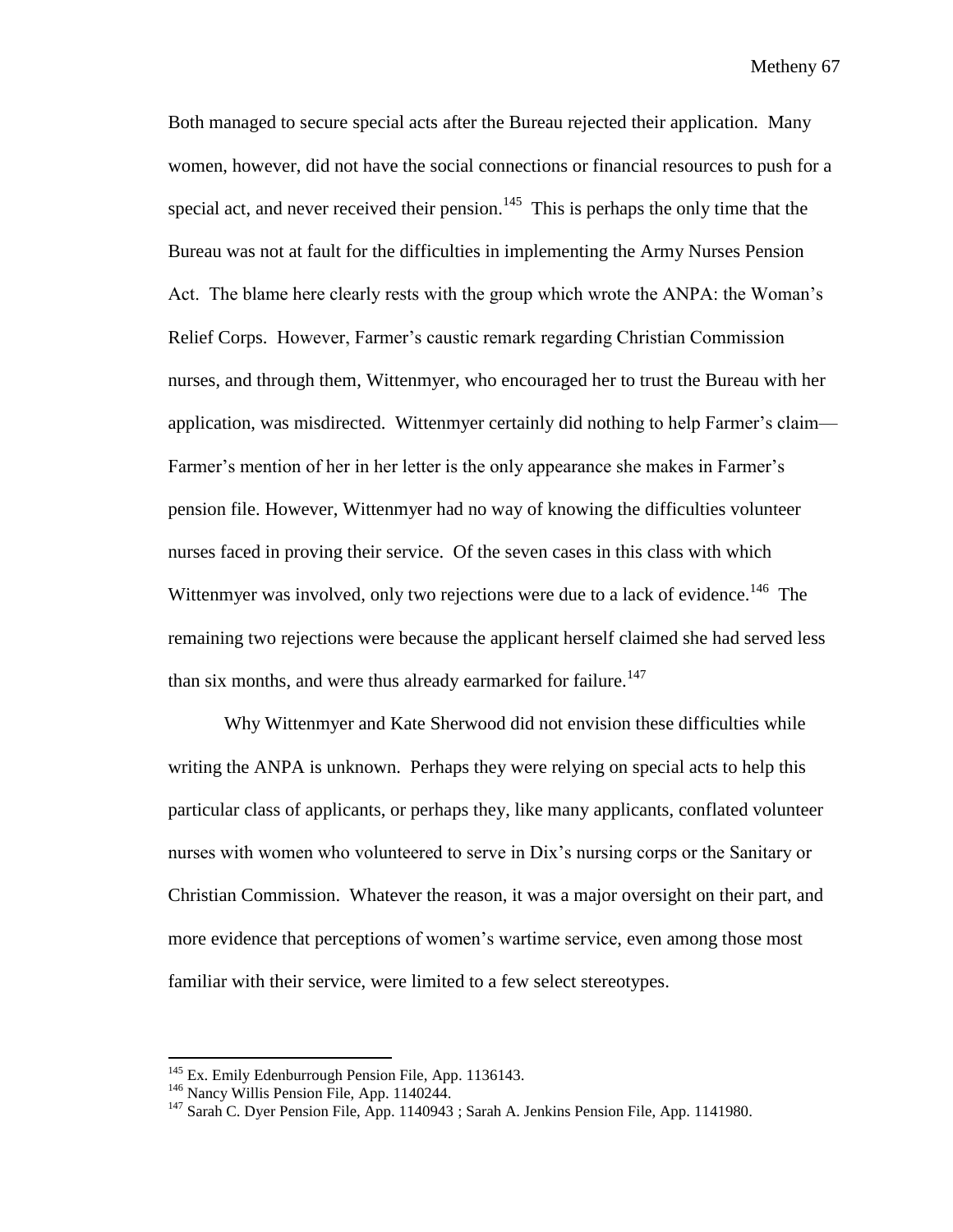Both managed to secure special acts after the Bureau rejected their application. Many women, however, did not have the social connections or financial resources to push for a special act, and never received their pension.[145] This is perhaps the only time that the Bureau was not at fault for the difficulties in implementing the Army Nurses Pension Act. The blame here clearly rests with the group which wrote the ANPA: the Woman's Relief Corps. However, Farmer's caustic remark regarding Christian Commission nurses, and through them, Wittenmyer, who encouraged her to trust the Bureau with her application, was misdirected. Wittenmyer certainly did nothing to help Farmer's claim—Farmer's mention of her in her letter is the only appearance she makes in Farmer's pension file. However, Wittenmyer had no way of knowing the difficulties volunteer nurses faced in proving their service. Of the seven cases in this class with which Wittenmyer was involved, only two rejections were due to a lack of evidence.[146] The remaining two rejections were because the applicant herself claimed she had served less than six months, and were thus already earmarked for failure.[147]

Why Wittenmyer and Kate Sherwood did not envision these difficulties while writing the ANPA is unknown. Perhaps they were relying on special acts to help this particular class of applicants, or perhaps they, like many applicants, conflated volunteer nurses with women who volunteered to serve in Dix's nursing corps or the Sanitary or Christian Commission. Whatever the reason, it was a major oversight on their part, and more evidence that perceptions of women's wartime service, even among those most familiar with their service, were limited to a few select stereotypes.

---

[145] Ex. Emily Edenburrough Pension File, App. 1136143.

[146] Nancy Willis Pension File, App. 1140244.

[147] Sarah C. Dyer Pension File, App. 1140943 ; Sarah A. Jenkins Pension File, App. 1141980.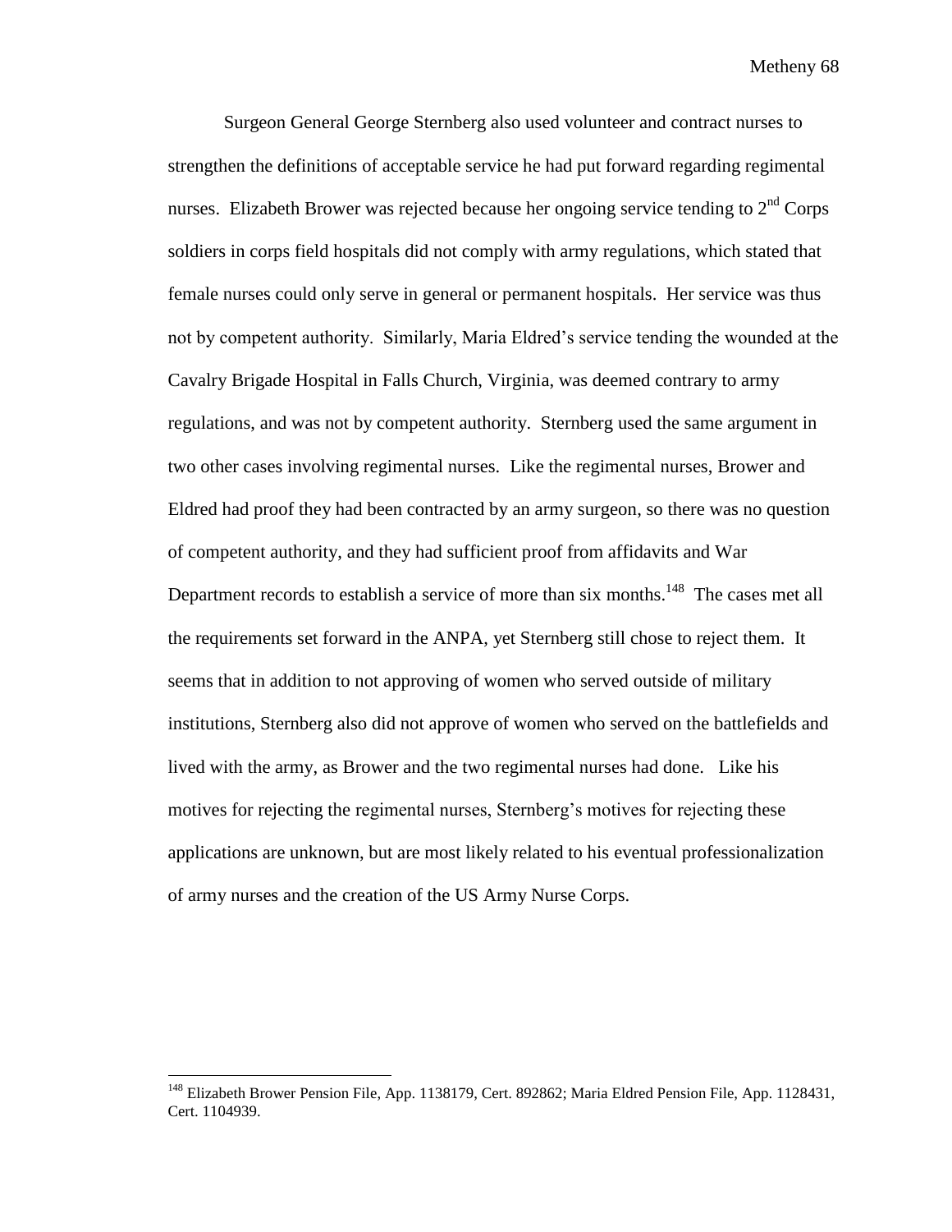Surgeon General George Sternberg also used volunteer and contract nurses to strengthen the definitions of acceptable service he had put forward regarding regimental nurses. Elizabeth Brower was rejected because her ongoing service tending to 2nd Corps soldiers in corps field hospitals did not comply with army regulations, which stated that female nurses could only serve in general or permanent hospitals. Her service was thus not by competent authority. Similarly, Maria Eldred's service tending the wounded at the Cavalry Brigade Hospital in Falls Church, Virginia, was deemed contrary to army regulations, and was not by competent authority. Sternberg used the same argument in two other cases involving regimental nurses. Like the regimental nurses, Brower and Eldred had proof they had been contracted by an army surgeon, so there was no question of competent authority, and they had sufficient proof from affidavits and War Department records to establish a service of more than six months.[148] The cases met all the requirements set forward in the ANPA, yet Sternberg still chose to reject them. It seems that in addition to not approving of women who served outside of military institutions, Sternberg also did not approve of women who served on the battlefields and lived with the army, as Brower and the two regimental nurses had done. Like his motives for rejecting the regimental nurses, Sternberg's motives for rejecting these applications are unknown, but are most likely related to his eventual professionalization of army nurses and the creation of the US Army Nurse Corps.

---

[148] Elizabeth Brower Pension File, App. 1138179, Cert. 892862; Maria Eldred Pension File, App. 1128431, Cert. 1104939.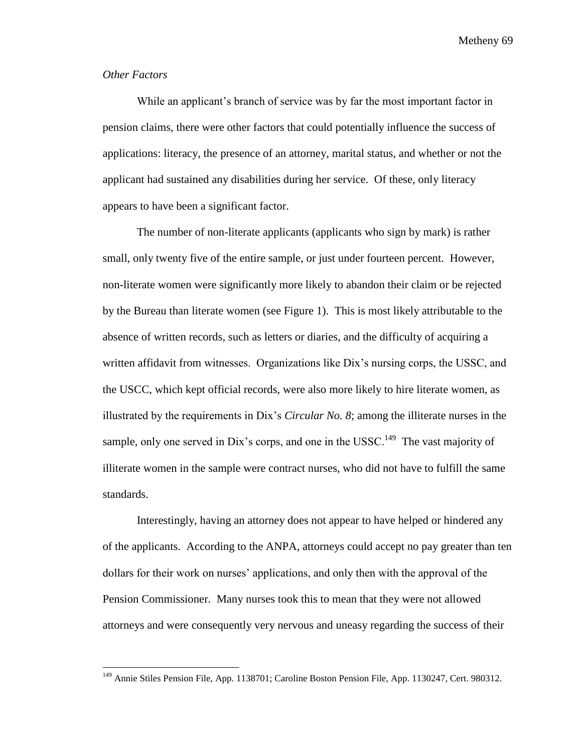### *Other Factors*

While an applicant's branch of service was by far the most important factor in pension claims, there were other factors that could potentially influence the success of applications: literacy, the presence of an attorney, marital status, and whether or not the applicant had sustained any disabilities during her service. Of these, only literacy appears to have been a significant factor.

The number of non-literate applicants (applicants who sign by mark) is rather small, only twenty five of the entire sample, or just under fourteen percent. However, non-literate women were significantly more likely to abandon their claim or be rejected by the Bureau than literate women (see Figure 1). This is most likely attributable to the absence of written records, such as letters or diaries, and the difficulty of acquiring a written affidavit from witnesses. Organizations like Dix's nursing corps, the USSC, and the USCC, which kept official records, were also more likely to hire literate women, as illustrated by the requirements in Dix's *Circular No. 8*; among the illiterate nurses in the sample, only one served in Dix's corps, and one in the USSC.[149] The vast majority of illiterate women in the sample were contract nurses, who did not have to fulfill the same standards.

Interestingly, having an attorney does not appear to have helped or hindered any of the applicants. According to the ANPA, attorneys could accept no pay greater than ten dollars for their work on nurses' applications, and only then with the approval of the Pension Commissioner. Many nurses took this to mean that they were not allowed attorneys and were consequently very nervous and uneasy regarding the success of their

---

[149] Annie Stiles Pension File, App. 1138701; Caroline Boston Pension File, App. 1130247, Cert. 980312.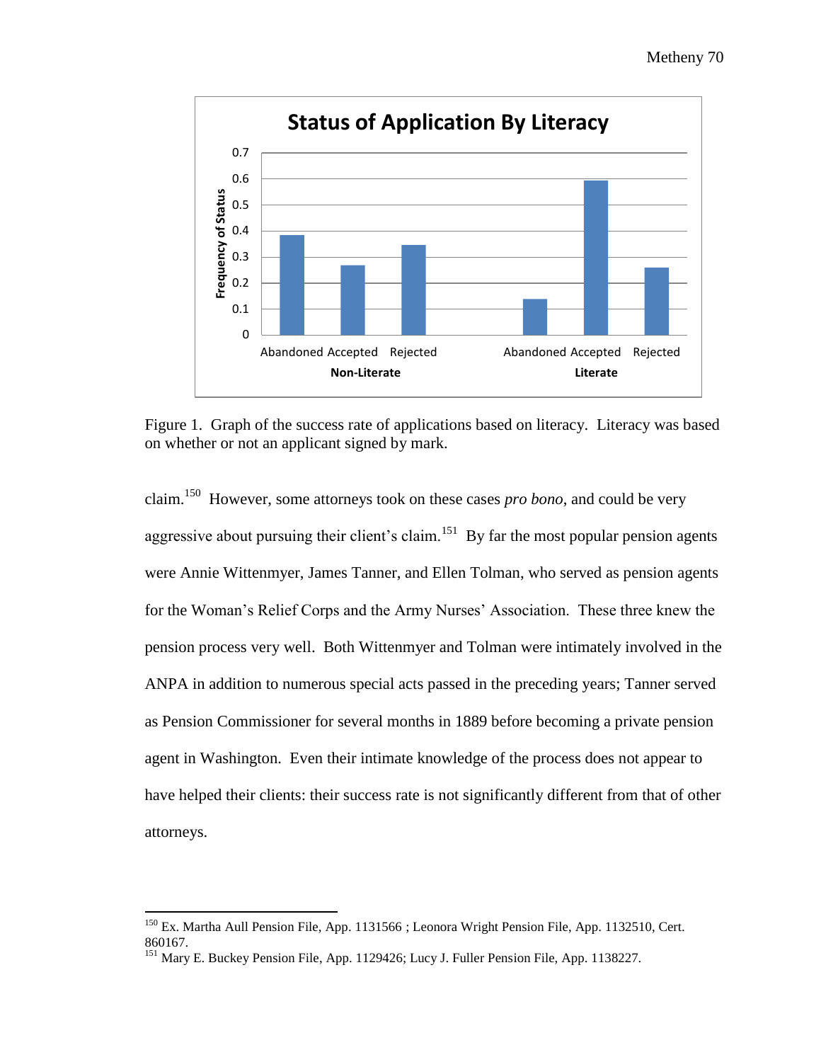Figure 1. Graph of the success rate of applications based on literacy. Literacy was based on whether or not an applicant signed by mark.

claim.[150] However, some attorneys took on these cases *pro bono*, and could be very aggressive about pursuing their client's claim.[151] By far the most popular pension agents were Annie Wittenmyer, James Tanner, and Ellen Tolman, who served as pension agents for the Woman's Relief Corps and the Army Nurses' Association. These three knew the pension process very well. Both Wittenmyer and Tolman were intimately involved in the ANPA in addition to numerous special acts passed in the preceding years; Tanner served as Pension Commissioner for several months in 1889 before becoming a private pension agent in Washington. Even their intimate knowledge of the process does not appear to have helped their clients: their success rate is not significantly different from that of other attorneys.

---

[150] Ex. Martha Aull Pension File, App. 1131566 ; Leonora Wright Pension File, App. 1132510, Cert. 860167.

[151] Mary E. Buckey Pension File, App. 1129426; Lucy J. Fuller Pension File, App. 1138227.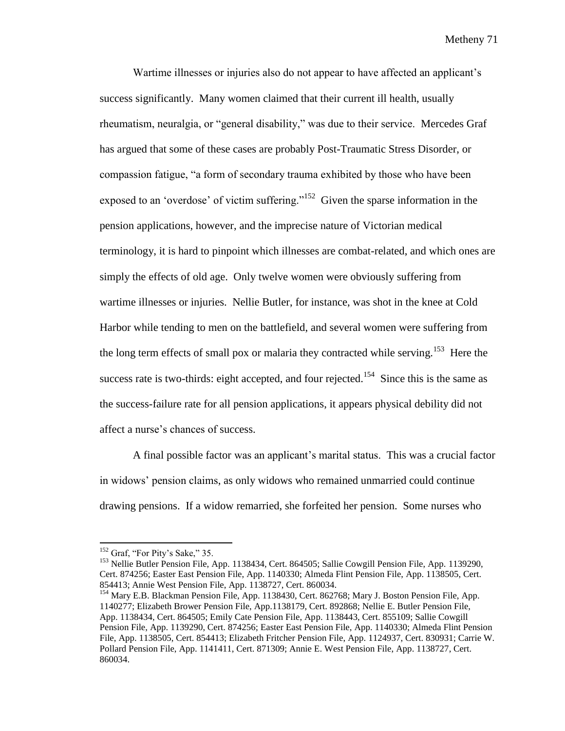Wartime illnesses or injuries also do not appear to have affected an applicant's success significantly. Many women claimed that their current ill health, usually rheumatism, neuralgia, or "general disability," was due to their service. Mercedes Graf has argued that some of these cases are probably Post-Traumatic Stress Disorder, or compassion fatigue, "a form of secondary trauma exhibited by those who have been exposed to an 'overdose' of victim suffering."[152] Given the sparse information in the pension applications, however, and the imprecise nature of Victorian medical terminology, it is hard to pinpoint which illnesses are combat-related, and which ones are simply the effects of old age. Only twelve women were obviously suffering from wartime illnesses or injuries. Nellie Butler, for instance, was shot in the knee at Cold Harbor while tending to men on the battlefield, and several women were suffering from the long term effects of small pox or malaria they contracted while serving.[153] Here the success rate is two-thirds: eight accepted, and four rejected.[154] Since this is the same as the success-failure rate for all pension applications, it appears physical debility did not affect a nurse's chances of success.

A final possible factor was an applicant's marital status. This was a crucial factor in widows' pension claims, as only widows who remained unmarried could continue drawing pensions. If a widow remarried, she forfeited her pension. Some nurses who

---

[152] Graf, "For Pity's Sake," 35.

[153] Nellie Butler Pension File, App. 1138434, Cert. 864505; Sallie Cowgill Pension File, App. 1139290, Cert. 874256; Easter East Pension File, App. 1140330; Almeda Flint Pension File, App. 1138505, Cert. 854413; Annie West Pension File, App. 1138727, Cert. 860034.

[154] Mary E.B. Blackman Pension File, App. 1138430, Cert. 862768; Mary J. Boston Pension File, App. 1140277; Elizabeth Brower Pension File, App.1138179, Cert. 892868; Nellie E. Butler Pension File, App. 1138434, Cert. 864505; Emily Cate Pension File, App. 1138443, Cert. 855109; Sallie Cowgill Pension File, App. 1139290, Cert. 874256; Easter East Pension File, App. 1140330; Almeda Flint Pension File, App. 1138505, Cert. 854413; Elizabeth Fritcher Pension File, App. 1124937, Cert. 830931; Carrie W. Pollard Pension File, App. 1141411, Cert. 871309; Annie E. West Pension File, App. 1138727, Cert. 860034.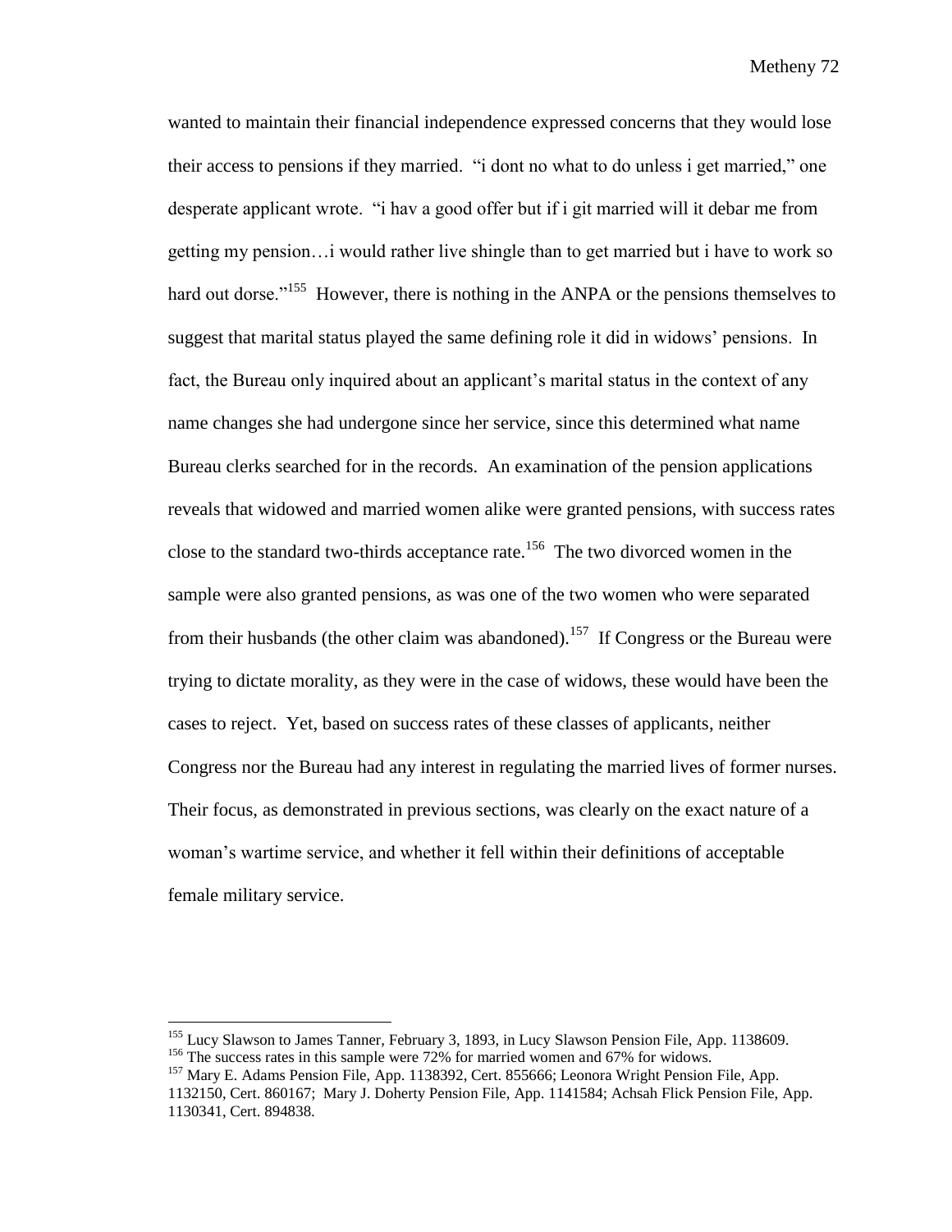wanted to maintain their financial independence expressed concerns that they would lose their access to pensions if they married. "i dont no what to do unless i get married," one desperate applicant wrote. "i hav a good offer but if i git married will it debar me from getting my pension…i would rather live shingle than to get married but i have to work so hard out dorse."[155] However, there is nothing in the ANPA or the pensions themselves to suggest that marital status played the same defining role it did in widows' pensions. In fact, the Bureau only inquired about an applicant's marital status in the context of any name changes she had undergone since her service, since this determined what name Bureau clerks searched for in the records. An examination of the pension applications reveals that widowed and married women alike were granted pensions, with success rates close to the standard two-thirds acceptance rate.[156] The two divorced women in the sample were also granted pensions, as was one of the two women who were separated from their husbands (the other claim was abandoned).[157] If Congress or the Bureau were trying to dictate morality, as they were in the case of widows, these would have been the cases to reject. Yet, based on success rates of these classes of applicants, neither Congress nor the Bureau had any interest in regulating the married lives of former nurses. Their focus, as demonstrated in previous sections, was clearly on the exact nature of a woman's wartime service, and whether it fell within their definitions of acceptable female military service.

---

[155] Lucy Slawson to James Tanner, February 3, 1893, in Lucy Slawson Pension File, App. 1138609.

[156] The success rates in this sample were 72% for married women and 67% for widows.

[157] Mary E. Adams Pension File, App. 1138392, Cert. 855666; Leonora Wright Pension File, App. 1132150, Cert. 860167; Mary J. Doherty Pension File, App. 1141584; Achsah Flick Pension File, App. 1130341, Cert. 894838.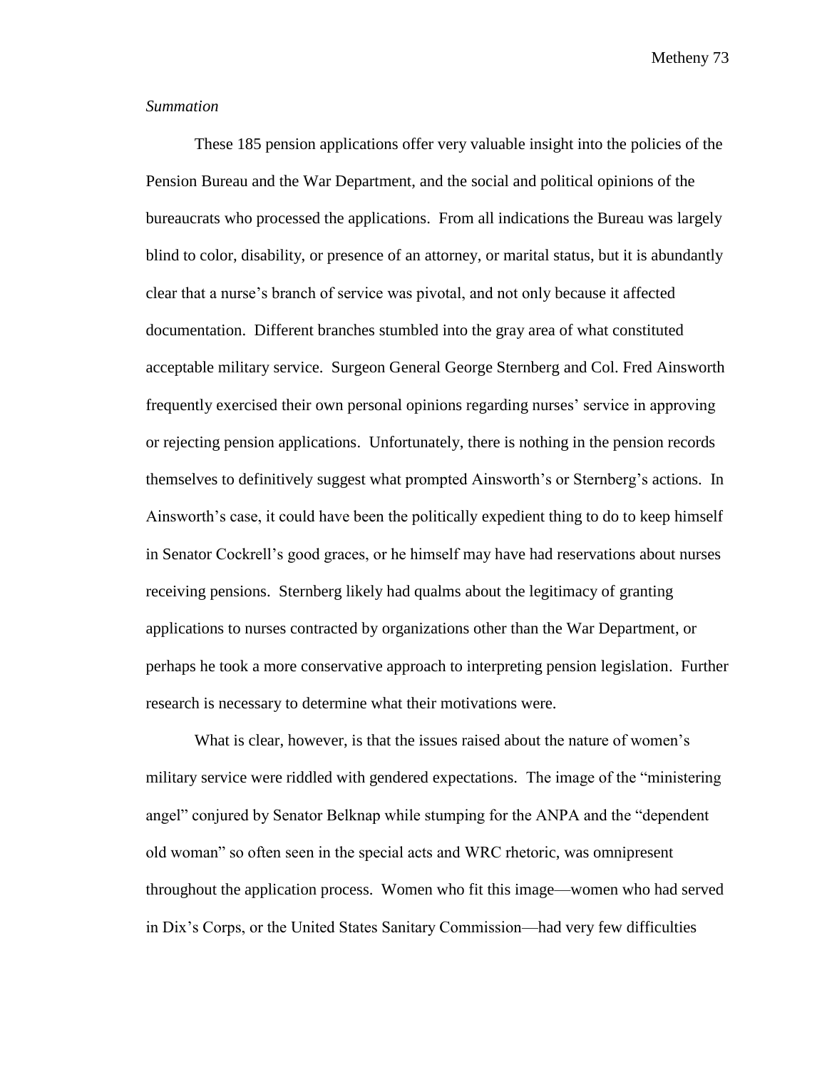*Summation*

These 185 pension applications offer very valuable insight into the policies of the Pension Bureau and the War Department, and the social and political opinions of the bureaucrats who processed the applications. From all indications the Bureau was largely blind to color, disability, or presence of an attorney, or marital status, but it is abundantly clear that a nurse's branch of service was pivotal, and not only because it affected documentation. Different branches stumbled into the gray area of what constituted acceptable military service. Surgeon General George Sternberg and Col. Fred Ainsworth frequently exercised their own personal opinions regarding nurses' service in approving or rejecting pension applications. Unfortunately, there is nothing in the pension records themselves to definitively suggest what prompted Ainsworth's or Sternberg's actions. In Ainsworth's case, it could have been the politically expedient thing to do to keep himself in Senator Cockrell's good graces, or he himself may have had reservations about nurses receiving pensions. Sternberg likely had qualms about the legitimacy of granting applications to nurses contracted by organizations other than the War Department, or perhaps he took a more conservative approach to interpreting pension legislation. Further research is necessary to determine what their motivations were.

What is clear, however, is that the issues raised about the nature of women's military service were riddled with gendered expectations. The image of the "ministering angel" conjured by Senator Belknap while stumping for the ANPA and the "dependent old woman" so often seen in the special acts and WRC rhetoric, was omnipresent throughout the application process. Women who fit this image—women who had served in Dix's Corps, or the United States Sanitary Commission—had very few difficulties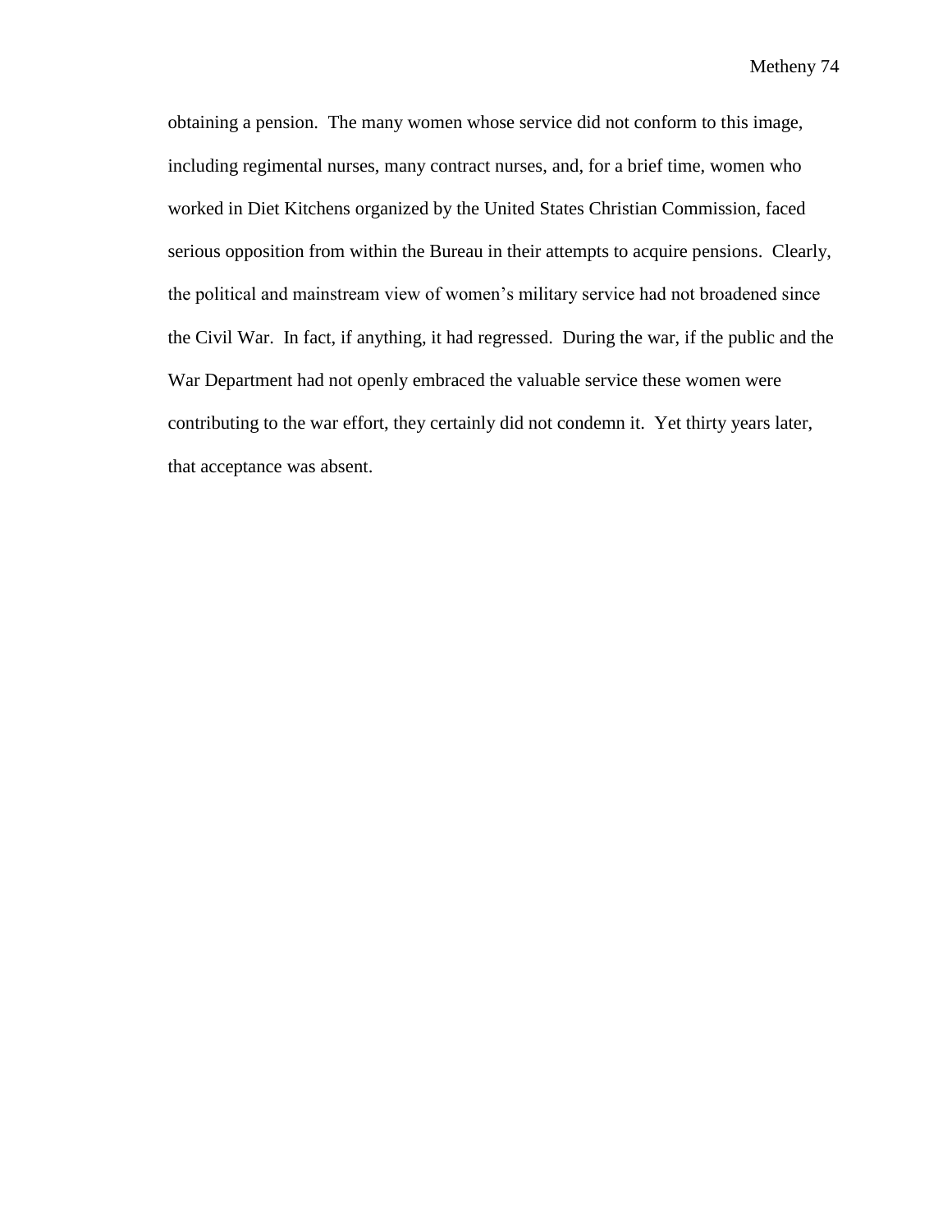obtaining a pension. The many women whose service did not conform to this image, including regimental nurses, many contract nurses, and, for a brief time, women who worked in Diet Kitchens organized by the United States Christian Commission, faced serious opposition from within the Bureau in their attempts to acquire pensions. Clearly, the political and mainstream view of women's military service had not broadened since the Civil War. In fact, if anything, it had regressed. During the war, if the public and the War Department had not openly embraced the valuable service these women were contributing to the war effort, they certainly did not condemn it. Yet thirty years later, that acceptance was absent.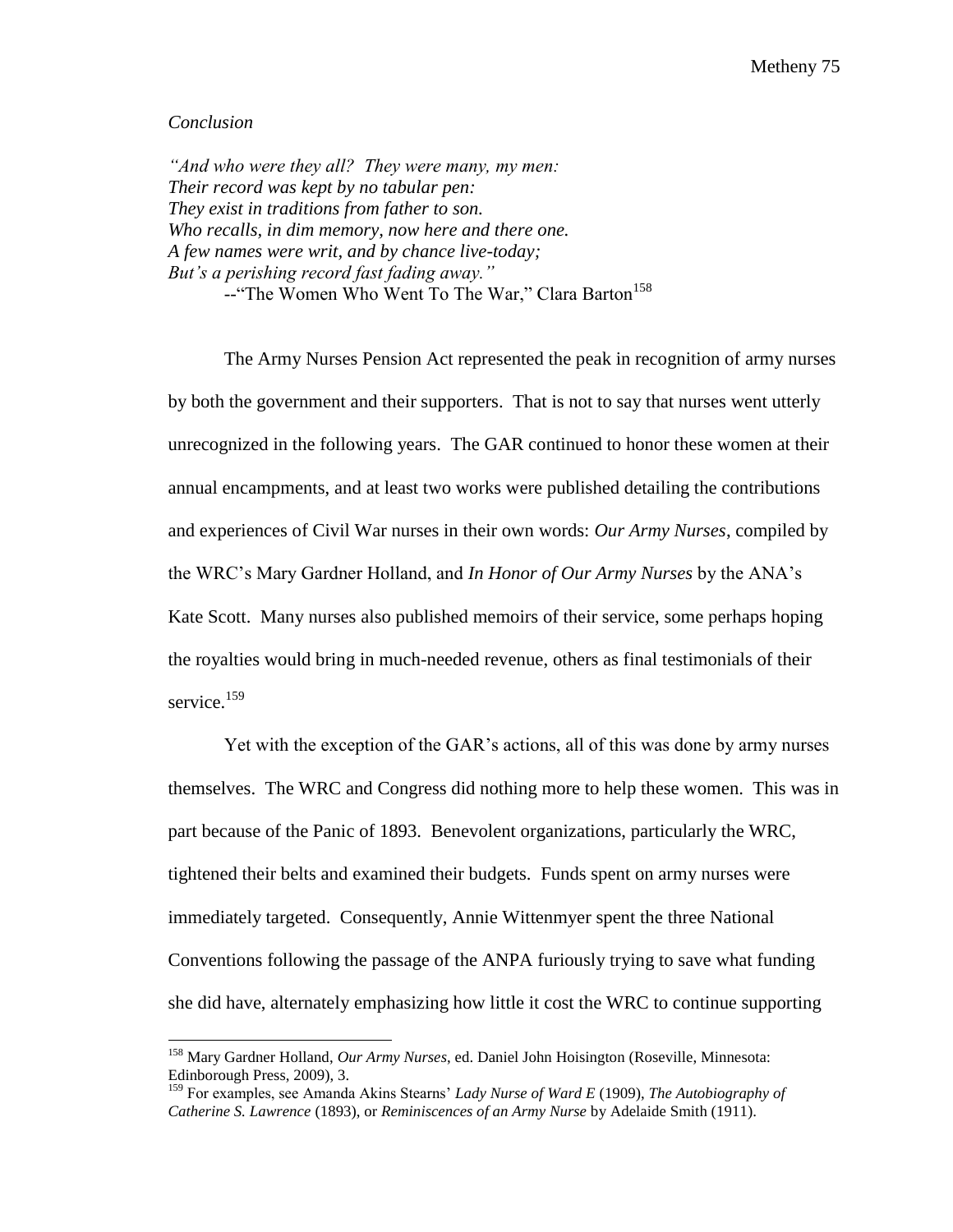*Conclusion*

*"And who were they all? They were many, my men:*
*Their record was kept by no tabular pen:*
*They exist in traditions from father to son.*
*Who recalls, in dim memory, now here and there one.*
*A few names were writ, and by chance live-today;*
*But's a perishing record fast fading away."*

--"The Women Who Went To The War," Clara Barton[158]

The Army Nurses Pension Act represented the peak in recognition of army nurses by both the government and their supporters. That is not to say that nurses went utterly unrecognized in the following years. The GAR continued to honor these women at their annual encampments, and at least two works were published detailing the contributions and experiences of Civil War nurses in their own words: *Our Army Nurses*, compiled by the WRC's Mary Gardner Holland, and *In Honor of Our Army Nurses* by the ANA's Kate Scott. Many nurses also published memoirs of their service, some perhaps hoping the royalties would bring in much-needed revenue, others as final testimonials of their service.[159]

Yet with the exception of the GAR's actions, all of this was done by army nurses themselves. The WRC and Congress did nothing more to help these women. This was in part because of the Panic of 1893. Benevolent organizations, particularly the WRC, tightened their belts and examined their budgets. Funds spent on army nurses were immediately targeted. Consequently, Annie Wittenmyer spent the three National Conventions following the passage of the ANPA furiously trying to save what funding she did have, alternately emphasizing how little it cost the WRC to continue supporting

---

[158] Mary Gardner Holland, *Our Army Nurses*, ed. Daniel John Hoisington (Roseville, Minnesota: Edinborough Press, 2009), 3.

[159] For examples, see Amanda Akins Stearns' *Lady Nurse of Ward E* (1909), *The Autobiography of Catherine S. Lawrence* (1893), or *Reminiscences of an Army Nurse* by Adelaide Smith (1911).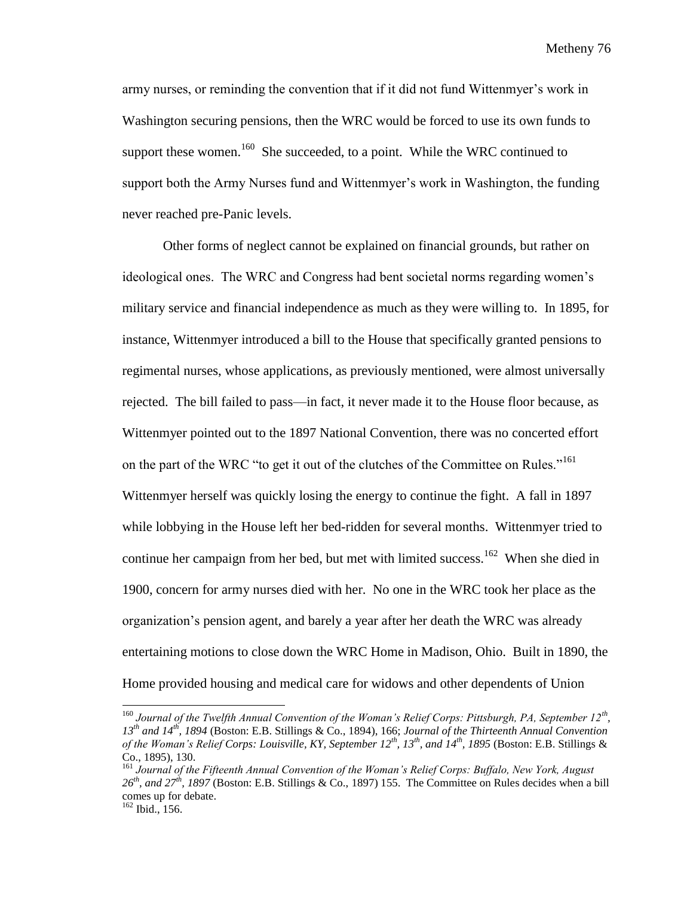army nurses, or reminding the convention that if it did not fund Wittenmyer's work in Washington securing pensions, then the WRC would be forced to use its own funds to support these women.[160] She succeeded, to a point. While the WRC continued to support both the Army Nurses fund and Wittenmyer's work in Washington, the funding never reached pre-Panic levels.

Other forms of neglect cannot be explained on financial grounds, but rather on ideological ones. The WRC and Congress had bent societal norms regarding women's military service and financial independence as much as they were willing to. In 1895, for instance, Wittenmyer introduced a bill to the House that specifically granted pensions to regimental nurses, whose applications, as previously mentioned, were almost universally rejected. The bill failed to pass—in fact, it never made it to the House floor because, as Wittenmyer pointed out to the 1897 National Convention, there was no concerted effort on the part of the WRC "to get it out of the clutches of the Committee on Rules."[161] Wittenmyer herself was quickly losing the energy to continue the fight. A fall in 1897 while lobbying in the House left her bed-ridden for several months. Wittenmyer tried to continue her campaign from her bed, but met with limited success.[162] When she died in 1900, concern for army nurses died with her. No one in the WRC took her place as the organization's pension agent, and barely a year after her death the WRC was already entertaining motions to close down the WRC Home in Madison, Ohio. Built in 1890, the Home provided housing and medical care for widows and other dependents of Union

---

[160] *Journal of the Twelfth Annual Convention of the Woman's Relief Corps: Pittsburgh, PA, September 12th, 13th and 14th, 1894* (Boston: E.B. Stillings & Co., 1894), 166; *Journal of the Thirteenth Annual Convention of the Woman's Relief Corps: Louisville, KY, September 12th, 13th, and 14th, 1895* (Boston: E.B. Stillings & Co., 1895), 130.

[161] *Journal of the Fifteenth Annual Convention of the Woman's Relief Corps: Buffalo, New York, August 26th, and 27th, 1897* (Boston: E.B. Stillings & Co., 1897) 155. The Committee on Rules decides when a bill comes up for debate.

[162] Ibid., 156.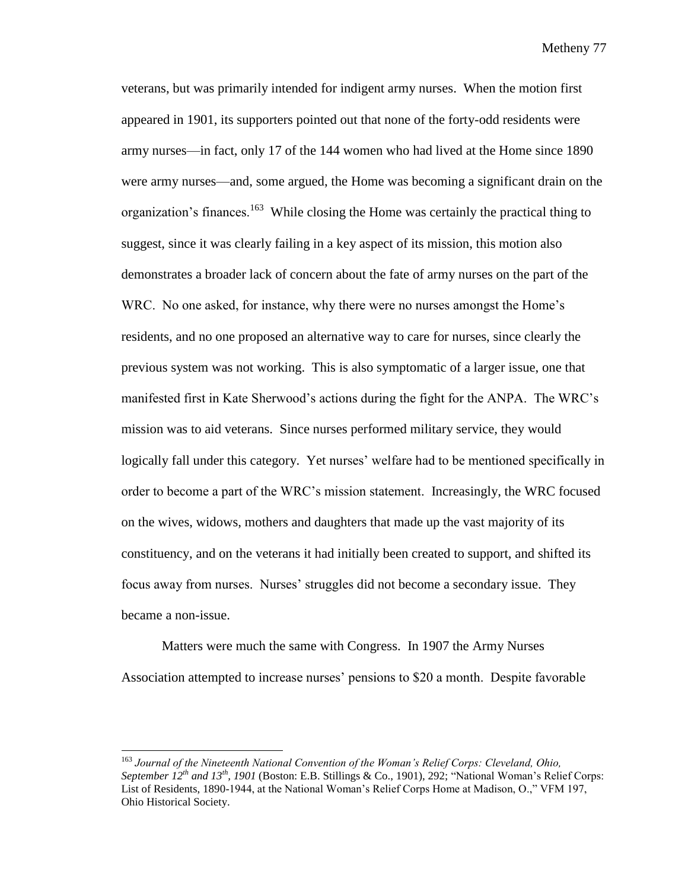veterans, but was primarily intended for indigent army nurses. When the motion first appeared in 1901, its supporters pointed out that none of the forty-odd residents were army nurses—in fact, only 17 of the 144 women who had lived at the Home since 1890 were army nurses—and, some argued, the Home was becoming a significant drain on the organization's finances.[163] While closing the Home was certainly the practical thing to suggest, since it was clearly failing in a key aspect of its mission, this motion also demonstrates a broader lack of concern about the fate of army nurses on the part of the WRC. No one asked, for instance, why there were no nurses amongst the Home's residents, and no one proposed an alternative way to care for nurses, since clearly the previous system was not working. This is also symptomatic of a larger issue, one that manifested first in Kate Sherwood's actions during the fight for the ANPA. The WRC's mission was to aid veterans. Since nurses performed military service, they would logically fall under this category. Yet nurses' welfare had to be mentioned specifically in order to become a part of the WRC's mission statement. Increasingly, the WRC focused on the wives, widows, mothers and daughters that made up the vast majority of its constituency, and on the veterans it had initially been created to support, and shifted its focus away from nurses. Nurses' struggles did not become a secondary issue. They became a non-issue.

Matters were much the same with Congress. In 1907 the Army Nurses Association attempted to increase nurses' pensions to $20 a month. Despite favorable

---

[163] *Journal of the Nineteenth National Convention of the Woman's Relief Corps: Cleveland, Ohio, September 12th and 13th, 1901* (Boston: E.B. Stillings & Co., 1901), 292; "National Woman's Relief Corps: List of Residents, 1890-1944, at the National Woman's Relief Corps Home at Madison, O.," VFM 197, Ohio Historical Society.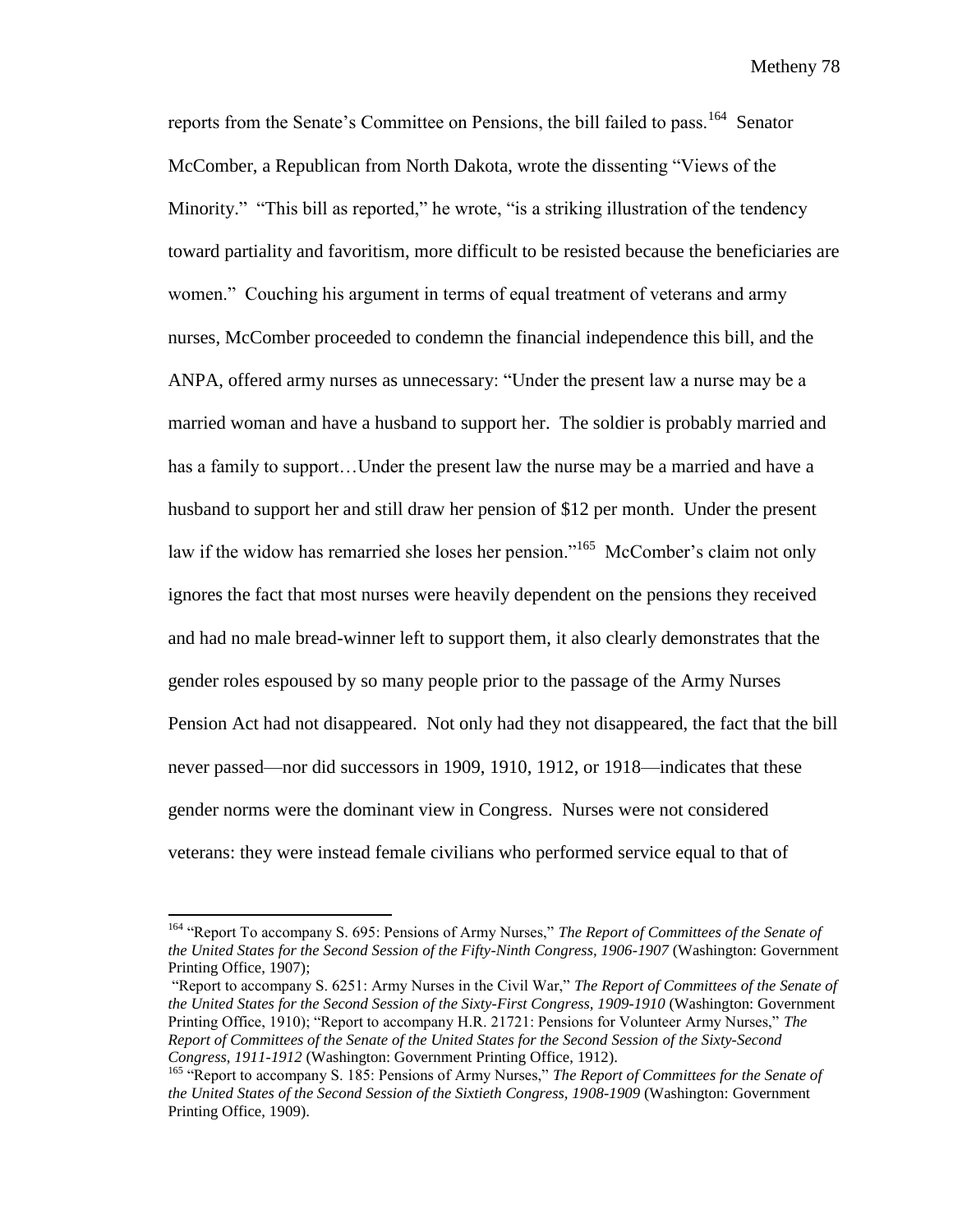reports from the Senate's Committee on Pensions, the bill failed to pass.[164] Senator McComber, a Republican from North Dakota, wrote the dissenting "Views of the Minority." "This bill as reported," he wrote, "is a striking illustration of the tendency toward partiality and favoritism, more difficult to be resisted because the beneficiaries are women." Couching his argument in terms of equal treatment of veterans and army nurses, McComber proceeded to condemn the financial independence this bill, and the ANPA, offered army nurses as unnecessary: "Under the present law a nurse may be a married woman and have a husband to support her. The soldier is probably married and has a family to support…Under the present law the nurse may be a married and have a husband to support her and still draw her pension of $12 per month. Under the present law if the widow has remarried she loses her pension."[165] McComber's claim not only ignores the fact that most nurses were heavily dependent on the pensions they received and had no male bread-winner left to support them, it also clearly demonstrates that the gender roles espoused by so many people prior to the passage of the Army Nurses Pension Act had not disappeared. Not only had they not disappeared, the fact that the bill never passed—nor did successors in 1909, 1910, 1912, or 1918—indicates that these gender norms were the dominant view in Congress. Nurses were not considered veterans: they were instead female civilians who performed service equal to that of

---

[164] "Report To accompany S. 695: Pensions of Army Nurses," *The Report of Committees of the Senate of the United States for the Second Session of the Fifty-Ninth Congress, 1906-1907* (Washington: Government Printing Office, 1907);
"Report to accompany S. 6251: Army Nurses in the Civil War," *The Report of Committees of the Senate of the United States for the Second Session of the Sixty-First Congress, 1909-1910* (Washington: Government Printing Office, 1910); "Report to accompany H.R. 21721: Pensions for Volunteer Army Nurses," *The Report of Committees of the Senate of the United States for the Second Session of the Sixty-Second Congress, 1911-1912* (Washington: Government Printing Office, 1912).

[165] "Report to accompany S. 185: Pensions of Army Nurses," *The Report of Committees for the Senate of the United States of the Second Session of the Sixtieth Congress, 1908-1909* (Washington: Government Printing Office, 1909).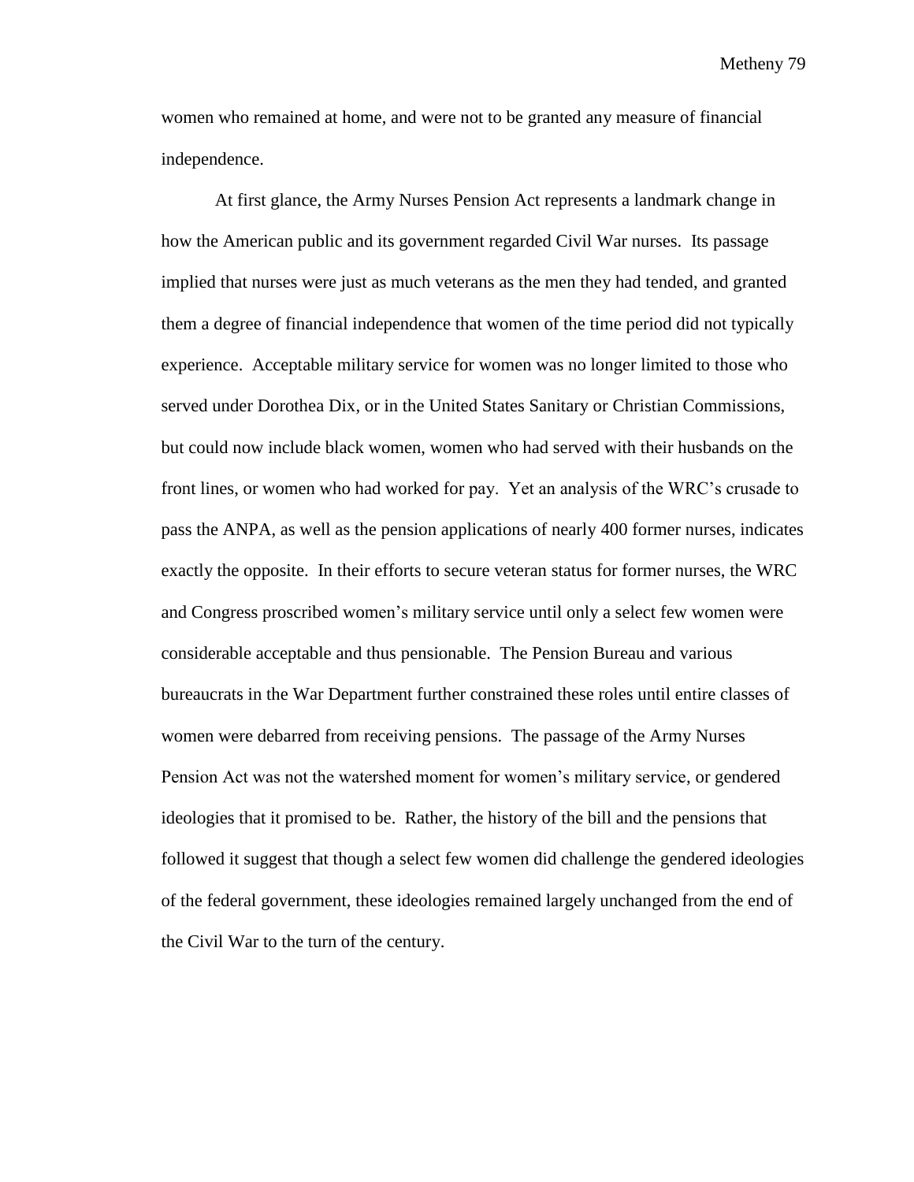women who remained at home, and were not to be granted any measure of financial independence.

At first glance, the Army Nurses Pension Act represents a landmark change in how the American public and its government regarded Civil War nurses. Its passage implied that nurses were just as much veterans as the men they had tended, and granted them a degree of financial independence that women of the time period did not typically experience. Acceptable military service for women was no longer limited to those who served under Dorothea Dix, or in the United States Sanitary or Christian Commissions, but could now include black women, women who had served with their husbands on the front lines, or women who had worked for pay. Yet an analysis of the WRC's crusade to pass the ANPA, as well as the pension applications of nearly 400 former nurses, indicates exactly the opposite. In their efforts to secure veteran status for former nurses, the WRC and Congress proscribed women's military service until only a select few women were considerable acceptable and thus pensionable. The Pension Bureau and various bureaucrats in the War Department further constrained these roles until entire classes of women were debarred from receiving pensions. The passage of the Army Nurses Pension Act was not the watershed moment for women's military service, or gendered ideologies that it promised to be. Rather, the history of the bill and the pensions that followed it suggest that though a select few women did challenge the gendered ideologies of the federal government, these ideologies remained largely unchanged from the end of the Civil War to the turn of the century.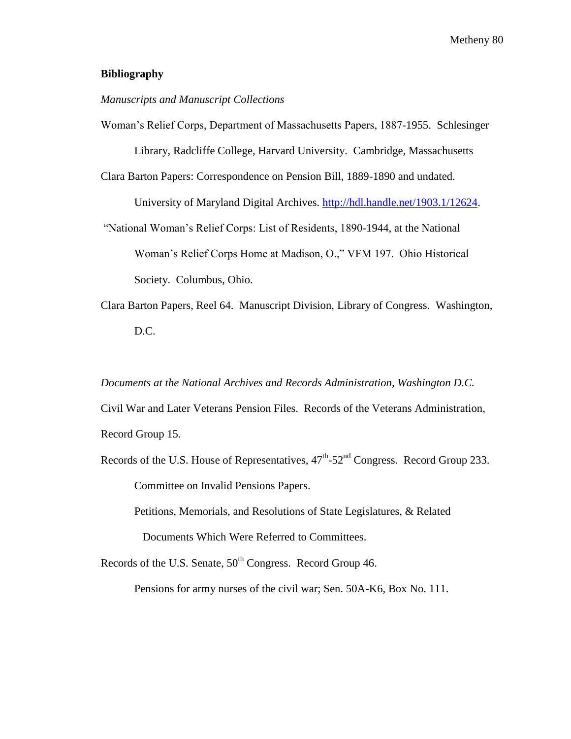## Bibliography

*Manuscripts and Manuscript Collections*

Woman's Relief Corps, Department of Massachusetts Papers, 1887-1955. Schlesinger Library, Radcliffe College, Harvard University. Cambridge, Massachusetts

Clara Barton Papers: Correspondence on Pension Bill, 1889-1890 and undated. University of Maryland Digital Archives. http://hdl.handle.net/1903.1/12624.

"National Woman's Relief Corps: List of Residents, 1890-1944, at the National Woman's Relief Corps Home at Madison, O.," VFM 197. Ohio Historical Society. Columbus, Ohio.

Clara Barton Papers, Reel 64. Manuscript Division, Library of Congress. Washington, D.C.

*Documents at the National Archives and Records Administration, Washington D.C.*

Civil War and Later Veterans Pension Files. Records of the Veterans Administration, Record Group 15.

Records of the U.S. House of Representatives, 47th-52nd Congress. Record Group 233.

Committee on Invalid Pensions Papers.

Petitions, Memorials, and Resolutions of State Legislatures, & Related Documents Which Were Referred to Committees.

Records of the U.S. Senate, 50th Congress. Record Group 46.

Pensions for army nurses of the civil war; Sen. 50A-K6, Box No. 111.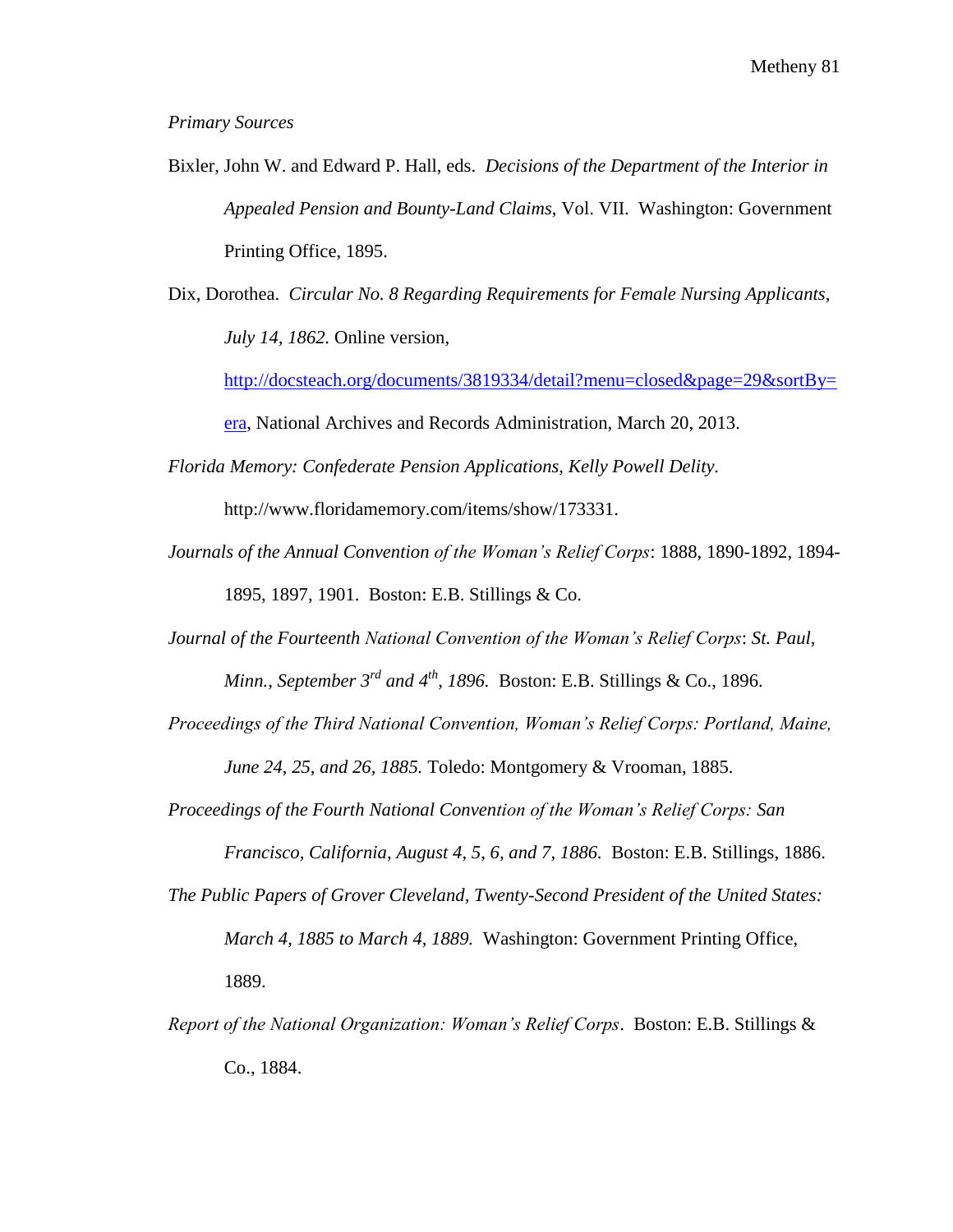*Primary Sources*

Bixler, John W. and Edward P. Hall, eds. *Decisions of the Department of the Interior in Appealed Pension and Bounty-Land Claims*, Vol. VII. Washington: Government Printing Office, 1895.

Dix, Dorothea. *Circular No. 8 Regarding Requirements for Female Nursing Applicants, July 14, 1862.* Online version, [http://docsteach.org/documents/3819334/detail?menu=closed&page=29&sortBy=era](http://docsteach.org/documents/3819334/detail?menu=closed&page=29&sortBy=era), National Archives and Records Administration, March 20, 2013.

*Florida Memory: Confederate Pension Applications, Kelly Powell Delity.* http://www.floridamemory.com/items/show/173331.

*Journals of the Annual Convention of the Woman's Relief Corps*: 1888, 1890-1892, 1894-1895, 1897, 1901. Boston: E.B. Stillings & Co.

*Journal of the Fourteenth National Convention of the Woman's Relief Corps*: *St. Paul, Minn., September 3rd and 4th, 1896.* Boston: E.B. Stillings & Co., 1896.

*Proceedings of the Third National Convention, Woman's Relief Corps: Portland, Maine, June 24, 25, and 26, 1885.* Toledo: Montgomery & Vrooman, 1885.

*Proceedings of the Fourth National Convention of the Woman's Relief Corps: San Francisco, California, August 4, 5, 6, and 7, 1886.* Boston: E.B. Stillings, 1886.

*The Public Papers of Grover Cleveland, Twenty-Second President of the United States: March 4, 1885 to March 4, 1889.* Washington: Government Printing Office, 1889.

*Report of the National Organization: Woman's Relief Corps*. Boston: E.B. Stillings & Co., 1884.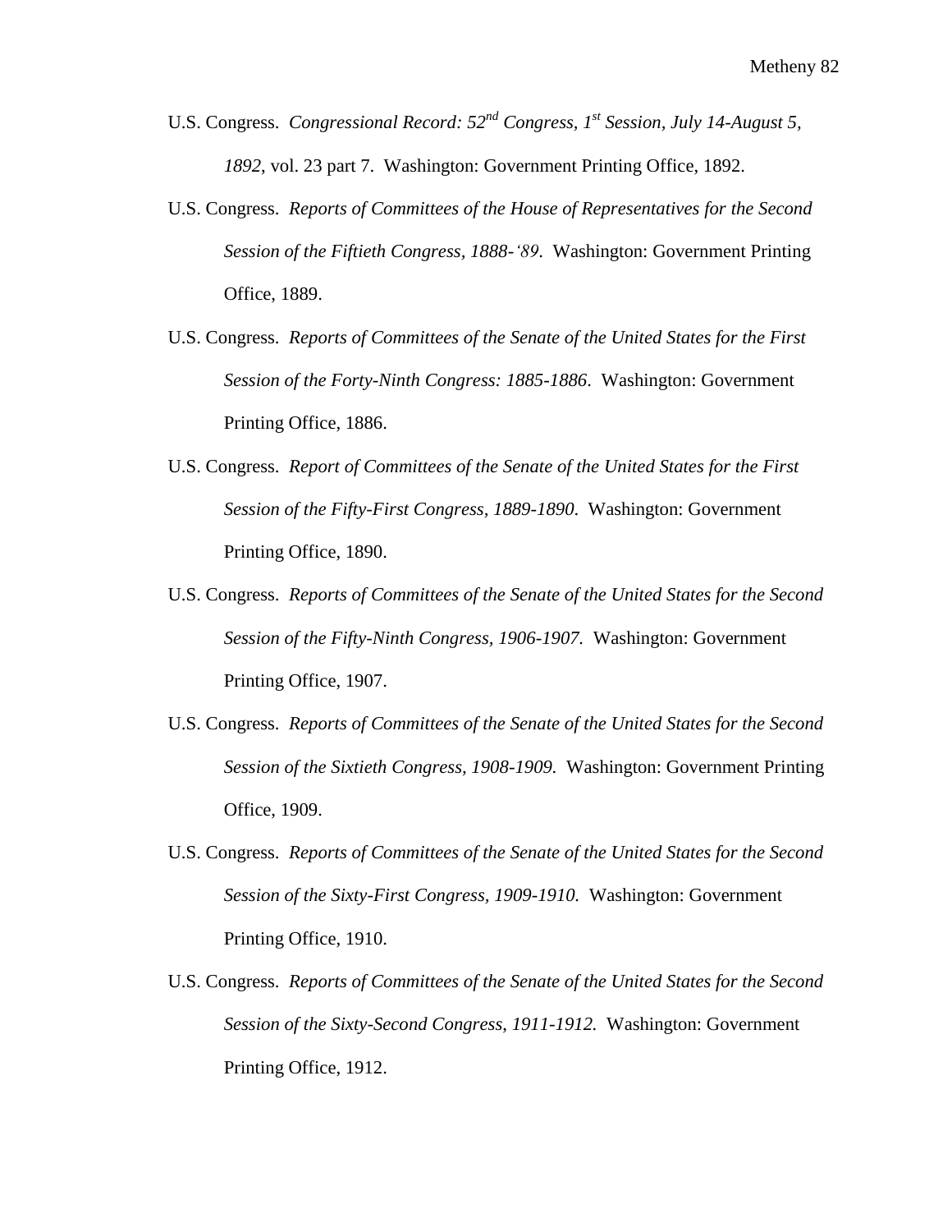U.S. Congress. *Congressional Record: 52nd Congress, 1st Session, July 14-August 5, 1892*, vol. 23 part 7. Washington: Government Printing Office, 1892.

U.S. Congress. *Reports of Committees of the House of Representatives for the Second Session of the Fiftieth Congress, 1888-'89*. Washington: Government Printing Office, 1889.

U.S. Congress. *Reports of Committees of the Senate of the United States for the First Session of the Forty-Ninth Congress: 1885-1886*. Washington: Government Printing Office, 1886.

U.S. Congress. *Report of Committees of the Senate of the United States for the First Session of the Fifty-First Congress, 1889-1890*. Washington: Government Printing Office, 1890.

U.S. Congress. *Reports of Committees of the Senate of the United States for the Second Session of the Fifty-Ninth Congress, 1906-1907.* Washington: Government Printing Office, 1907.

U.S. Congress. *Reports of Committees of the Senate of the United States for the Second Session of the Sixtieth Congress, 1908-1909.* Washington: Government Printing Office, 1909.

U.S. Congress. *Reports of Committees of the Senate of the United States for the Second Session of the Sixty-First Congress, 1909-1910.* Washington: Government Printing Office, 1910.

U.S. Congress. *Reports of Committees of the Senate of the United States for the Second Session of the Sixty-Second Congress, 1911-1912.* Washington: Government Printing Office, 1912.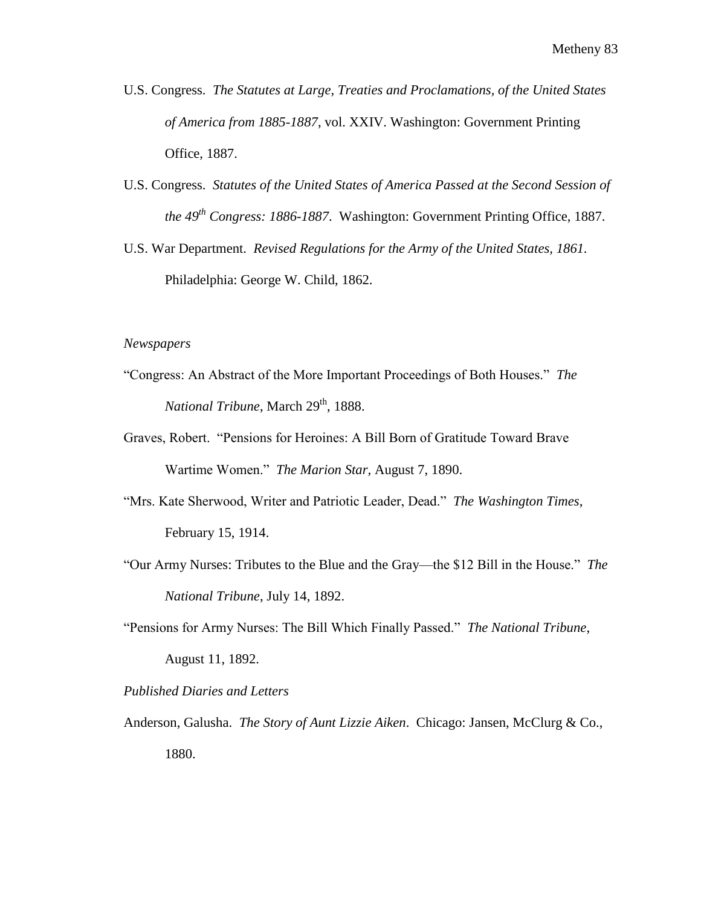U.S. Congress. *The Statutes at Large, Treaties and Proclamations, of the United States of America from 1885-1887*, vol. XXIV. Washington: Government Printing Office, 1887.

U.S. Congress. *Statutes of the United States of America Passed at the Second Session of the 49th Congress: 1886-1887*. Washington: Government Printing Office, 1887.

U.S. War Department. *Revised Regulations for the Army of the United States, 1861*. Philadelphia: George W. Child, 1862.

*Newspapers*

"Congress: An Abstract of the More Important Proceedings of Both Houses." *The National Tribune*, March 29th, 1888.

Graves, Robert. "Pensions for Heroines: A Bill Born of Gratitude Toward Brave Wartime Women." *The Marion Star,* August 7, 1890.

"Mrs. Kate Sherwood, Writer and Patriotic Leader, Dead." *The Washington Times*, February 15, 1914.

"Our Army Nurses: Tributes to the Blue and the Gray—the $12 Bill in the House." *The National Tribune*, July 14, 1892.

"Pensions for Army Nurses: The Bill Which Finally Passed." *The National Tribune*, August 11, 1892.

*Published Diaries and Letters*

Anderson, Galusha. *The Story of Aunt Lizzie Aiken*. Chicago: Jansen, McClurg & Co., 1880.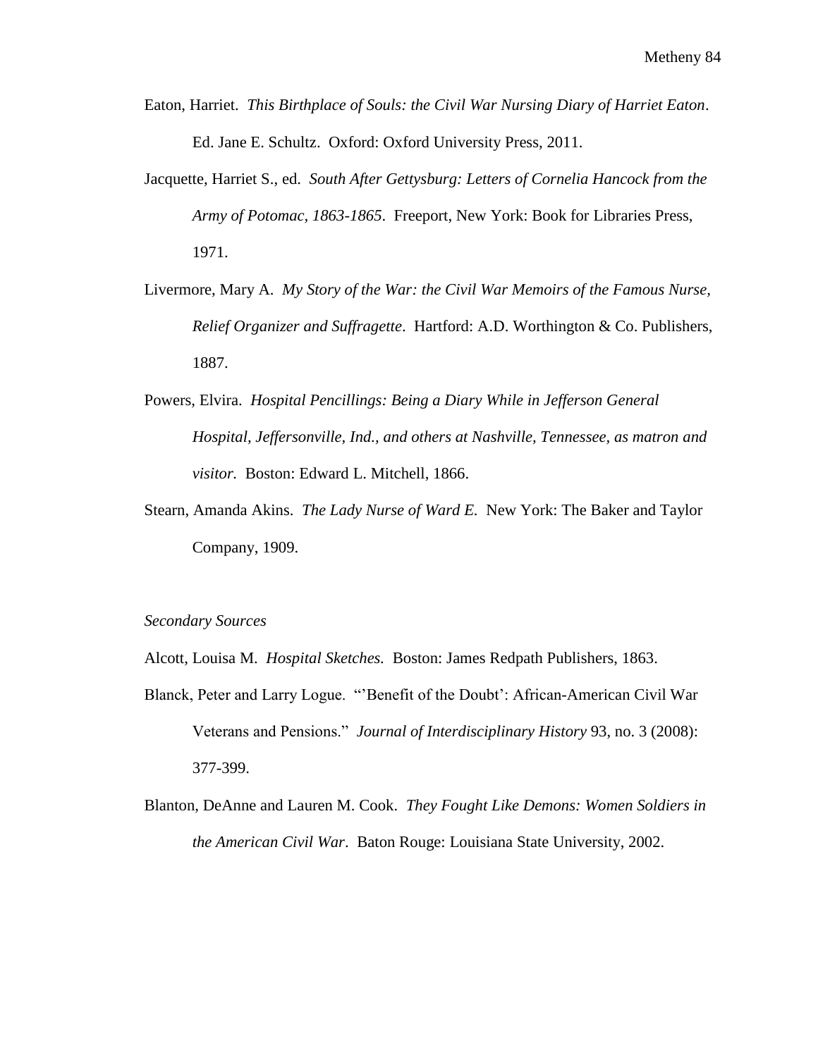Eaton, Harriet. *This Birthplace of Souls: the Civil War Nursing Diary of Harriet Eaton*. Ed. Jane E. Schultz. Oxford: Oxford University Press, 2011.

Jacquette, Harriet S., ed. *South After Gettysburg: Letters of Cornelia Hancock from the Army of Potomac, 1863-1865*. Freeport, New York: Book for Libraries Press, 1971.

Livermore, Mary A. *My Story of the War: the Civil War Memoirs of the Famous Nurse, Relief Organizer and Suffragette*. Hartford: A.D. Worthington & Co. Publishers, 1887.

Powers, Elvira. *Hospital Pencillings: Being a Diary While in Jefferson General Hospital, Jeffersonville, Ind., and others at Nashville, Tennessee, as matron and visitor.* Boston: Edward L. Mitchell, 1866.

Stearn, Amanda Akins. *The Lady Nurse of Ward E.* New York: The Baker and Taylor Company, 1909.

*Secondary Sources*

Alcott, Louisa M. *Hospital Sketches.* Boston: James Redpath Publishers, 1863.

Blanck, Peter and Larry Logue. "'Benefit of the Doubt': African-American Civil War Veterans and Pensions." *Journal of Interdisciplinary History* 93, no. 3 (2008): 377-399.

Blanton, DeAnne and Lauren M. Cook. *They Fought Like Demons: Women Soldiers in the American Civil War*. Baton Rouge: Louisiana State University, 2002.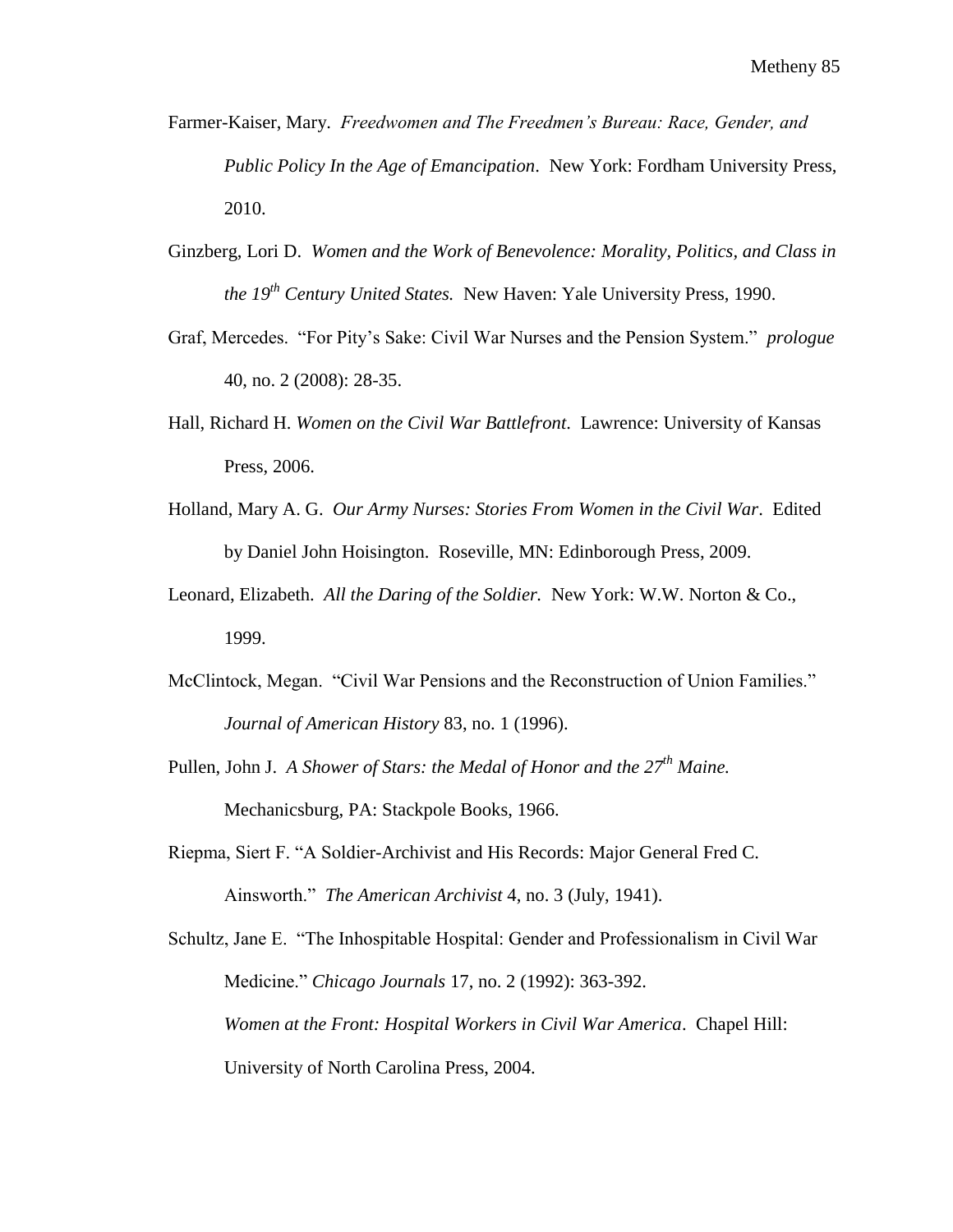Farmer-Kaiser, Mary. *Freedwomen and The Freedmen's Bureau: Race, Gender, and Public Policy In the Age of Emancipation*. New York: Fordham University Press, 2010.

Ginzberg, Lori D. *Women and the Work of Benevolence: Morality, Politics, and Class in the 19th Century United States.* New Haven: Yale University Press, 1990.

Graf, Mercedes. "For Pity's Sake: Civil War Nurses and the Pension System." *prologue* 40, no. 2 (2008): 28-35.

Hall, Richard H. *Women on the Civil War Battlefront*. Lawrence: University of Kansas Press, 2006.

Holland, Mary A. G. *Our Army Nurses: Stories From Women in the Civil War*. Edited by Daniel John Hoisington. Roseville, MN: Edinborough Press, 2009.

Leonard, Elizabeth. *All the Daring of the Soldier.* New York: W.W. Norton & Co., 1999.

McClintock, Megan. "Civil War Pensions and the Reconstruction of Union Families." *Journal of American History* 83, no. 1 (1996).

Pullen, John J. *A Shower of Stars: the Medal of Honor and the 27th Maine.* Mechanicsburg, PA: Stackpole Books, 1966.

Riepma, Siert F. "A Soldier-Archivist and His Records: Major General Fred C. Ainsworth." *The American Archivist* 4, no. 3 (July, 1941).

Schultz, Jane E. "The Inhospitable Hospital: Gender and Professionalism in Civil War Medicine." *Chicago Journals* 17, no. 2 (1992): 363-392.

*Women at the Front: Hospital Workers in Civil War America*. Chapel Hill: University of North Carolina Press, 2004.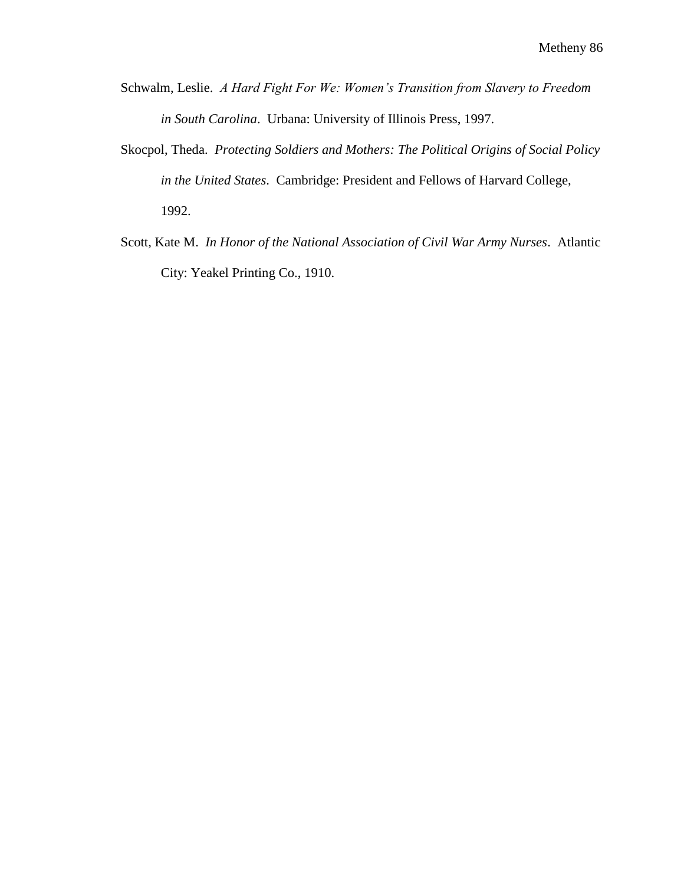Schwalm, Leslie. *A Hard Fight For We: Women's Transition from Slavery to Freedom in South Carolina*. Urbana: University of Illinois Press, 1997.

Skocpol, Theda. *Protecting Soldiers and Mothers: The Political Origins of Social Policy in the United States*. Cambridge: President and Fellows of Harvard College, 1992.

Scott, Kate M. *In Honor of the National Association of Civil War Army Nurses*. Atlantic City: Yeakel Printing Co., 1910.